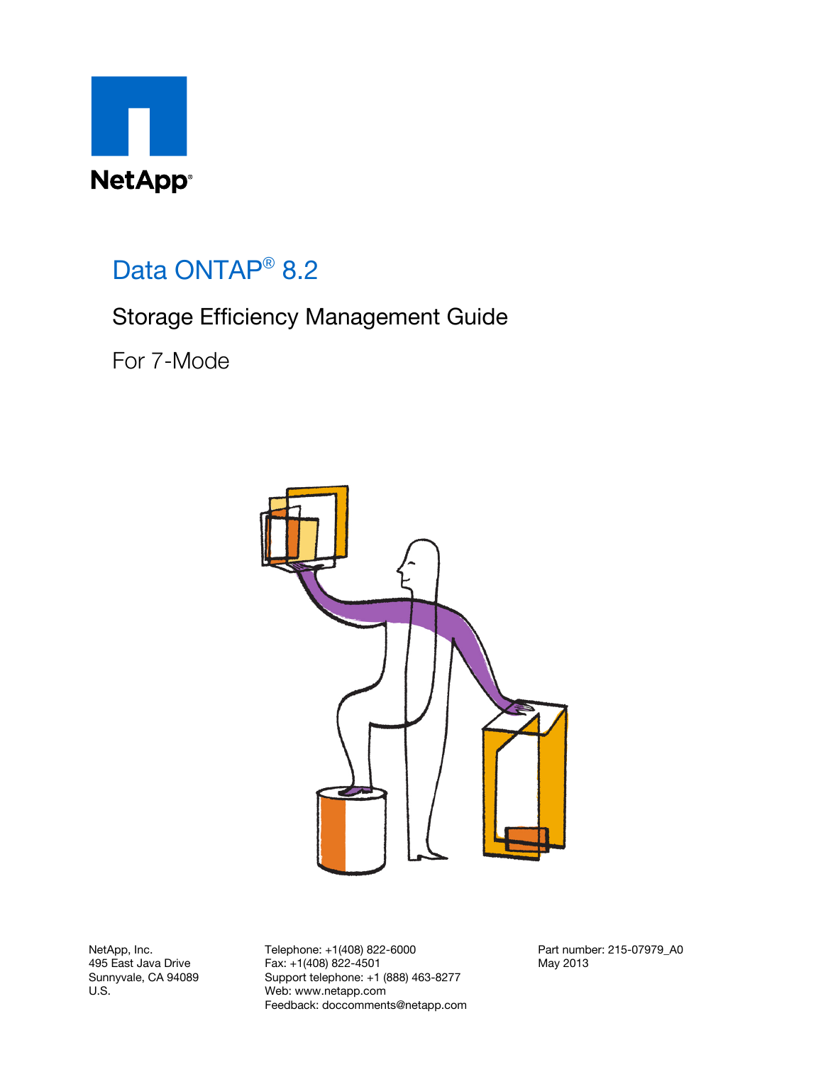NetApp®

# Data ONTAP® 8.2

## Storage Efficiency Management Guide

## For 7-Mode

NetApp, Inc.
495 East Java Drive
Sunnyvale, CA 94089
U.S.

Telephone: +1(408) 822-6000
Fax: +1(408) 822-4501
Support telephone: +1 (888) 463-8277
Web: www.netapp.com
Feedback: doccomments@netapp.com

Part number: 215-07979_A0
May 2013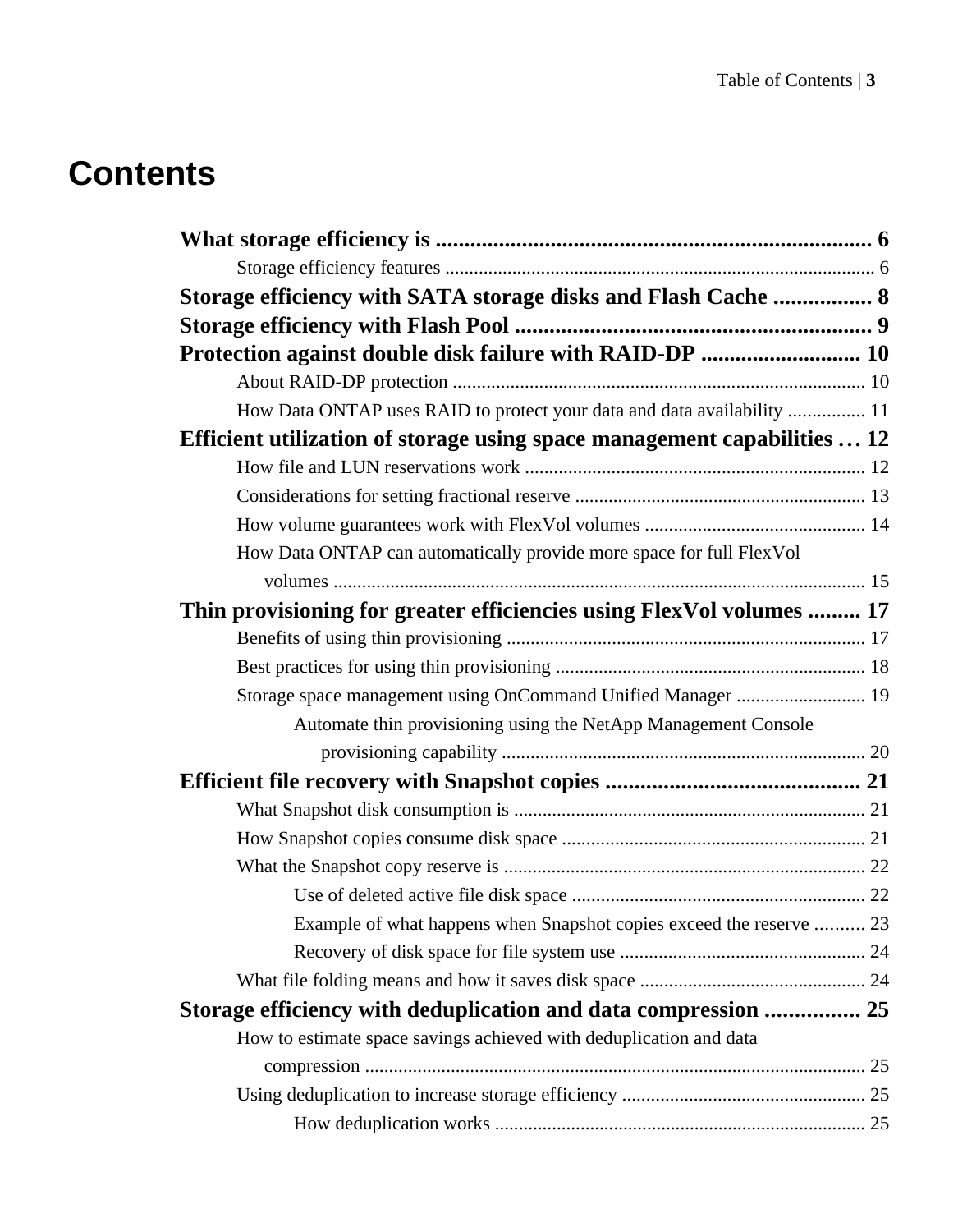# Contents

**What storage efficiency is** .......... **6**

- Storage efficiency features .......... 6

**Storage efficiency with SATA storage disks and Flash Cache** .......... **8**

**Storage efficiency with Flash Pool** .......... **9**

**Protection against double disk failure with RAID-DP** .......... **10**

- About RAID-DP protection .......... 10
- How Data ONTAP uses RAID to protect your data and data availability .......... 11

**Efficient utilization of storage using space management capabilities** .......... **12**

- How file and LUN reservations work .......... 12
- Considerations for setting fractional reserve .......... 13
- How volume guarantees work with FlexVol volumes .......... 14
- How Data ONTAP can automatically provide more space for full FlexVol volumes .......... 15

**Thin provisioning for greater efficiencies using FlexVol volumes** .......... **17**

- Benefits of using thin provisioning .......... 17
- Best practices for using thin provisioning .......... 18
- Storage space management using OnCommand Unified Manager .......... 19
  - Automate thin provisioning using the NetApp Management Console provisioning capability .......... 20

**Efficient file recovery with Snapshot copies** .......... **21**

- What Snapshot disk consumption is .......... 21
- How Snapshot copies consume disk space .......... 21
- What the Snapshot copy reserve is .......... 22
  - Use of deleted active file disk space .......... 22
  - Example of what happens when Snapshot copies exceed the reserve .......... 23
  - Recovery of disk space for file system use .......... 24
- What file folding means and how it saves disk space .......... 24

**Storage efficiency with deduplication and data compression** .......... **25**

- How to estimate space savings achieved with deduplication and data compression .......... 25
- Using deduplication to increase storage efficiency .......... 25
  - How deduplication works .......... 25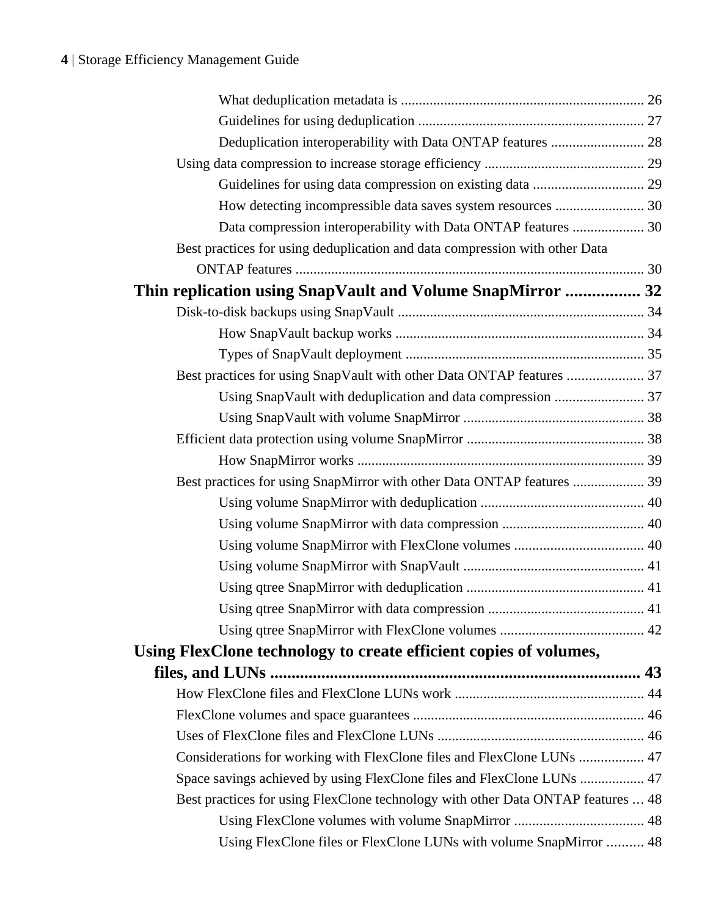What deduplication metadata is ..................................................................... 26

Guidelines for using deduplication ............................................................... 27

Deduplication interoperability with Data ONTAP features .......................... 28

Using data compression to increase storage efficiency ............................................. 29

Guidelines for using data compression on existing data ............................... 29

How detecting incompressible data saves system resources ......................... 30

Data compression interoperability with Data ONTAP features .................... 30

Best practices for using deduplication and data compression with other Data ONTAP features .................................................................................................. 30

**Thin replication using SnapVault and Volume SnapMirror ................. 32**

Disk-to-disk backups using SnapVault ..................................................................... 34

How SnapVault backup works ..................................................................... 34

Types of SnapVault deployment ................................................................... 35

Best practices for using SnapVault with other Data ONTAP features ..................... 37

Using SnapVault with deduplication and data compression ......................... 37

Using SnapVault with volume SnapMirror .................................................. 38

Efficient data protection using volume SnapMirror .................................................. 38

How SnapMirror works ................................................................................ 39

Best practices for using SnapMirror with other Data ONTAP features .................... 39

Using volume SnapMirror with deduplication ............................................. 40

Using volume SnapMirror with data compression ........................................ 40

Using volume SnapMirror with FlexClone volumes .................................... 40

Using volume SnapMirror with SnapVault .................................................. 41

Using qtree SnapMirror with deduplication ................................................. 41

Using qtree SnapMirror with data compression ............................................ 41

Using qtree SnapMirror with FlexClone volumes ........................................ 42

**Using FlexClone technology to create efficient copies of volumes, files, and LUNs ....................................................................................... 43**

How FlexClone files and FlexClone LUNs work ..................................................... 44

FlexClone volumes and space guarantees ................................................................. 46

Uses of FlexClone files and FlexClone LUNs .......................................................... 46

Considerations for working with FlexClone files and FlexClone LUNs .................. 47

Space savings achieved by using FlexClone files and FlexClone LUNs .................. 47

Best practices for using FlexClone technology with other Data ONTAP features ... 48

Using FlexClone volumes with volume SnapMirror .................................... 48

Using FlexClone files or FlexClone LUNs with volume SnapMirror .......... 48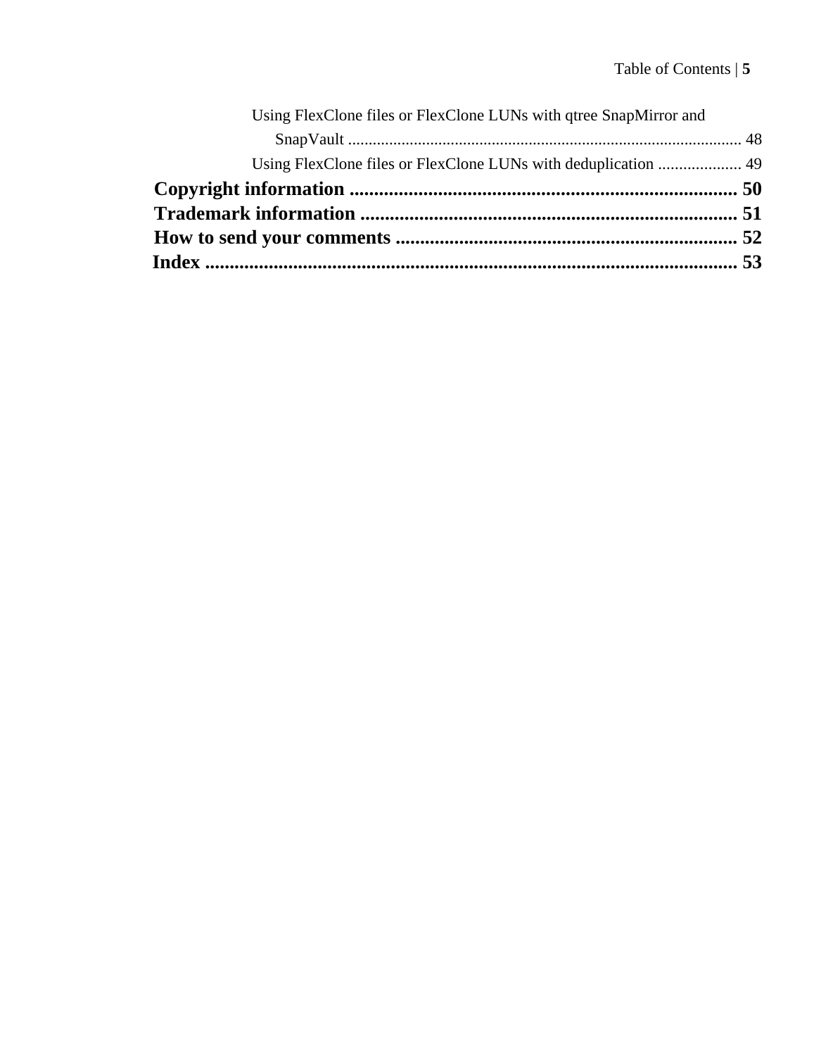Using FlexClone files or FlexClone LUNs with qtree SnapMirror and SnapVault ... 48

Using FlexClone files or FlexClone LUNs with deduplication ... 49

**Copyright information ... 50**

**Trademark information ... 51**

**How to send your comments ... 52**

**Index ... 53**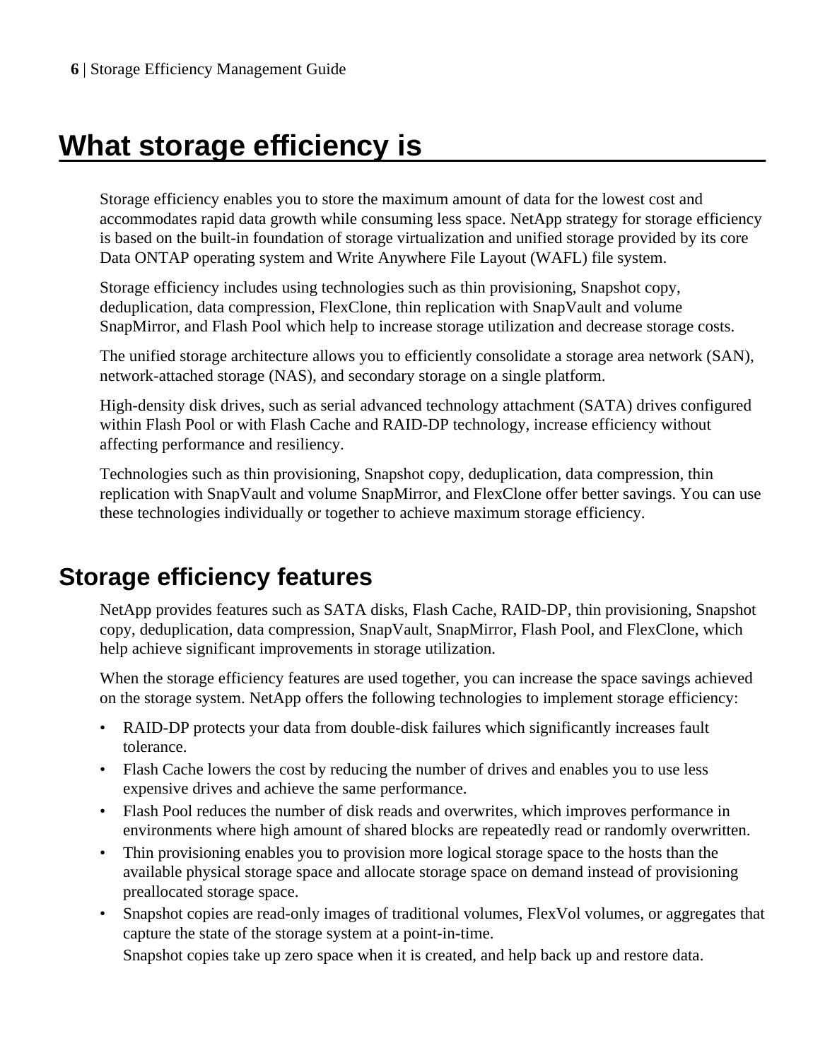# What storage efficiency is

Storage efficiency enables you to store the maximum amount of data for the lowest cost and accommodates rapid data growth while consuming less space. NetApp strategy for storage efficiency is based on the built-in foundation of storage virtualization and unified storage provided by its core Data ONTAP operating system and Write Anywhere File Layout (WAFL) file system.

Storage efficiency includes using technologies such as thin provisioning, Snapshot copy, deduplication, data compression, FlexClone, thin replication with SnapVault and volume SnapMirror, and Flash Pool which help to increase storage utilization and decrease storage costs.

The unified storage architecture allows you to efficiently consolidate a storage area network (SAN), network-attached storage (NAS), and secondary storage on a single platform.

High-density disk drives, such as serial advanced technology attachment (SATA) drives configured within Flash Pool or with Flash Cache and RAID-DP technology, increase efficiency without affecting performance and resiliency.

Technologies such as thin provisioning, Snapshot copy, deduplication, data compression, thin replication with SnapVault and volume SnapMirror, and FlexClone offer better savings. You can use these technologies individually or together to achieve maximum storage efficiency.

## Storage efficiency features

NetApp provides features such as SATA disks, Flash Cache, RAID-DP, thin provisioning, Snapshot copy, deduplication, data compression, SnapVault, SnapMirror, Flash Pool, and FlexClone, which help achieve significant improvements in storage utilization.

When the storage efficiency features are used together, you can increase the space savings achieved on the storage system. NetApp offers the following technologies to implement storage efficiency:

- RAID-DP protects your data from double-disk failures which significantly increases fault tolerance.
- Flash Cache lowers the cost by reducing the number of drives and enables you to use less expensive drives and achieve the same performance.
- Flash Pool reduces the number of disk reads and overwrites, which improves performance in environments where high amount of shared blocks are repeatedly read or randomly overwritten.
- Thin provisioning enables you to provision more logical storage space to the hosts than the available physical storage space and allocate storage space on demand instead of provisioning preallocated storage space.
- Snapshot copies are read-only images of traditional volumes, FlexVol volumes, or aggregates that capture the state of the storage system at a point-in-time.

  Snapshot copies take up zero space when it is created, and help back up and restore data.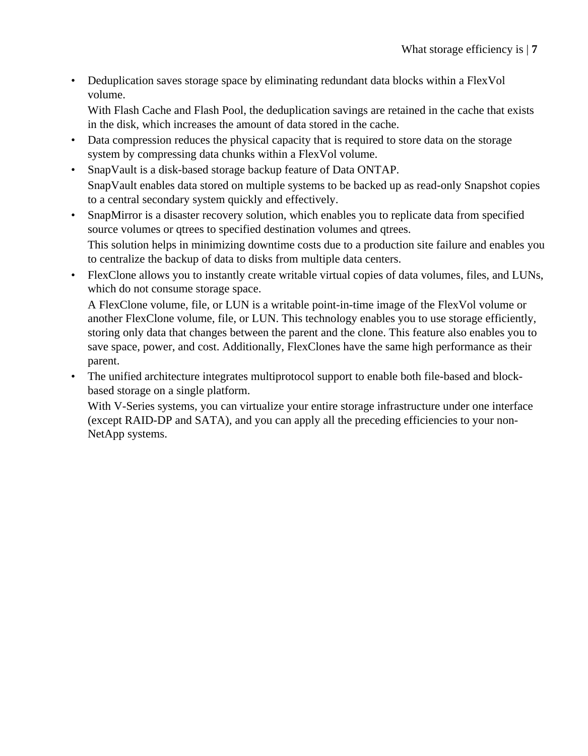- Deduplication saves storage space by eliminating redundant data blocks within a FlexVol volume.

  With Flash Cache and Flash Pool, the deduplication savings are retained in the cache that exists in the disk, which increases the amount of data stored in the cache.
- Data compression reduces the physical capacity that is required to store data on the storage system by compressing data chunks within a FlexVol volume.
- SnapVault is a disk-based storage backup feature of Data ONTAP.

  SnapVault enables data stored on multiple systems to be backed up as read-only Snapshot copies to a central secondary system quickly and effectively.
- SnapMirror is a disaster recovery solution, which enables you to replicate data from specified source volumes or qtrees to specified destination volumes and qtrees.

  This solution helps in minimizing downtime costs due to a production site failure and enables you to centralize the backup of data to disks from multiple data centers.
- FlexClone allows you to instantly create writable virtual copies of data volumes, files, and LUNs, which do not consume storage space.

  A FlexClone volume, file, or LUN is a writable point-in-time image of the FlexVol volume or another FlexClone volume, file, or LUN. This technology enables you to use storage efficiently, storing only data that changes between the parent and the clone. This feature also enables you to save space, power, and cost. Additionally, FlexClones have the same high performance as their parent.
- The unified architecture integrates multiprotocol support to enable both file-based and block-based storage on a single platform.

  With V-Series systems, you can virtualize your entire storage infrastructure under one interface (except RAID-DP and SATA), and you can apply all the preceding efficiencies to your non-NetApp systems.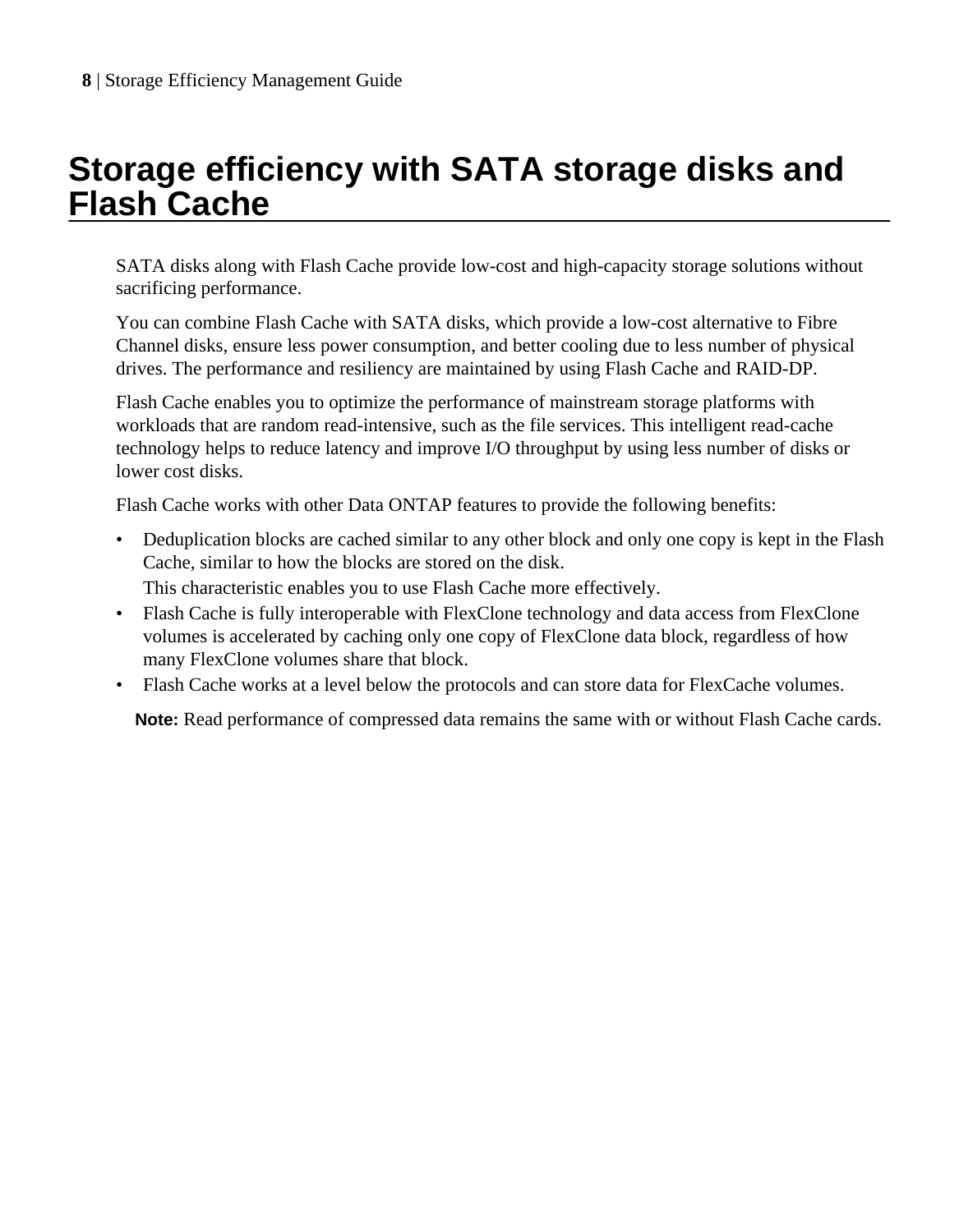# Storage efficiency with SATA storage disks and Flash Cache

SATA disks along with Flash Cache provide low-cost and high-capacity storage solutions without sacrificing performance.

You can combine Flash Cache with SATA disks, which provide a low-cost alternative to Fibre Channel disks, ensure less power consumption, and better cooling due to less number of physical drives. The performance and resiliency are maintained by using Flash Cache and RAID-DP.

Flash Cache enables you to optimize the performance of mainstream storage platforms with workloads that are random read-intensive, such as the file services. This intelligent read-cache technology helps to reduce latency and improve I/O throughput by using less number of disks or lower cost disks.

Flash Cache works with other Data ONTAP features to provide the following benefits:

- Deduplication blocks are cached similar to any other block and only one copy is kept in the Flash Cache, similar to how the blocks are stored on the disk.
  This characteristic enables you to use Flash Cache more effectively.
- Flash Cache is fully interoperable with FlexClone technology and data access from FlexClone volumes is accelerated by caching only one copy of FlexClone data block, regardless of how many FlexClone volumes share that block.
- Flash Cache works at a level below the protocols and can store data for FlexCache volumes.

**Note:** Read performance of compressed data remains the same with or without Flash Cache cards.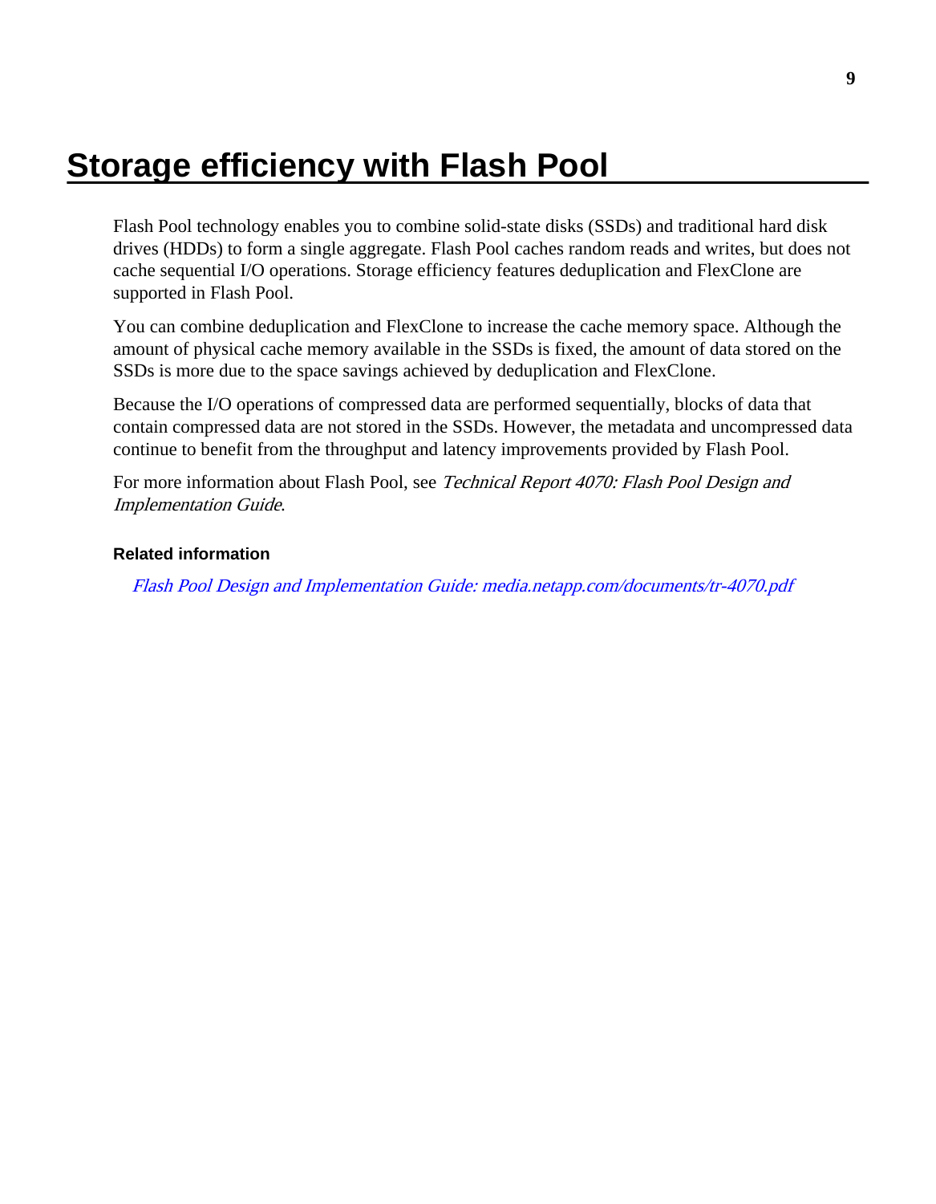# Storage efficiency with Flash Pool

Flash Pool technology enables you to combine solid-state disks (SSDs) and traditional hard disk drives (HDDs) to form a single aggregate. Flash Pool caches random reads and writes, but does not cache sequential I/O operations. Storage efficiency features deduplication and FlexClone are supported in Flash Pool.

You can combine deduplication and FlexClone to increase the cache memory space. Although the amount of physical cache memory available in the SSDs is fixed, the amount of data stored on the SSDs is more due to the space savings achieved by deduplication and FlexClone.

Because the I/O operations of compressed data are performed sequentially, blocks of data that contain compressed data are not stored in the SSDs. However, the metadata and uncompressed data continue to benefit from the throughput and latency improvements provided by Flash Pool.

For more information about Flash Pool, see *Technical Report 4070: Flash Pool Design and Implementation Guide*.

**Related information**

*Flash Pool Design and Implementation Guide: media.netapp.com/documents/tr-4070.pdf*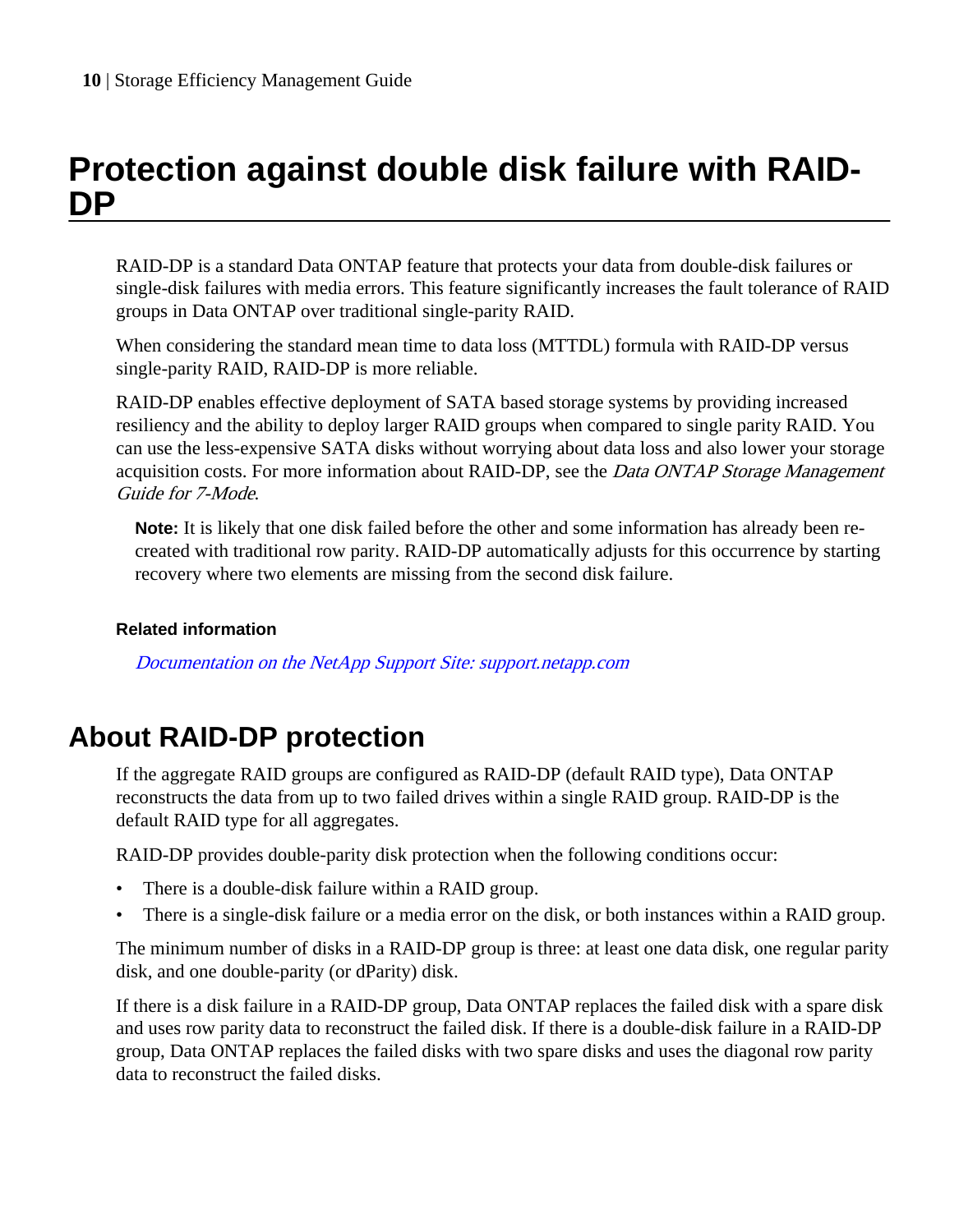# Protection against double disk failure with RAID-DP

RAID-DP is a standard Data ONTAP feature that protects your data from double-disk failures or single-disk failures with media errors. This feature significantly increases the fault tolerance of RAID groups in Data ONTAP over traditional single-parity RAID.

When considering the standard mean time to data loss (MTTDL) formula with RAID-DP versus single-parity RAID, RAID-DP is more reliable.

RAID-DP enables effective deployment of SATA based storage systems by providing increased resiliency and the ability to deploy larger RAID groups when compared to single parity RAID. You can use the less-expensive SATA disks without worrying about data loss and also lower your storage acquisition costs. For more information about RAID-DP, see the *Data ONTAP Storage Management Guide for 7-Mode*.

**Note:** It is likely that one disk failed before the other and some information has already been re-created with traditional row parity. RAID-DP automatically adjusts for this occurrence by starting recovery where two elements are missing from the second disk failure.

**Related information**

*Documentation on the NetApp Support Site: support.netapp.com*

## About RAID-DP protection

If the aggregate RAID groups are configured as RAID-DP (default RAID type), Data ONTAP reconstructs the data from up to two failed drives within a single RAID group. RAID-DP is the default RAID type for all aggregates.

RAID-DP provides double-parity disk protection when the following conditions occur:

- There is a double-disk failure within a RAID group.
- There is a single-disk failure or a media error on the disk, or both instances within a RAID group.

The minimum number of disks in a RAID-DP group is three: at least one data disk, one regular parity disk, and one double-parity (or dParity) disk.

If there is a disk failure in a RAID-DP group, Data ONTAP replaces the failed disk with a spare disk and uses row parity data to reconstruct the failed disk. If there is a double-disk failure in a RAID-DP group, Data ONTAP replaces the failed disks with two spare disks and uses the diagonal row parity data to reconstruct the failed disks.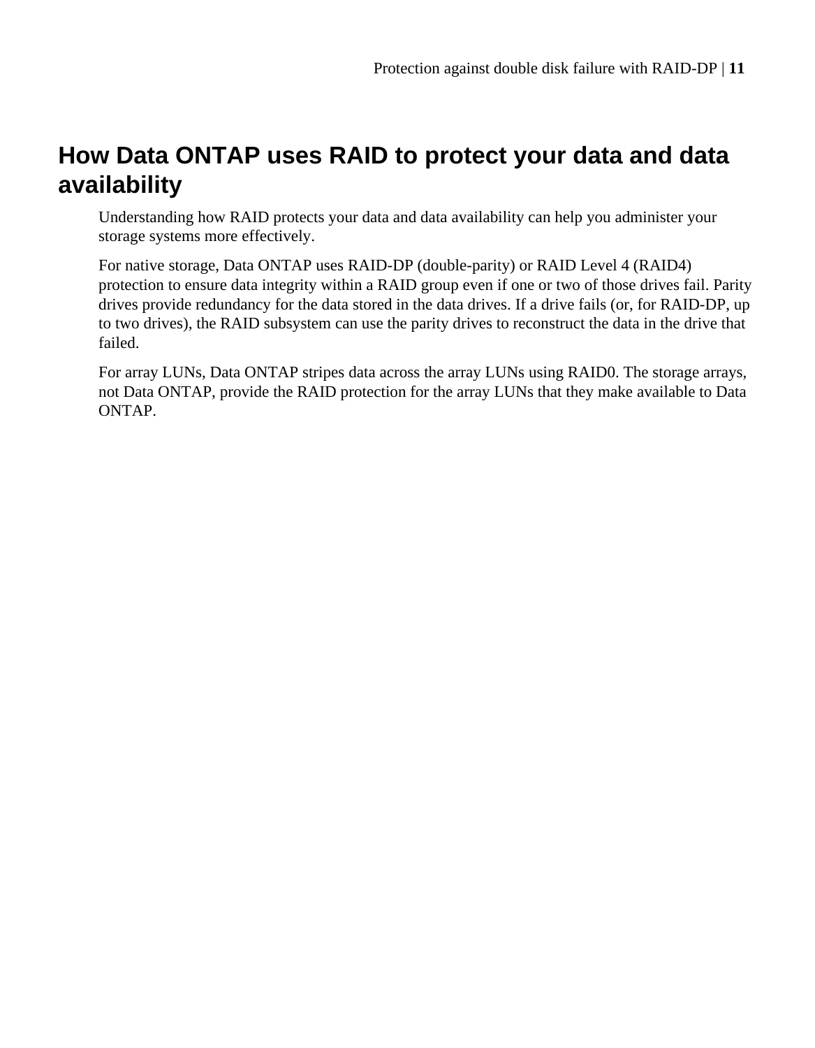# How Data ONTAP uses RAID to protect your data and data availability

Understanding how RAID protects your data and data availability can help you administer your storage systems more effectively.

For native storage, Data ONTAP uses RAID-DP (double-parity) or RAID Level 4 (RAID4) protection to ensure data integrity within a RAID group even if one or two of those drives fail. Parity drives provide redundancy for the data stored in the data drives. If a drive fails (or, for RAID-DP, up to two drives), the RAID subsystem can use the parity drives to reconstruct the data in the drive that failed.

For array LUNs, Data ONTAP stripes data across the array LUNs using RAID0. The storage arrays, not Data ONTAP, provide the RAID protection for the array LUNs that they make available to Data ONTAP.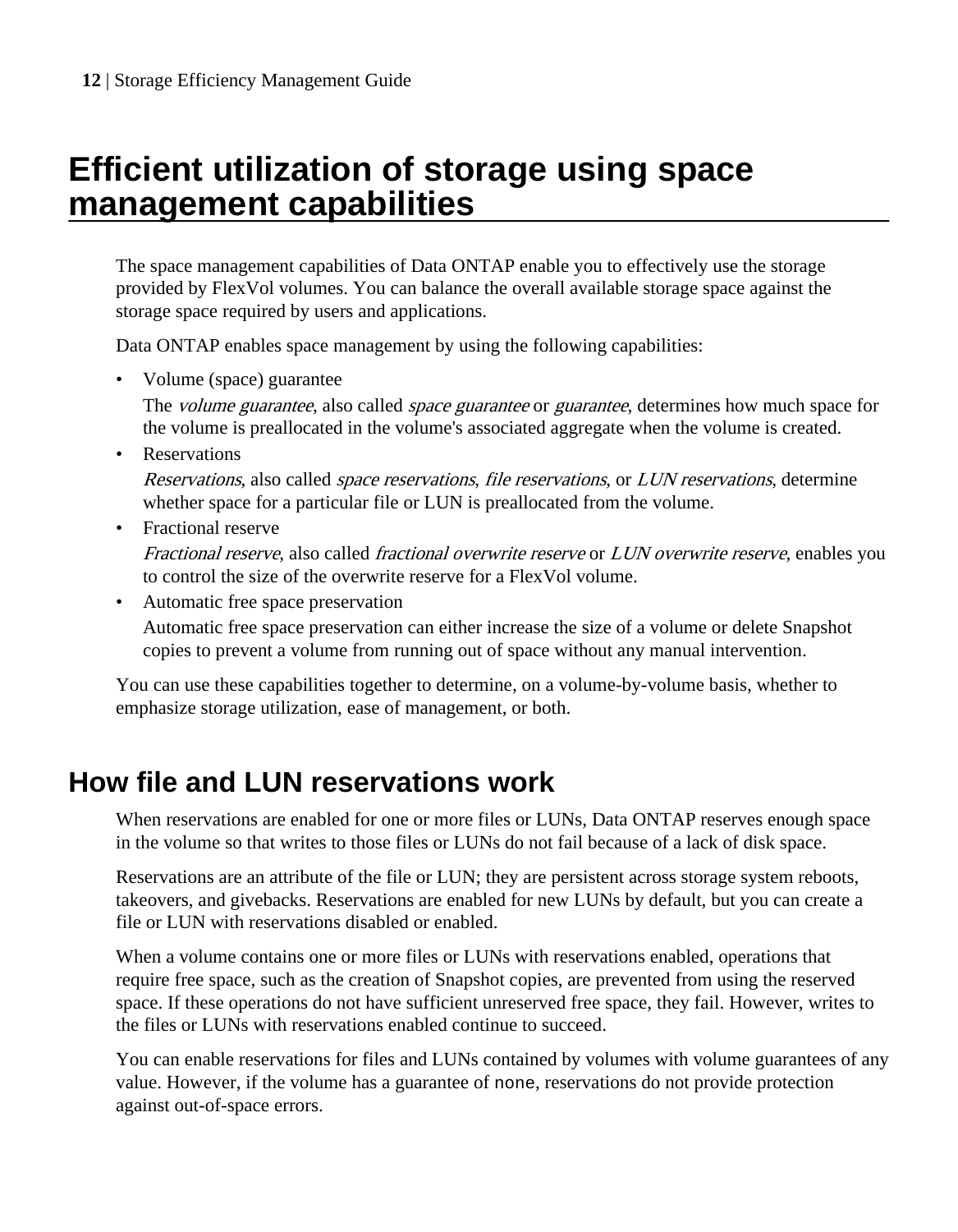# Efficient utilization of storage using space management capabilities

The space management capabilities of Data ONTAP enable you to effectively use the storage provided by FlexVol volumes. You can balance the overall available storage space against the storage space required by users and applications.

Data ONTAP enables space management by using the following capabilities:

- Volume (space) guarantee

  The *volume guarantee*, also called *space guarantee* or *guarantee*, determines how much space for the volume is preallocated in the volume's associated aggregate when the volume is created.
- Reservations

  *Reservations*, also called *space reservations*, *file reservations*, or *LUN reservations*, determine whether space for a particular file or LUN is preallocated from the volume.
- Fractional reserve

  *Fractional reserve*, also called *fractional overwrite reserve* or *LUN overwrite reserve*, enables you to control the size of the overwrite reserve for a FlexVol volume.
- Automatic free space preservation

  Automatic free space preservation can either increase the size of a volume or delete Snapshot copies to prevent a volume from running out of space without any manual intervention.

You can use these capabilities together to determine, on a volume-by-volume basis, whether to emphasize storage utilization, ease of management, or both.

## How file and LUN reservations work

When reservations are enabled for one or more files or LUNs, Data ONTAP reserves enough space in the volume so that writes to those files or LUNs do not fail because of a lack of disk space.

Reservations are an attribute of the file or LUN; they are persistent across storage system reboots, takeovers, and givebacks. Reservations are enabled for new LUNs by default, but you can create a file or LUN with reservations disabled or enabled.

When a volume contains one or more files or LUNs with reservations enabled, operations that require free space, such as the creation of Snapshot copies, are prevented from using the reserved space. If these operations do not have sufficient unreserved free space, they fail. However, writes to the files or LUNs with reservations enabled continue to succeed.

You can enable reservations for files and LUNs contained by volumes with volume guarantees of any value. However, if the volume has a guarantee of `none`, reservations do not provide protection against out-of-space errors.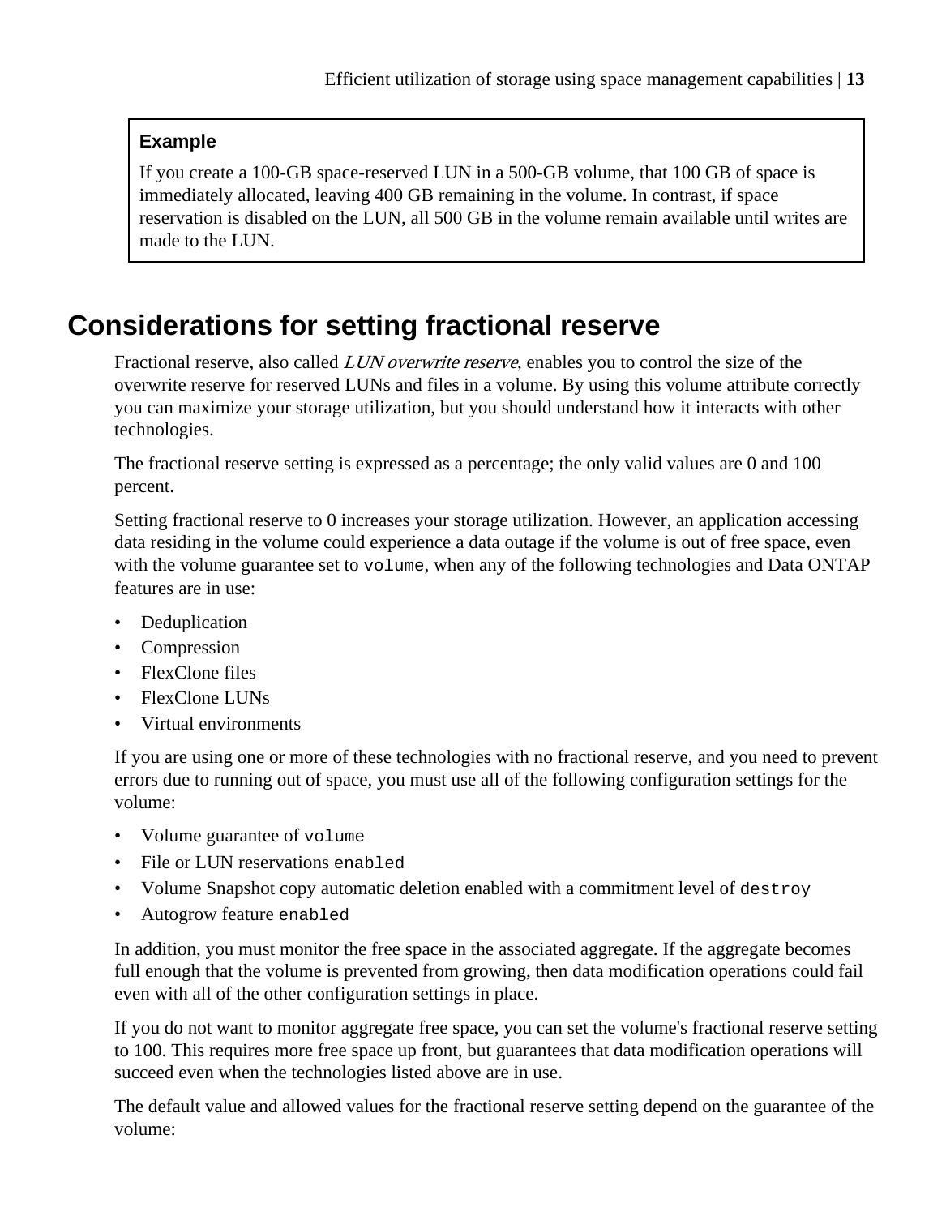**Example**

If you create a 100-GB space-reserved LUN in a 500-GB volume, that 100 GB of space is immediately allocated, leaving 400 GB remaining in the volume. In contrast, if space reservation is disabled on the LUN, all 500 GB in the volume remain available until writes are made to the LUN.

## Considerations for setting fractional reserve

Fractional reserve, also called *LUN overwrite reserve*, enables you to control the size of the overwrite reserve for reserved LUNs and files in a volume. By using this volume attribute correctly you can maximize your storage utilization, but you should understand how it interacts with other technologies.

The fractional reserve setting is expressed as a percentage; the only valid values are 0 and 100 percent.

Setting fractional reserve to 0 increases your storage utilization. However, an application accessing data residing in the volume could experience a data outage if the volume is out of free space, even with the volume guarantee set to `volume`, when any of the following technologies and Data ONTAP features are in use:

- Deduplication
- Compression
- FlexClone files
- FlexClone LUNs
- Virtual environments

If you are using one or more of these technologies with no fractional reserve, and you need to prevent errors due to running out of space, you must use all of the following configuration settings for the volume:

- Volume guarantee of `volume`
- File or LUN reservations `enabled`
- Volume Snapshot copy automatic deletion enabled with a commitment level of `destroy`
- Autogrow feature `enabled`

In addition, you must monitor the free space in the associated aggregate. If the aggregate becomes full enough that the volume is prevented from growing, then data modification operations could fail even with all of the other configuration settings in place.

If you do not want to monitor aggregate free space, you can set the volume's fractional reserve setting to 100. This requires more free space up front, but guarantees that data modification operations will succeed even when the technologies listed above are in use.

The default value and allowed values for the fractional reserve setting depend on the guarantee of the volume: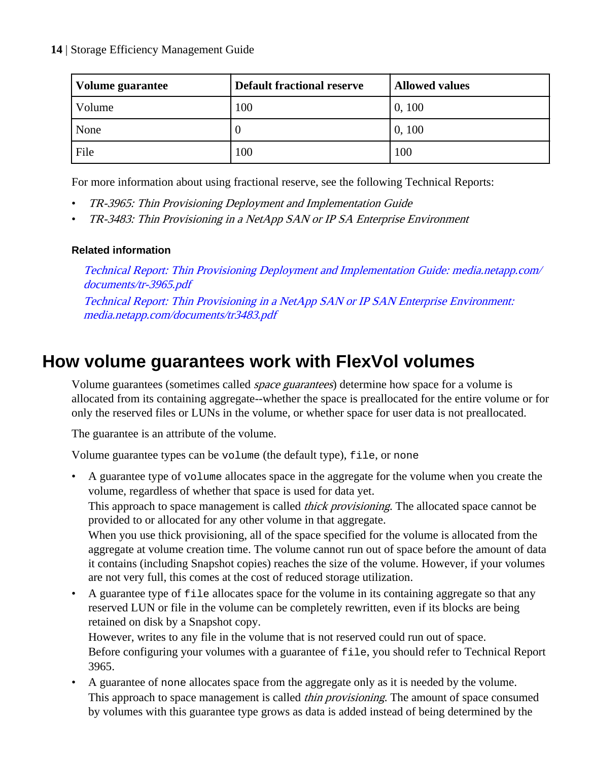| Volume guarantee | Default fractional reserve | Allowed values |
|---|---|---|
| Volume | 100 | 0, 100 |
| None | 0 | 0, 100 |
| File | 100 | 100 |

For more information about using fractional reserve, see the following Technical Reports:

- *TR-3965: Thin Provisioning Deployment and Implementation Guide*
- *TR-3483: Thin Provisioning in a NetApp SAN or IP SA Enterprise Environment*

**Related information**

*Technical Report: Thin Provisioning Deployment and Implementation Guide: media.netapp.com/documents/tr-3965.pdf*

*Technical Report: Thin Provisioning in a NetApp SAN or IP SAN Enterprise Environment: media.netapp.com/documents/tr3483.pdf*

## How volume guarantees work with FlexVol volumes

Volume guarantees (sometimes called *space guarantees*) determine how space for a volume is allocated from its containing aggregate--whether the space is preallocated for the entire volume or for only the reserved files or LUNs in the volume, or whether space for user data is not preallocated.

The guarantee is an attribute of the volume.

Volume guarantee types can be `volume` (the default type), `file`, or `none`

- A guarantee type of `volume` allocates space in the aggregate for the volume when you create the volume, regardless of whether that space is used for data yet.
  This approach to space management is called *thick provisioning*. The allocated space cannot be provided to or allocated for any other volume in that aggregate.
  When you use thick provisioning, all of the space specified for the volume is allocated from the aggregate at volume creation time. The volume cannot run out of space before the amount of data it contains (including Snapshot copies) reaches the size of the volume. However, if your volumes are not very full, this comes at the cost of reduced storage utilization.
- A guarantee type of `file` allocates space for the volume in its containing aggregate so that any reserved LUN or file in the volume can be completely rewritten, even if its blocks are being retained on disk by a Snapshot copy.
  However, writes to any file in the volume that is not reserved could run out of space.
  Before configuring your volumes with a guarantee of `file`, you should refer to Technical Report 3965.
- A guarantee of none allocates space from the aggregate only as it is needed by the volume.
  This approach to space management is called *thin provisioning*. The amount of space consumed by volumes with this guarantee type grows as data is added instead of being determined by the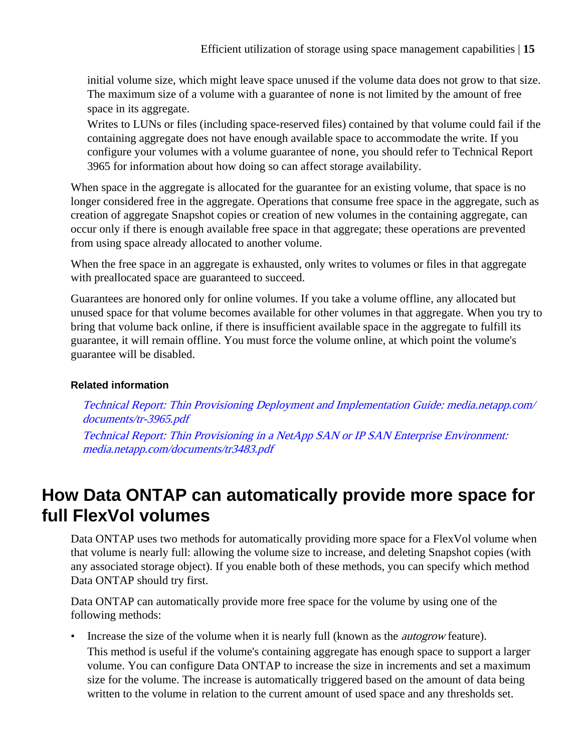initial volume size, which might leave space unused if the volume data does not grow to that size. The maximum size of a volume with a guarantee of `none` is not limited by the amount of free space in its aggregate.

Writes to LUNs or files (including space-reserved files) contained by that volume could fail if the containing aggregate does not have enough available space to accommodate the write. If you configure your volumes with a volume guarantee of `none`, you should refer to Technical Report 3965 for information about how doing so can affect storage availability.

When space in the aggregate is allocated for the guarantee for an existing volume, that space is no longer considered free in the aggregate. Operations that consume free space in the aggregate, such as creation of aggregate Snapshot copies or creation of new volumes in the containing aggregate, can occur only if there is enough available free space in that aggregate; these operations are prevented from using space already allocated to another volume.

When the free space in an aggregate is exhausted, only writes to volumes or files in that aggregate with preallocated space are guaranteed to succeed.

Guarantees are honored only for online volumes. If you take a volume offline, any allocated but unused space for that volume becomes available for other volumes in that aggregate. When you try to bring that volume back online, if there is insufficient available space in the aggregate to fulfill its guarantee, it will remain offline. You must force the volume online, at which point the volume's guarantee will be disabled.

**Related information**

*Technical Report: Thin Provisioning Deployment and Implementation Guide: media.netapp.com/documents/tr-3965.pdf*

*Technical Report: Thin Provisioning in a NetApp SAN or IP SAN Enterprise Environment: media.netapp.com/documents/tr3483.pdf*

# How Data ONTAP can automatically provide more space for full FlexVol volumes

Data ONTAP uses two methods for automatically providing more space for a FlexVol volume when that volume is nearly full: allowing the volume size to increase, and deleting Snapshot copies (with any associated storage object). If you enable both of these methods, you can specify which method Data ONTAP should try first.

Data ONTAP can automatically provide more free space for the volume by using one of the following methods:

- Increase the size of the volume when it is nearly full (known as the *autogrow* feature).
  This method is useful if the volume's containing aggregate has enough space to support a larger volume. You can configure Data ONTAP to increase the size in increments and set a maximum size for the volume. The increase is automatically triggered based on the amount of data being written to the volume in relation to the current amount of used space and any thresholds set.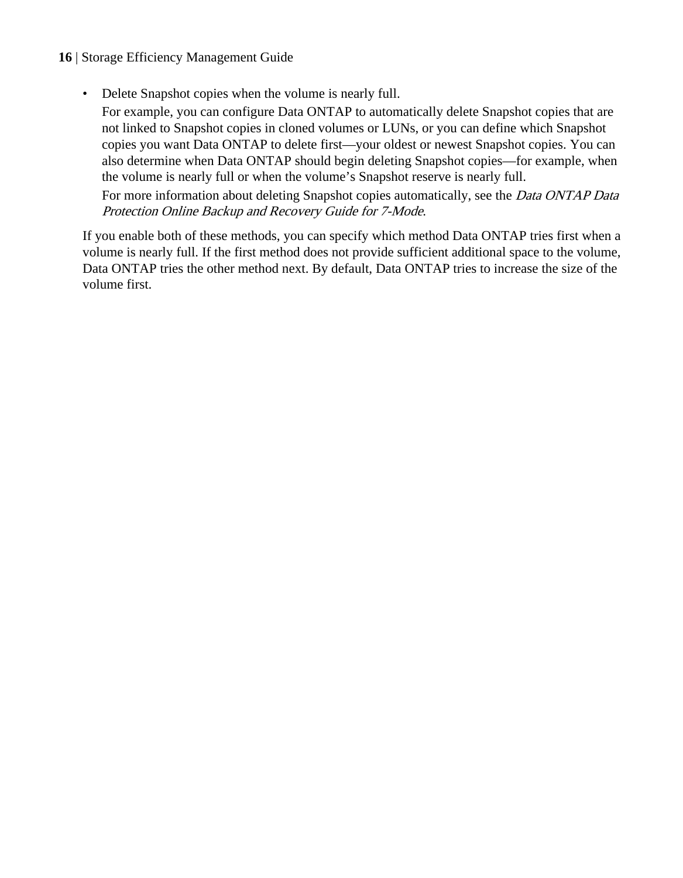- Delete Snapshot copies when the volume is nearly full.

  For example, you can configure Data ONTAP to automatically delete Snapshot copies that are not linked to Snapshot copies in cloned volumes or LUNs, or you can define which Snapshot copies you want Data ONTAP to delete first—your oldest or newest Snapshot copies. You can also determine when Data ONTAP should begin deleting Snapshot copies—for example, when the volume is nearly full or when the volume's Snapshot reserve is nearly full.

  For more information about deleting Snapshot copies automatically, see the *Data ONTAP Data Protection Online Backup and Recovery Guide for 7-Mode*.

If you enable both of these methods, you can specify which method Data ONTAP tries first when a volume is nearly full. If the first method does not provide sufficient additional space to the volume, Data ONTAP tries the other method next. By default, Data ONTAP tries to increase the size of the volume first.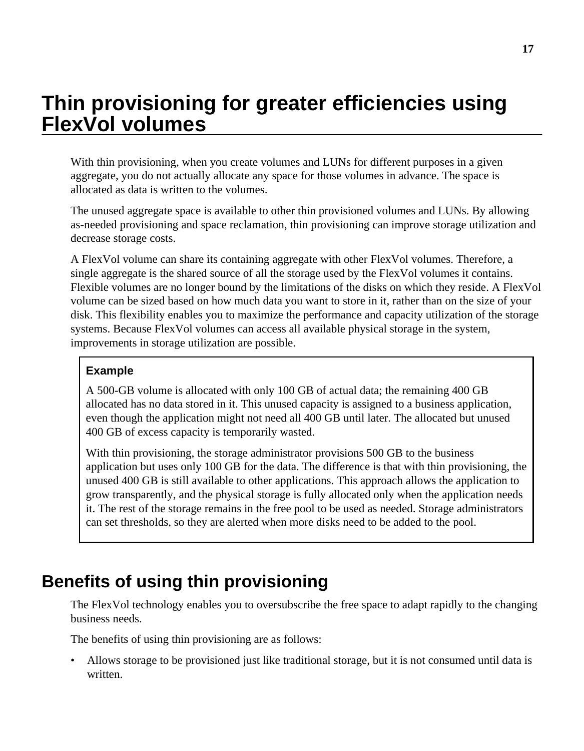# Thin provisioning for greater efficiencies using FlexVol volumes

With thin provisioning, when you create volumes and LUNs for different purposes in a given aggregate, you do not actually allocate any space for those volumes in advance. The space is allocated as data is written to the volumes.

The unused aggregate space is available to other thin provisioned volumes and LUNs. By allowing as-needed provisioning and space reclamation, thin provisioning can improve storage utilization and decrease storage costs.

A FlexVol volume can share its containing aggregate with other FlexVol volumes. Therefore, a single aggregate is the shared source of all the storage used by the FlexVol volumes it contains. Flexible volumes are no longer bound by the limitations of the disks on which they reside. A FlexVol volume can be sized based on how much data you want to store in it, rather than on the size of your disk. This flexibility enables you to maximize the performance and capacity utilization of the storage systems. Because FlexVol volumes can access all available physical storage in the system, improvements in storage utilization are possible.

> **Example**
>
> A 500-GB volume is allocated with only 100 GB of actual data; the remaining 400 GB allocated has no data stored in it. This unused capacity is assigned to a business application, even though the application might not need all 400 GB until later. The allocated but unused 400 GB of excess capacity is temporarily wasted.
>
> With thin provisioning, the storage administrator provisions 500 GB to the business application but uses only 100 GB for the data. The difference is that with thin provisioning, the unused 400 GB is still available to other applications. This approach allows the application to grow transparently, and the physical storage is fully allocated only when the application needs it. The rest of the storage remains in the free pool to be used as needed. Storage administrators can set thresholds, so they are alerted when more disks need to be added to the pool.

## Benefits of using thin provisioning

The FlexVol technology enables you to oversubscribe the free space to adapt rapidly to the changing business needs.

The benefits of using thin provisioning are as follows:

- Allows storage to be provisioned just like traditional storage, but it is not consumed until data is written.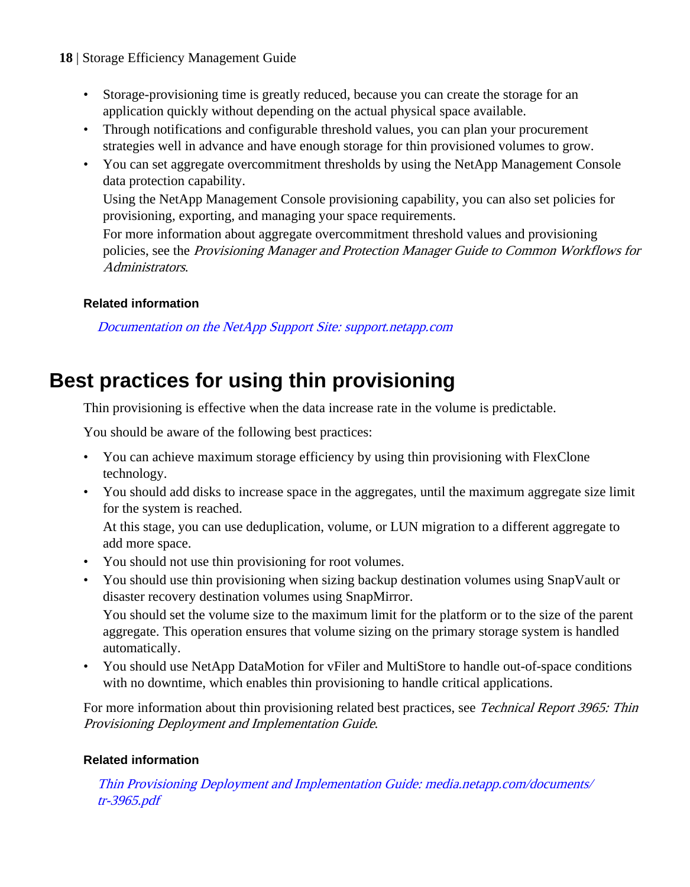- Storage-provisioning time is greatly reduced, because you can create the storage for an application quickly without depending on the actual physical space available.
- Through notifications and configurable threshold values, you can plan your procurement strategies well in advance and have enough storage for thin provisioned volumes to grow.
- You can set aggregate overcommitment thresholds by using the NetApp Management Console data protection capability.
  Using the NetApp Management Console provisioning capability, you can also set policies for provisioning, exporting, and managing your space requirements.
  For more information about aggregate overcommitment threshold values and provisioning policies, see the *Provisioning Manager and Protection Manager Guide to Common Workflows for Administrators*.

#### Related information

*Documentation on the NetApp Support Site: support.netapp.com*

## Best practices for using thin provisioning

Thin provisioning is effective when the data increase rate in the volume is predictable.

You should be aware of the following best practices:

- You can achieve maximum storage efficiency by using thin provisioning with FlexClone technology.
- You should add disks to increase space in the aggregates, until the maximum aggregate size limit for the system is reached.
  At this stage, you can use deduplication, volume, or LUN migration to a different aggregate to add more space.
- You should not use thin provisioning for root volumes.
- You should use thin provisioning when sizing backup destination volumes using SnapVault or disaster recovery destination volumes using SnapMirror.
  You should set the volume size to the maximum limit for the platform or to the size of the parent aggregate. This operation ensures that volume sizing on the primary storage system is handled automatically.
- You should use NetApp DataMotion for vFiler and MultiStore to handle out-of-space conditions with no downtime, which enables thin provisioning to handle critical applications.

For more information about thin provisioning related best practices, see *Technical Report 3965: Thin Provisioning Deployment and Implementation Guide*.

#### Related information

*Thin Provisioning Deployment and Implementation Guide: media.netapp.com/documents/tr-3965.pdf*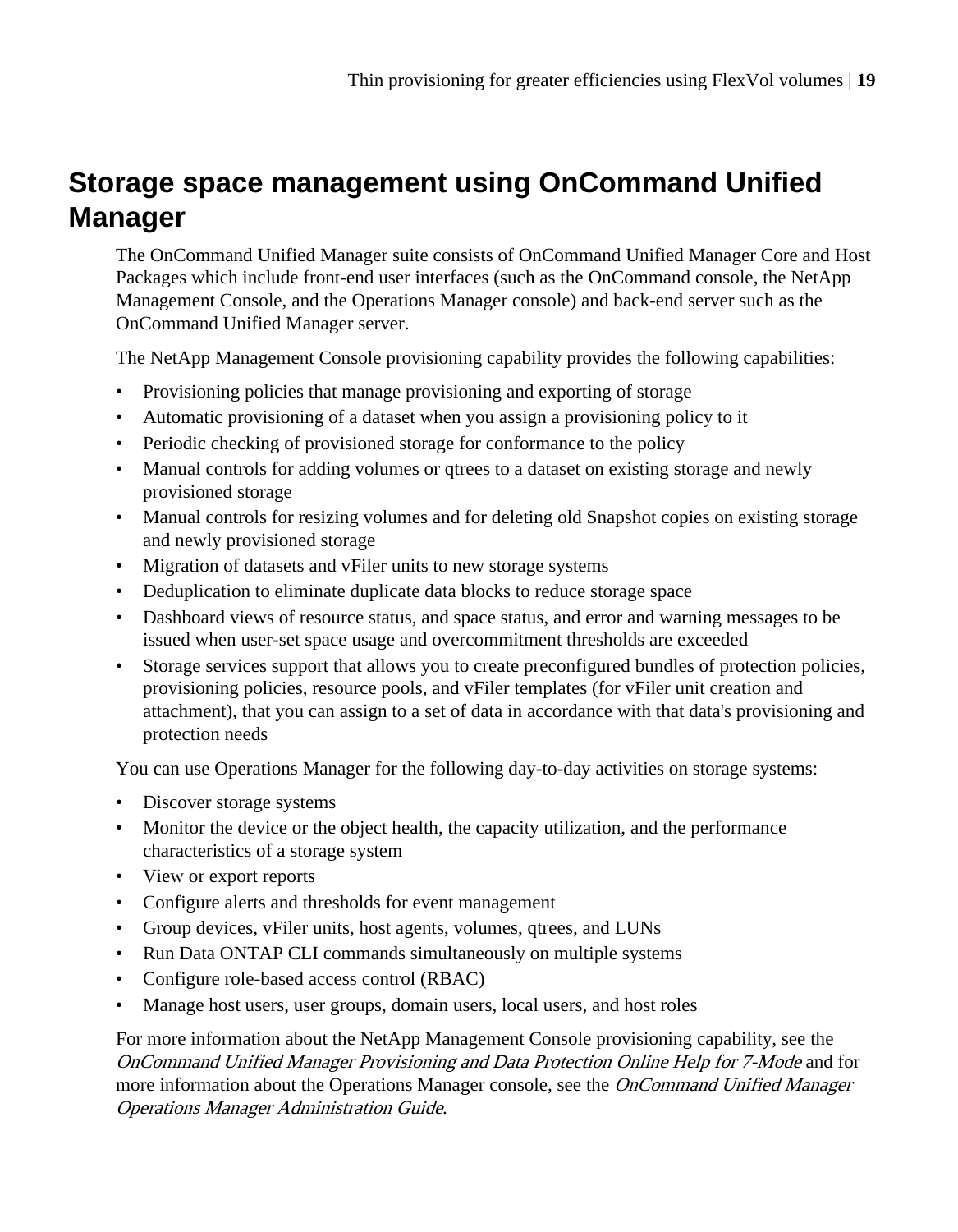# Storage space management using OnCommand Unified Manager

The OnCommand Unified Manager suite consists of OnCommand Unified Manager Core and Host Packages which include front-end user interfaces (such as the OnCommand console, the NetApp Management Console, and the Operations Manager console) and back-end server such as the OnCommand Unified Manager server.

The NetApp Management Console provisioning capability provides the following capabilities:

- Provisioning policies that manage provisioning and exporting of storage
- Automatic provisioning of a dataset when you assign a provisioning policy to it
- Periodic checking of provisioned storage for conformance to the policy
- Manual controls for adding volumes or qtrees to a dataset on existing storage and newly provisioned storage
- Manual controls for resizing volumes and for deleting old Snapshot copies on existing storage and newly provisioned storage
- Migration of datasets and vFiler units to new storage systems
- Deduplication to eliminate duplicate data blocks to reduce storage space
- Dashboard views of resource status, and space status, and error and warning messages to be issued when user-set space usage and overcommitment thresholds are exceeded
- Storage services support that allows you to create preconfigured bundles of protection policies, provisioning policies, resource pools, and vFiler templates (for vFiler unit creation and attachment), that you can assign to a set of data in accordance with that data's provisioning and protection needs

You can use Operations Manager for the following day-to-day activities on storage systems:

- Discover storage systems
- Monitor the device or the object health, the capacity utilization, and the performance characteristics of a storage system
- View or export reports
- Configure alerts and thresholds for event management
- Group devices, vFiler units, host agents, volumes, qtrees, and LUNs
- Run Data ONTAP CLI commands simultaneously on multiple systems
- Configure role-based access control (RBAC)
- Manage host users, user groups, domain users, local users, and host roles

For more information about the NetApp Management Console provisioning capability, see the *OnCommand Unified Manager Provisioning and Data Protection Online Help for 7-Mode* and for more information about the Operations Manager console, see the *OnCommand Unified Manager Operations Manager Administration Guide*.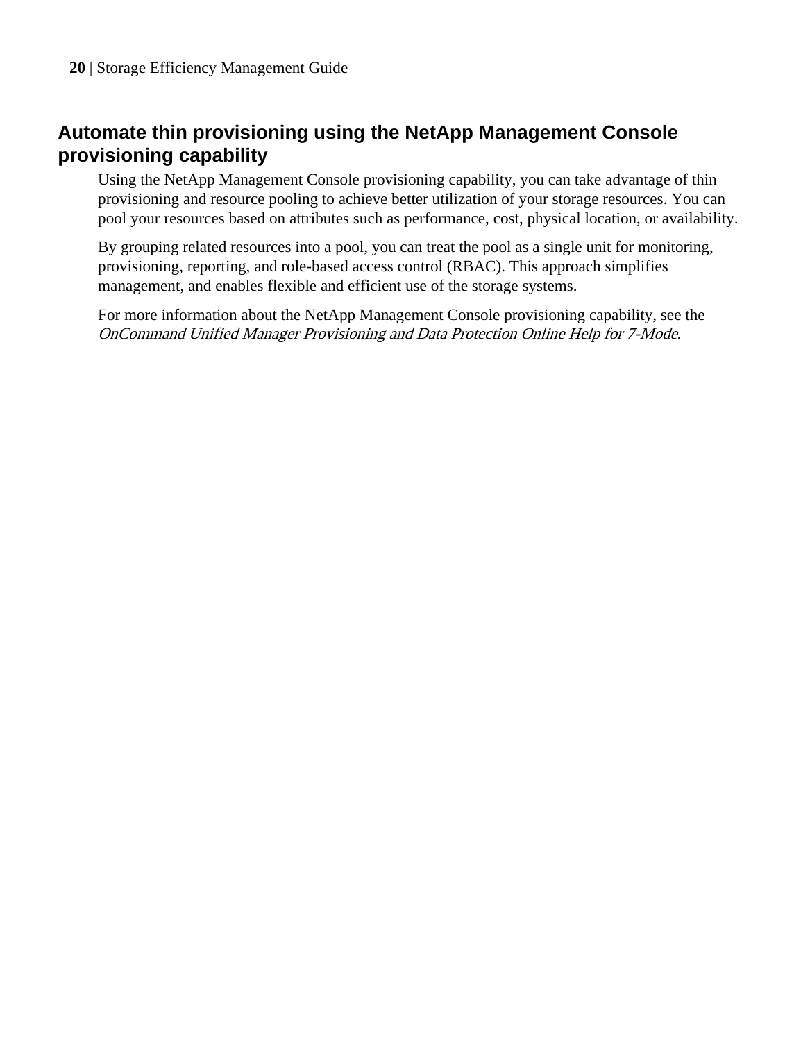## Automate thin provisioning using the NetApp Management Console provisioning capability

Using the NetApp Management Console provisioning capability, you can take advantage of thin provisioning and resource pooling to achieve better utilization of your storage resources. You can pool your resources based on attributes such as performance, cost, physical location, or availability.

By grouping related resources into a pool, you can treat the pool as a single unit for monitoring, provisioning, reporting, and role-based access control (RBAC). This approach simplifies management, and enables flexible and efficient use of the storage systems.

For more information about the NetApp Management Console provisioning capability, see the *OnCommand Unified Manager Provisioning and Data Protection Online Help for 7-Mode*.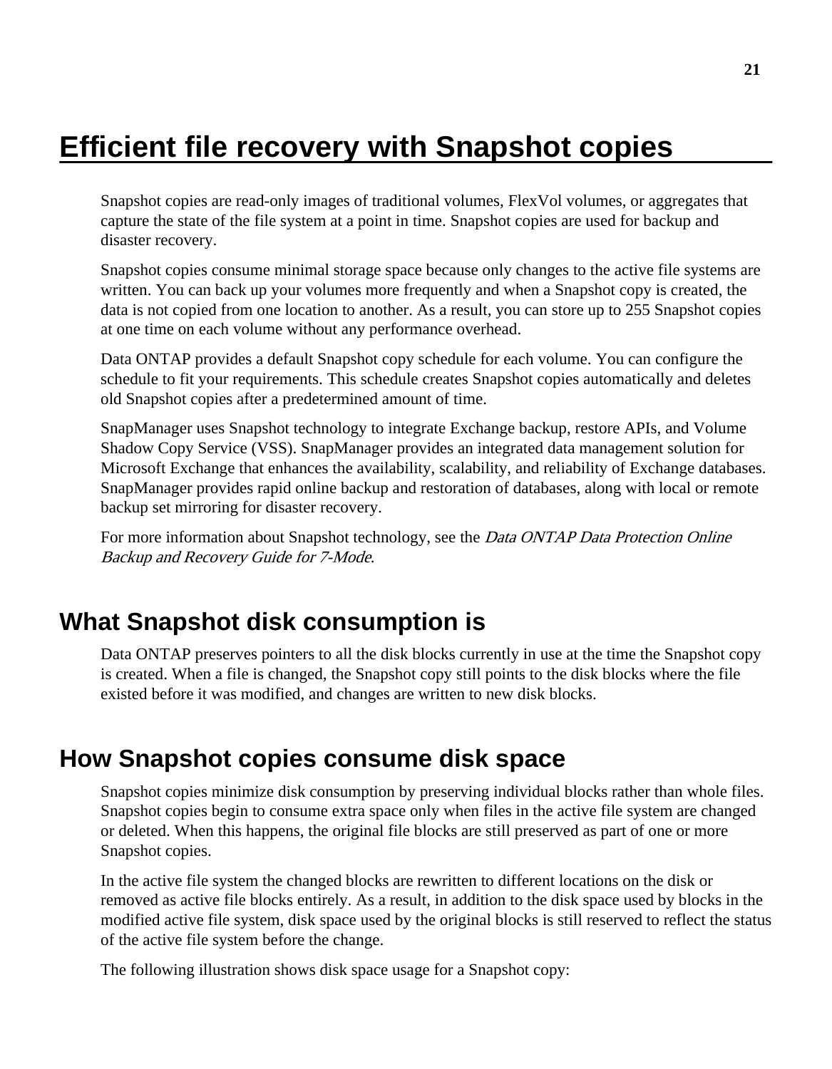# Efficient file recovery with Snapshot copies

Snapshot copies are read-only images of traditional volumes, FlexVol volumes, or aggregates that capture the state of the file system at a point in time. Snapshot copies are used for backup and disaster recovery.

Snapshot copies consume minimal storage space because only changes to the active file systems are written. You can back up your volumes more frequently and when a Snapshot copy is created, the data is not copied from one location to another. As a result, you can store up to 255 Snapshot copies at one time on each volume without any performance overhead.

Data ONTAP provides a default Snapshot copy schedule for each volume. You can configure the schedule to fit your requirements. This schedule creates Snapshot copies automatically and deletes old Snapshot copies after a predetermined amount of time.

SnapManager uses Snapshot technology to integrate Exchange backup, restore APIs, and Volume Shadow Copy Service (VSS). SnapManager provides an integrated data management solution for Microsoft Exchange that enhances the availability, scalability, and reliability of Exchange databases. SnapManager provides rapid online backup and restoration of databases, along with local or remote backup set mirroring for disaster recovery.

For more information about Snapshot technology, see the *Data ONTAP Data Protection Online Backup and Recovery Guide for 7-Mode*.

## What Snapshot disk consumption is

Data ONTAP preserves pointers to all the disk blocks currently in use at the time the Snapshot copy is created. When a file is changed, the Snapshot copy still points to the disk blocks where the file existed before it was modified, and changes are written to new disk blocks.

## How Snapshot copies consume disk space

Snapshot copies minimize disk consumption by preserving individual blocks rather than whole files. Snapshot copies begin to consume extra space only when files in the active file system are changed or deleted. When this happens, the original file blocks are still preserved as part of one or more Snapshot copies.

In the active file system the changed blocks are rewritten to different locations on the disk or removed as active file blocks entirely. As a result, in addition to the disk space used by blocks in the modified active file system, disk space used by the original blocks is still reserved to reflect the status of the active file system before the change.

The following illustration shows disk space usage for a Snapshot copy: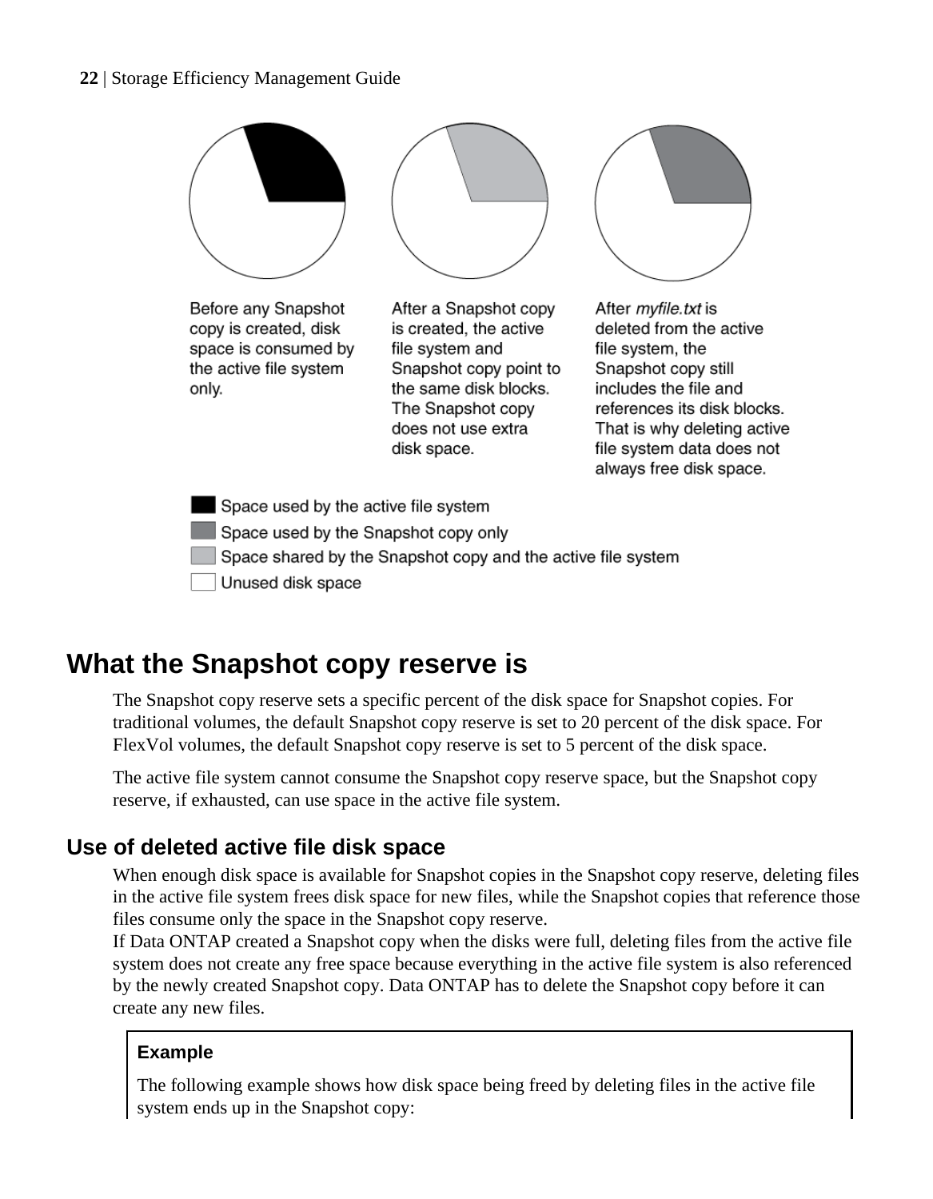Before any Snapshot copy is created, disk space is consumed by the active file system only.

After a Snapshot copy is created, the active file system and Snapshot copy point to the same disk blocks. The Snapshot copy does not use extra disk space.

After *myfile.txt* is deleted from the active file system, the Snapshot copy still includes the file and references its disk blocks. That is why deleting active file system data does not always free disk space.

- Space used by the active file system
- Space used by the Snapshot copy only
- Space shared by the Snapshot copy and the active file system
- Unused disk space

# What the Snapshot copy reserve is

The Snapshot copy reserve sets a specific percent of the disk space for Snapshot copies. For traditional volumes, the default Snapshot copy reserve is set to 20 percent of the disk space. For FlexVol volumes, the default Snapshot copy reserve is set to 5 percent of the disk space.

The active file system cannot consume the Snapshot copy reserve space, but the Snapshot copy reserve, if exhausted, can use space in the active file system.

## Use of deleted active file disk space

When enough disk space is available for Snapshot copies in the Snapshot copy reserve, deleting files in the active file system frees disk space for new files, while the Snapshot copies that reference those files consume only the space in the Snapshot copy reserve.
If Data ONTAP created a Snapshot copy when the disks were full, deleting files from the active file system does not create any free space because everything in the active file system is also referenced by the newly created Snapshot copy. Data ONTAP has to delete the Snapshot copy before it can create any new files.

**Example**

The following example shows how disk space being freed by deleting files in the active file system ends up in the Snapshot copy: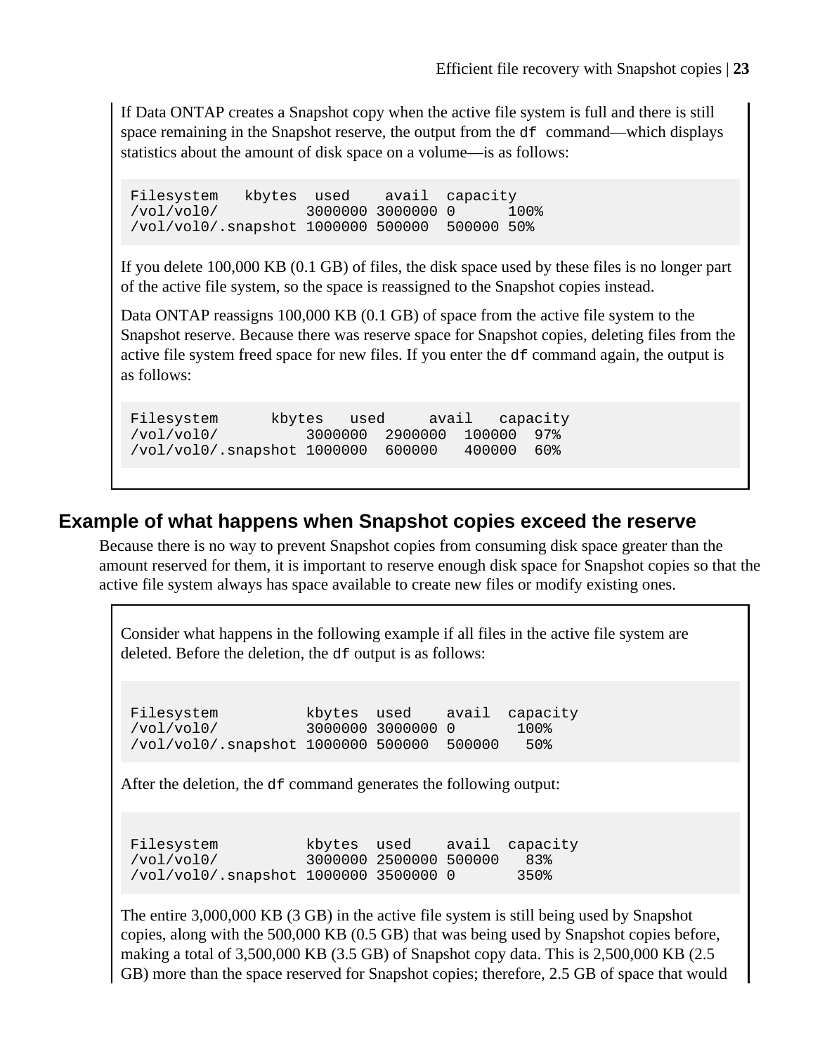If Data ONTAP creates a Snapshot copy when the active file system is full and there is still space remaining in the Snapshot reserve, the output from the `df` command—which displays statistics about the amount of disk space on a volume—is as follows:

```
Filesystem   kbytes  used    avail  capacity
/vol/vol0/          3000000 3000000 0      100%
/vol/vol0/.snapshot 1000000 500000  500000 50%
```

If you delete 100,000 KB (0.1 GB) of files, the disk space used by these files is no longer part of the active file system, so the space is reassigned to the Snapshot copies instead.

Data ONTAP reassigns 100,000 KB (0.1 GB) of space from the active file system to the Snapshot reserve. Because there was reserve space for Snapshot copies, deleting files from the active file system freed space for new files. If you enter the `df` command again, the output is as follows:

```
Filesystem      kbytes   used     avail   capacity
/vol/vol0/          3000000  2900000  100000  97%
/vol/vol0/.snapshot 1000000  600000   400000  60%
```

## Example of what happens when Snapshot copies exceed the reserve

Because there is no way to prevent Snapshot copies from consuming disk space greater than the amount reserved for them, it is important to reserve enough disk space for Snapshot copies so that the active file system always has space available to create new files or modify existing ones.

Consider what happens in the following example if all files in the active file system are deleted. Before the deletion, the `df` output is as follows:

```
Filesystem          kbytes  used    avail  capacity
/vol/vol0/          3000000 3000000 0       100%
/vol/vol0/.snapshot 1000000 500000  500000   50%
```

After the deletion, the `df` command generates the following output:

```
Filesystem          kbytes  used    avail  capacity
/vol/vol0/          3000000 2500000 500000   83%
/vol/vol0/.snapshot 1000000 3500000 0       350%
```

The entire 3,000,000 KB (3 GB) in the active file system is still being used by Snapshot copies, along with the 500,000 KB (0.5 GB) that was being used by Snapshot copies before, making a total of 3,500,000 KB (3.5 GB) of Snapshot copy data. This is 2,500,000 KB (2.5 GB) more than the space reserved for Snapshot copies; therefore, 2.5 GB of space that would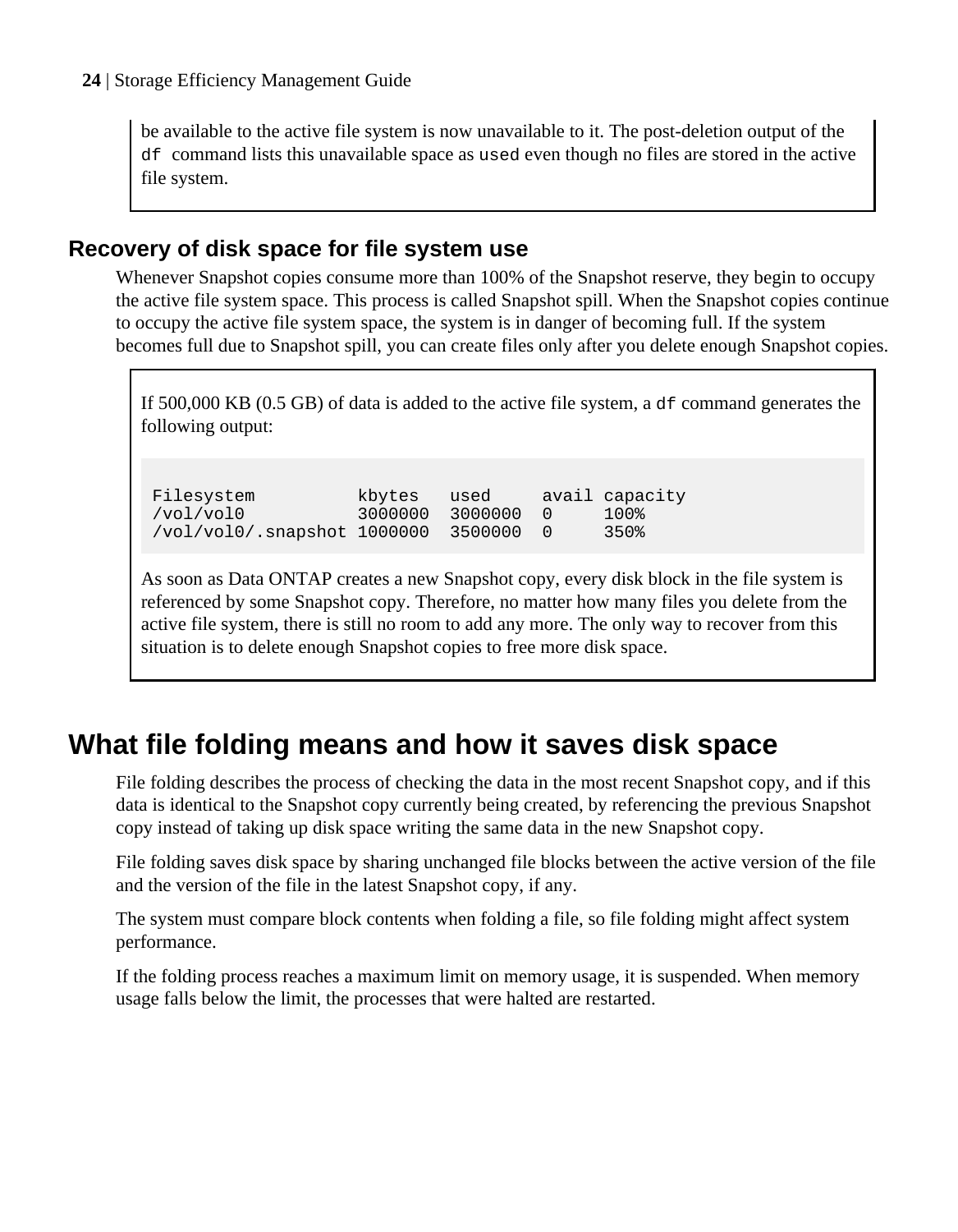be available to the active file system is now unavailable to it. The post-deletion output of the `df` command lists this unavailable space as `used` even though no files are stored in the active file system.

### Recovery of disk space for file system use

Whenever Snapshot copies consume more than 100% of the Snapshot reserve, they begin to occupy the active file system space. This process is called Snapshot spill. When the Snapshot copies continue to occupy the active file system space, the system is in danger of becoming full. If the system becomes full due to Snapshot spill, you can create files only after you delete enough Snapshot copies.

If 500,000 KB (0.5 GB) of data is added to the active file system, a `df` command generates the following output:

```
Filesystem          kbytes   used     avail capacity
/vol/vol0           3000000  3000000  0     100%
/vol/vol0/.snapshot 1000000  3500000  0     350%
```

As soon as Data ONTAP creates a new Snapshot copy, every disk block in the file system is referenced by some Snapshot copy. Therefore, no matter how many files you delete from the active file system, there is still no room to add any more. The only way to recover from this situation is to delete enough Snapshot copies to free more disk space.

## What file folding means and how it saves disk space

File folding describes the process of checking the data in the most recent Snapshot copy, and if this data is identical to the Snapshot copy currently being created, by referencing the previous Snapshot copy instead of taking up disk space writing the same data in the new Snapshot copy.

File folding saves disk space by sharing unchanged file blocks between the active version of the file and the version of the file in the latest Snapshot copy, if any.

The system must compare block contents when folding a file, so file folding might affect system performance.

If the folding process reaches a maximum limit on memory usage, it is suspended. When memory usage falls below the limit, the processes that were halted are restarted.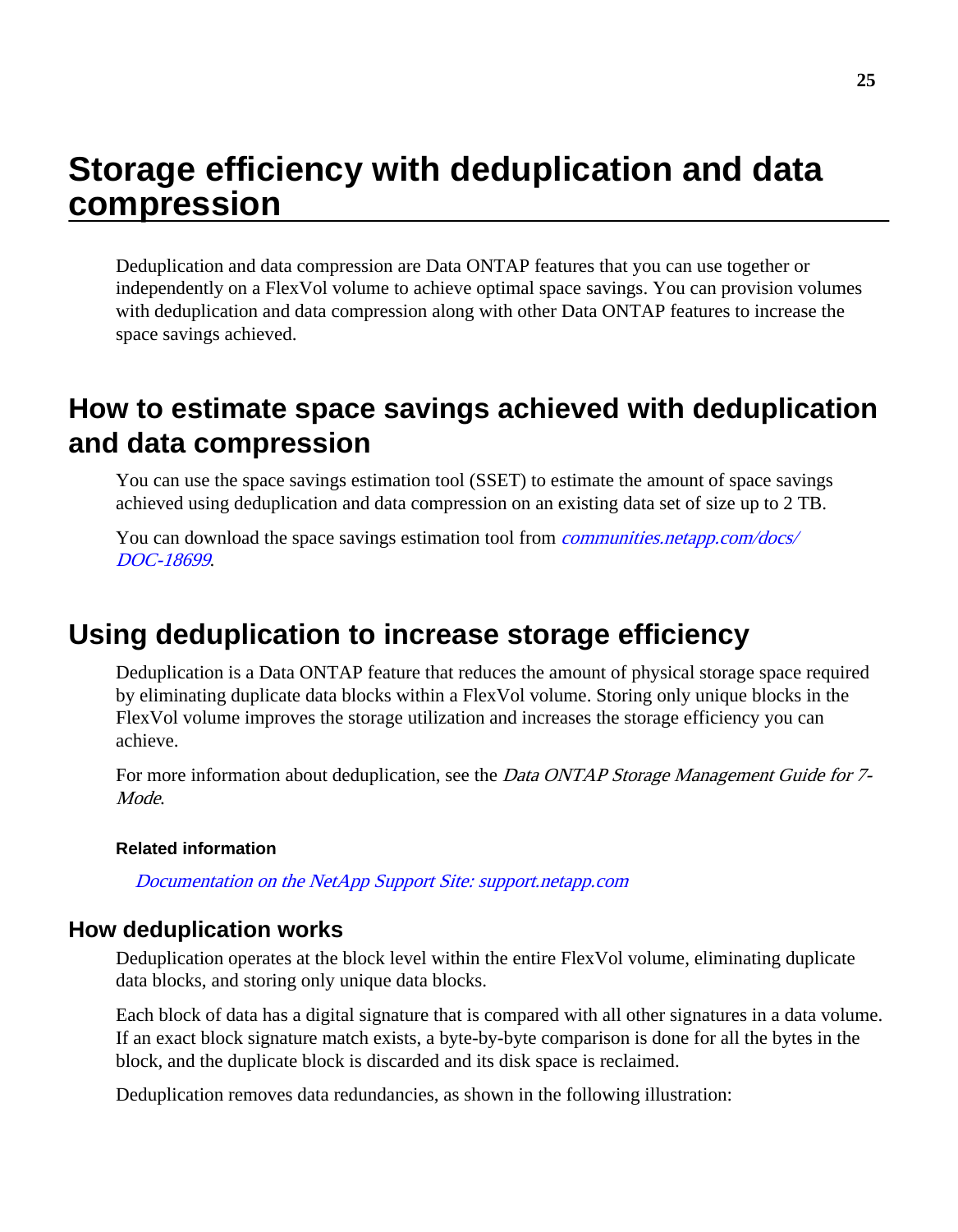# Storage efficiency with deduplication and data compression

Deduplication and data compression are Data ONTAP features that you can use together or independently on a FlexVol volume to achieve optimal space savings. You can provision volumes with deduplication and data compression along with other Data ONTAP features to increase the space savings achieved.

## How to estimate space savings achieved with deduplication and data compression

You can use the space savings estimation tool (SSET) to estimate the amount of space savings achieved using deduplication and data compression on an existing data set of size up to 2 TB.

You can download the space savings estimation tool from *communities.netapp.com/docs/DOC-18699*.

## Using deduplication to increase storage efficiency

Deduplication is a Data ONTAP feature that reduces the amount of physical storage space required by eliminating duplicate data blocks within a FlexVol volume. Storing only unique blocks in the FlexVol volume improves the storage utilization and increases the storage efficiency you can achieve.

For more information about deduplication, see the *Data ONTAP Storage Management Guide for 7-Mode*.

#### Related information

*Documentation on the NetApp Support Site: support.netapp.com*

### How deduplication works

Deduplication operates at the block level within the entire FlexVol volume, eliminating duplicate data blocks, and storing only unique data blocks.

Each block of data has a digital signature that is compared with all other signatures in a data volume. If an exact block signature match exists, a byte-by-byte comparison is done for all the bytes in the block, and the duplicate block is discarded and its disk space is reclaimed.

Deduplication removes data redundancies, as shown in the following illustration: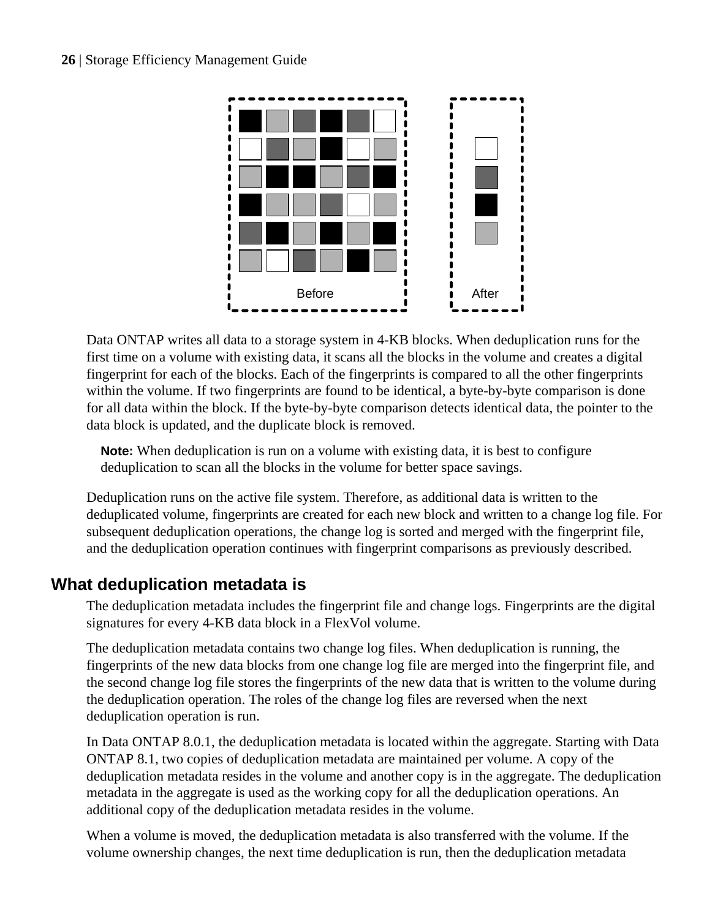Before

After

Data ONTAP writes all data to a storage system in 4-KB blocks. When deduplication runs for the first time on a volume with existing data, it scans all the blocks in the volume and creates a digital fingerprint for each of the blocks. Each of the fingerprints is compared to all the other fingerprints within the volume. If two fingerprints are found to be identical, a byte-by-byte comparison is done for all data within the block. If the byte-by-byte comparison detects identical data, the pointer to the data block is updated, and the duplicate block is removed.

**Note:** When deduplication is run on a volume with existing data, it is best to configure deduplication to scan all the blocks in the volume for better space savings.

Deduplication runs on the active file system. Therefore, as additional data is written to the deduplicated volume, fingerprints are created for each new block and written to a change log file. For subsequent deduplication operations, the change log is sorted and merged with the fingerprint file, and the deduplication operation continues with fingerprint comparisons as previously described.

## What deduplication metadata is

The deduplication metadata includes the fingerprint file and change logs. Fingerprints are the digital signatures for every 4-KB data block in a FlexVol volume.

The deduplication metadata contains two change log files. When deduplication is running, the fingerprints of the new data blocks from one change log file are merged into the fingerprint file, and the second change log file stores the fingerprints of the new data that is written to the volume during the deduplication operation. The roles of the change log files are reversed when the next deduplication operation is run.

In Data ONTAP 8.0.1, the deduplication metadata is located within the aggregate. Starting with Data ONTAP 8.1, two copies of deduplication metadata are maintained per volume. A copy of the deduplication metadata resides in the volume and another copy is in the aggregate. The deduplication metadata in the aggregate is used as the working copy for all the deduplication operations. An additional copy of the deduplication metadata resides in the volume.

When a volume is moved, the deduplication metadata is also transferred with the volume. If the volume ownership changes, the next time deduplication is run, then the deduplication metadata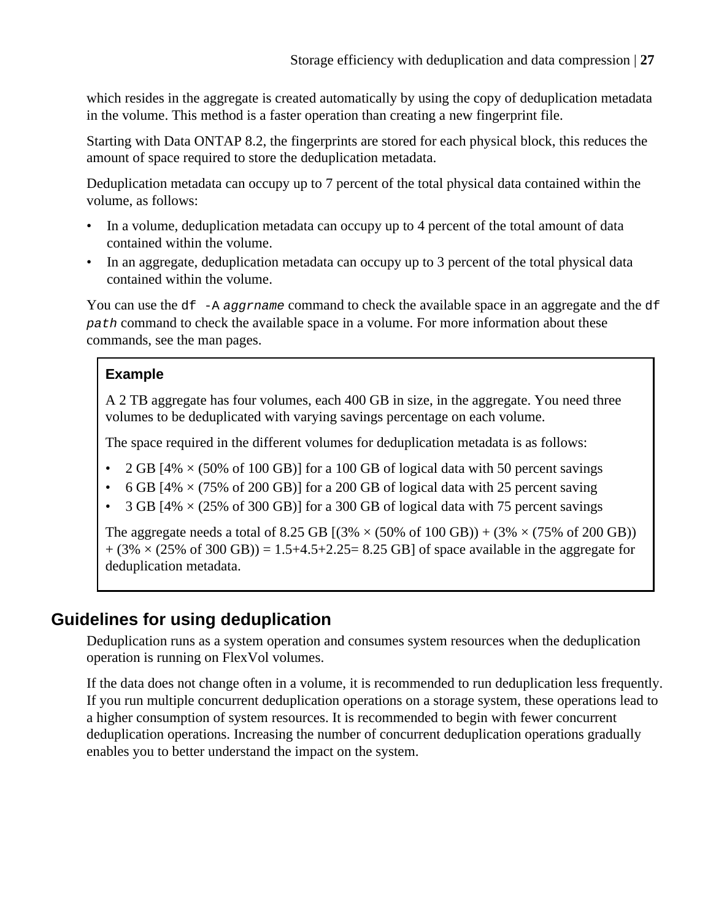which resides in the aggregate is created automatically by using the copy of deduplication metadata in the volume. This method is a faster operation than creating a new fingerprint file.

Starting with Data ONTAP 8.2, the fingerprints are stored for each physical block, this reduces the amount of space required to store the deduplication metadata.

Deduplication metadata can occupy up to 7 percent of the total physical data contained within the volume, as follows:

- In a volume, deduplication metadata can occupy up to 4 percent of the total amount of data contained within the volume.
- In an aggregate, deduplication metadata can occupy up to 3 percent of the total physical data contained within the volume.

You can use the `df -A` *`aggrname`* command to check the available space in an aggregate and the `df` *`path`* command to check the available space in a volume. For more information about these commands, see the man pages.

**Example**

A 2 TB aggregate has four volumes, each 400 GB in size, in the aggregate. You need three volumes to be deduplicated with varying savings percentage on each volume.

The space required in the different volumes for deduplication metadata is as follows:

- 2 GB [4% × (50% of 100 GB)] for a 100 GB of logical data with 50 percent savings
- 6 GB [4% × (75% of 200 GB)] for a 200 GB of logical data with 25 percent saving
- 3 GB [4% × (25% of 300 GB)] for a 300 GB of logical data with 75 percent savings

The aggregate needs a total of 8.25 GB [(3% × (50% of 100 GB)) + (3% × (75% of 200 GB)) + (3% × (25% of 300 GB)) = 1.5+4.5+2.25= 8.25 GB] of space available in the aggregate for deduplication metadata.

## Guidelines for using deduplication

Deduplication runs as a system operation and consumes system resources when the deduplication operation is running on FlexVol volumes.

If the data does not change often in a volume, it is recommended to run deduplication less frequently. If you run multiple concurrent deduplication operations on a storage system, these operations lead to a higher consumption of system resources. It is recommended to begin with fewer concurrent deduplication operations. Increasing the number of concurrent deduplication operations gradually enables you to better understand the impact on the system.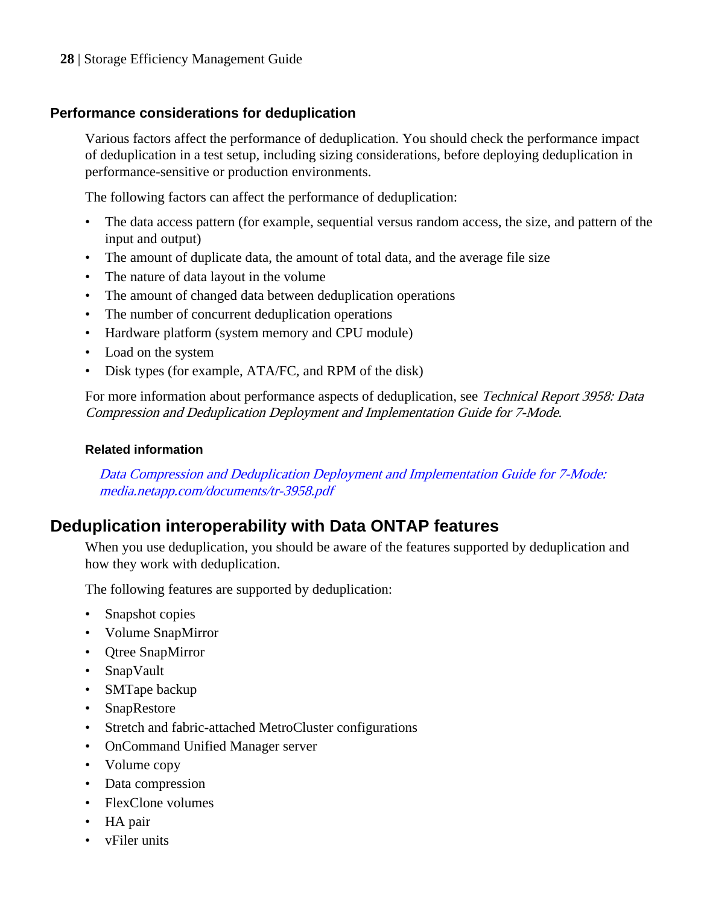### Performance considerations for deduplication

Various factors affect the performance of deduplication. You should check the performance impact of deduplication in a test setup, including sizing considerations, before deploying deduplication in performance-sensitive or production environments.

The following factors can affect the performance of deduplication:

- The data access pattern (for example, sequential versus random access, the size, and pattern of the input and output)
- The amount of duplicate data, the amount of total data, and the average file size
- The nature of data layout in the volume
- The amount of changed data between deduplication operations
- The number of concurrent deduplication operations
- Hardware platform (system memory and CPU module)
- Load on the system
- Disk types (for example, ATA/FC, and RPM of the disk)

For more information about performance aspects of deduplication, see *Technical Report 3958: Data Compression and Deduplication Deployment and Implementation Guide for 7-Mode*.

#### Related information

[Data Compression and Deduplication Deployment and Implementation Guide for 7-Mode: media.netapp.com/documents/tr-3958.pdf](media.netapp.com/documents/tr-3958.pdf)

## Deduplication interoperability with Data ONTAP features

When you use deduplication, you should be aware of the features supported by deduplication and how they work with deduplication.

The following features are supported by deduplication:

- Snapshot copies
- Volume SnapMirror
- Qtree SnapMirror
- SnapVault
- SMTape backup
- SnapRestore
- Stretch and fabric-attached MetroCluster configurations
- OnCommand Unified Manager server
- Volume copy
- Data compression
- FlexClone volumes
- HA pair
- vFiler units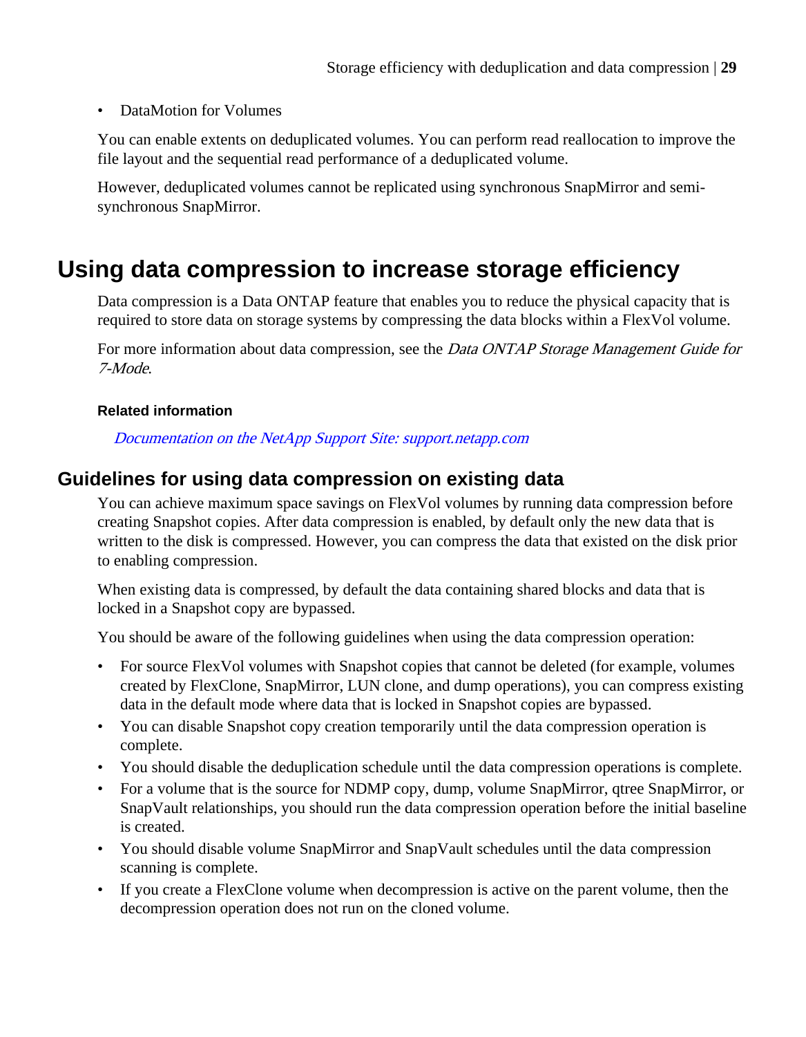- DataMotion for Volumes

You can enable extents on deduplicated volumes. You can perform read reallocation to improve the file layout and the sequential read performance of a deduplicated volume.

However, deduplicated volumes cannot be replicated using synchronous SnapMirror and semi-synchronous SnapMirror.

# Using data compression to increase storage efficiency

Data compression is a Data ONTAP feature that enables you to reduce the physical capacity that is required to store data on storage systems by compressing the data blocks within a FlexVol volume.

For more information about data compression, see the *Data ONTAP Storage Management Guide for 7-Mode*.

**Related information**

*Documentation on the NetApp Support Site: support.netapp.com*

## Guidelines for using data compression on existing data

You can achieve maximum space savings on FlexVol volumes by running data compression before creating Snapshot copies. After data compression is enabled, by default only the new data that is written to the disk is compressed. However, you can compress the data that existed on the disk prior to enabling compression.

When existing data is compressed, by default the data containing shared blocks and data that is locked in a Snapshot copy are bypassed.

You should be aware of the following guidelines when using the data compression operation:

- For source FlexVol volumes with Snapshot copies that cannot be deleted (for example, volumes created by FlexClone, SnapMirror, LUN clone, and dump operations), you can compress existing data in the default mode where data that is locked in Snapshot copies are bypassed.
- You can disable Snapshot copy creation temporarily until the data compression operation is complete.
- You should disable the deduplication schedule until the data compression operations is complete.
- For a volume that is the source for NDMP copy, dump, volume SnapMirror, qtree SnapMirror, or SnapVault relationships, you should run the data compression operation before the initial baseline is created.
- You should disable volume SnapMirror and SnapVault schedules until the data compression scanning is complete.
- If you create a FlexClone volume when decompression is active on the parent volume, then the decompression operation does not run on the cloned volume.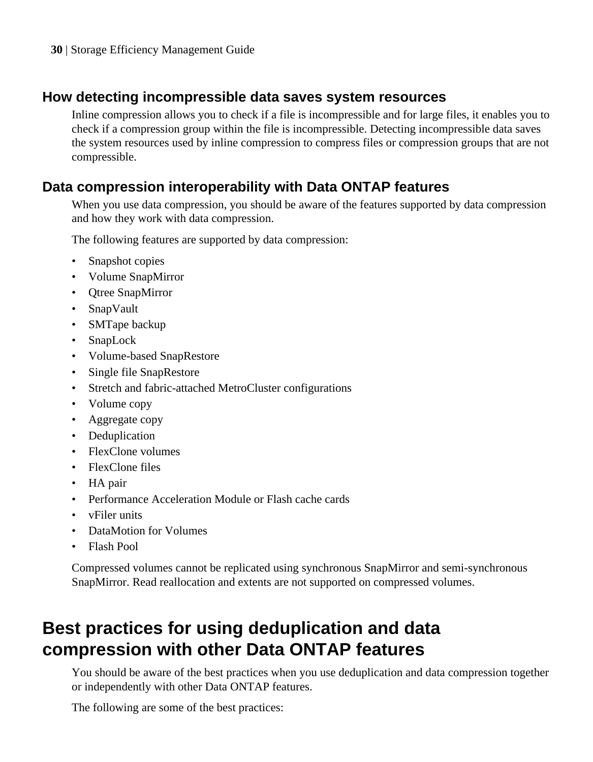### How detecting incompressible data saves system resources

Inline compression allows you to check if a file is incompressible and for large files, it enables you to check if a compression group within the file is incompressible. Detecting incompressible data saves the system resources used by inline compression to compress files or compression groups that are not compressible.

### Data compression interoperability with Data ONTAP features

When you use data compression, you should be aware of the features supported by data compression and how they work with data compression.

The following features are supported by data compression:

- Snapshot copies
- Volume SnapMirror
- Qtree SnapMirror
- SnapVault
- SMTape backup
- SnapLock
- Volume-based SnapRestore
- Single file SnapRestore
- Stretch and fabric-attached MetroCluster configurations
- Volume copy
- Aggregate copy
- Deduplication
- FlexClone volumes
- FlexClone files
- HA pair
- Performance Acceleration Module or Flash cache cards
- vFiler units
- DataMotion for Volumes
- Flash Pool

Compressed volumes cannot be replicated using synchronous SnapMirror and semi-synchronous SnapMirror. Read reallocation and extents are not supported on compressed volumes.

## Best practices for using deduplication and data compression with other Data ONTAP features

You should be aware of the best practices when you use deduplication and data compression together or independently with other Data ONTAP features.

The following are some of the best practices: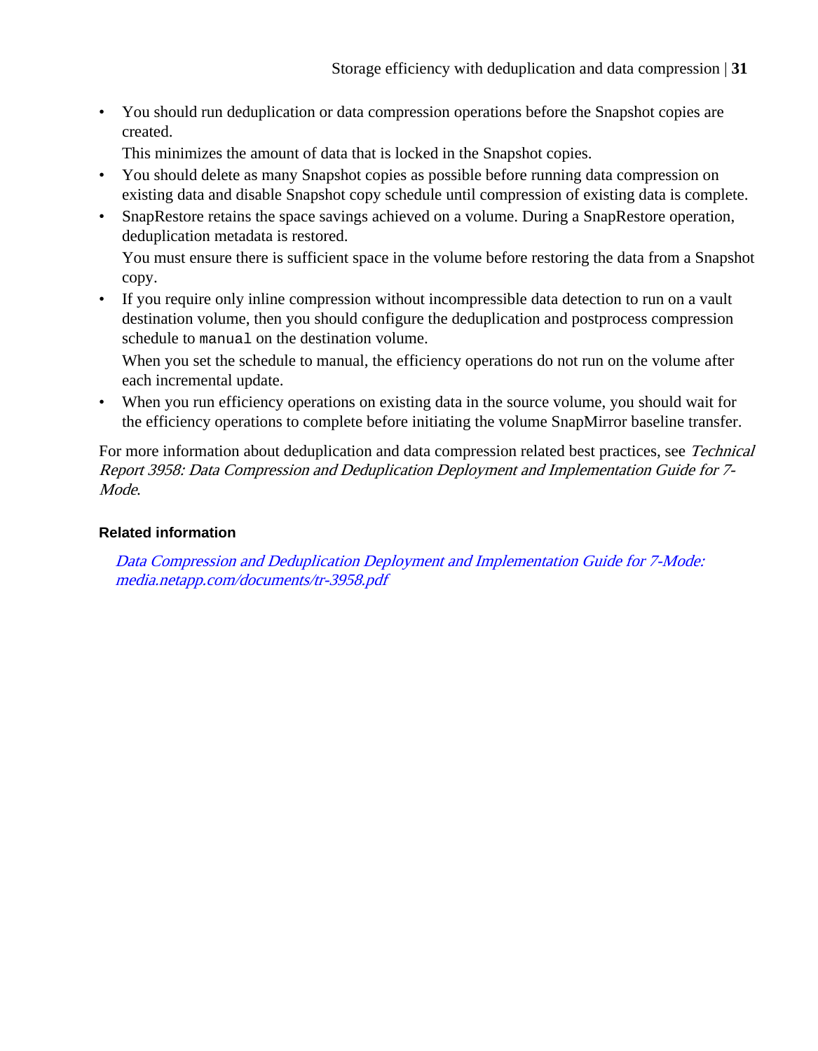- You should run deduplication or data compression operations before the Snapshot copies are created.
  
  This minimizes the amount of data that is locked in the Snapshot copies.
- You should delete as many Snapshot copies as possible before running data compression on existing data and disable Snapshot copy schedule until compression of existing data is complete.
- SnapRestore retains the space savings achieved on a volume. During a SnapRestore operation, deduplication metadata is restored.
  
  You must ensure there is sufficient space in the volume before restoring the data from a Snapshot copy.
- If you require only inline compression without incompressible data detection to run on a vault destination volume, then you should configure the deduplication and postprocess compression schedule to `manual` on the destination volume.
  
  When you set the schedule to manual, the efficiency operations do not run on the volume after each incremental update.
- When you run efficiency operations on existing data in the source volume, you should wait for the efficiency operations to complete before initiating the volume SnapMirror baseline transfer.

For more information about deduplication and data compression related best practices, see *Technical Report 3958: Data Compression and Deduplication Deployment and Implementation Guide for 7-Mode*.

**Related information**

*Data Compression and Deduplication Deployment and Implementation Guide for 7-Mode: media.netapp.com/documents/tr-3958.pdf*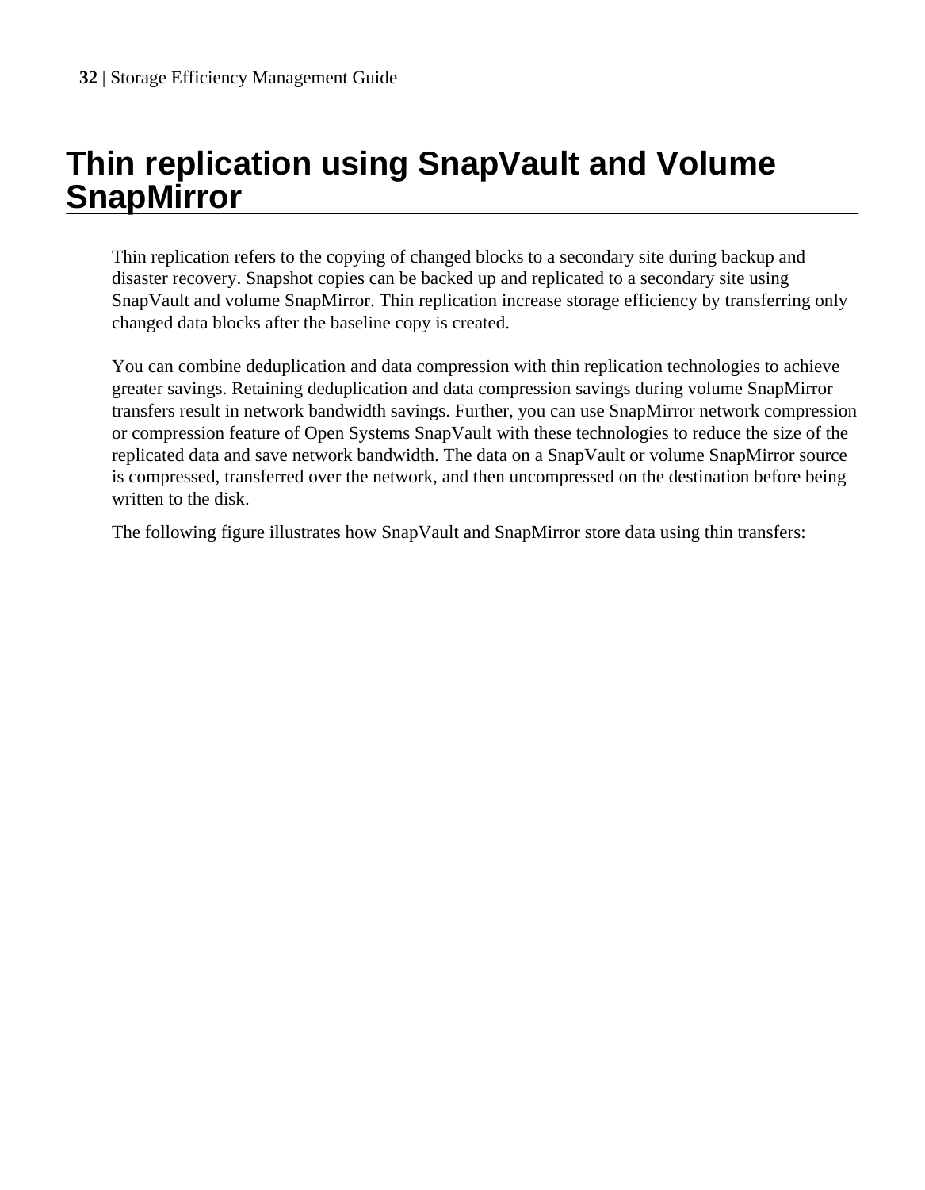# Thin replication using SnapVault and Volume SnapMirror

Thin replication refers to the copying of changed blocks to a secondary site during backup and disaster recovery. Snapshot copies can be backed up and replicated to a secondary site using SnapVault and volume SnapMirror. Thin replication increase storage efficiency by transferring only changed data blocks after the baseline copy is created.

You can combine deduplication and data compression with thin replication technologies to achieve greater savings. Retaining deduplication and data compression savings during volume SnapMirror transfers result in network bandwidth savings. Further, you can use SnapMirror network compression or compression feature of Open Systems SnapVault with these technologies to reduce the size of the replicated data and save network bandwidth. The data on a SnapVault or volume SnapMirror source is compressed, transferred over the network, and then uncompressed on the destination before being written to the disk.

The following figure illustrates how SnapVault and SnapMirror store data using thin transfers: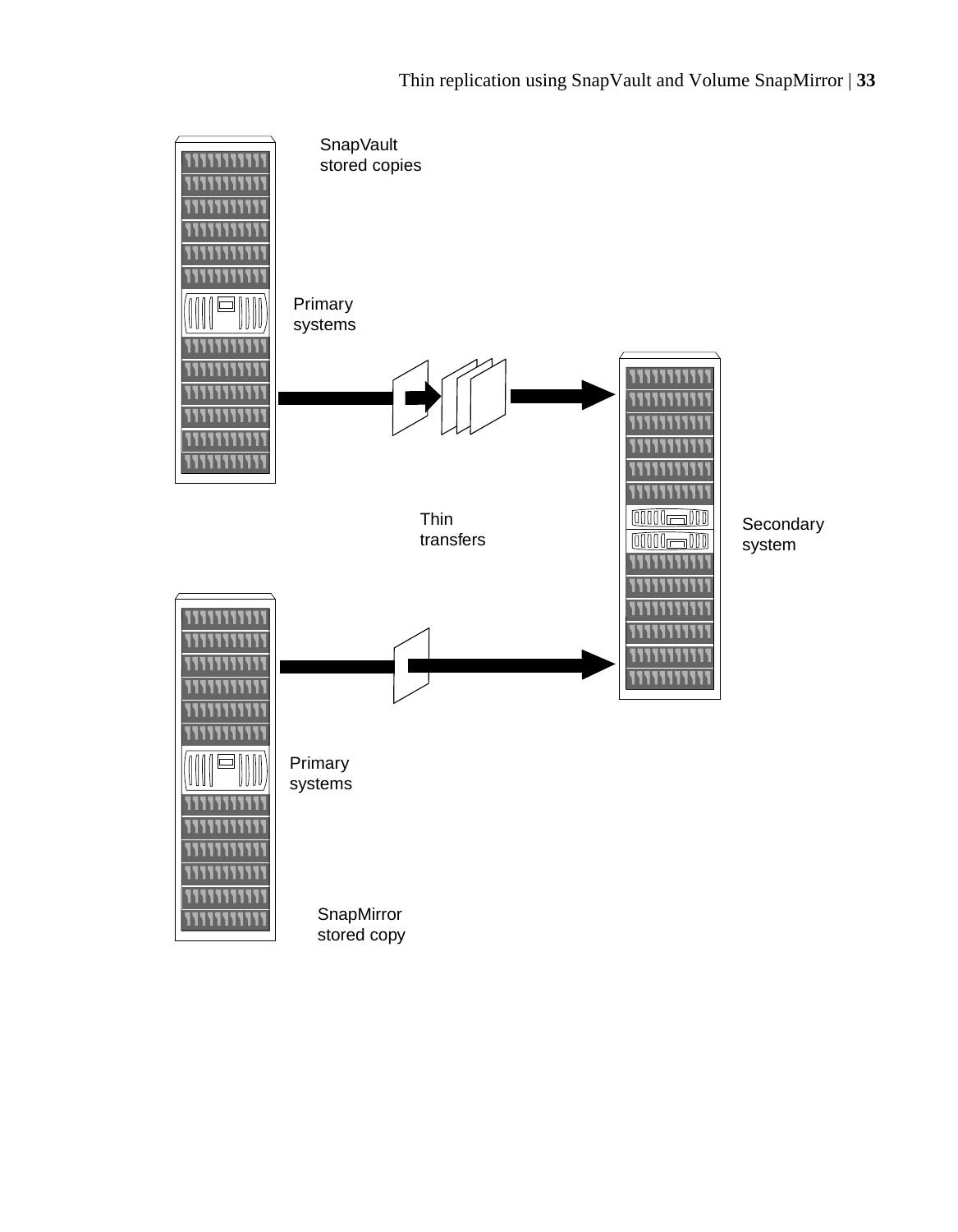SnapVault stored copies

Primary systems

Thin transfers

Secondary system

Primary systems

SnapMirror stored copy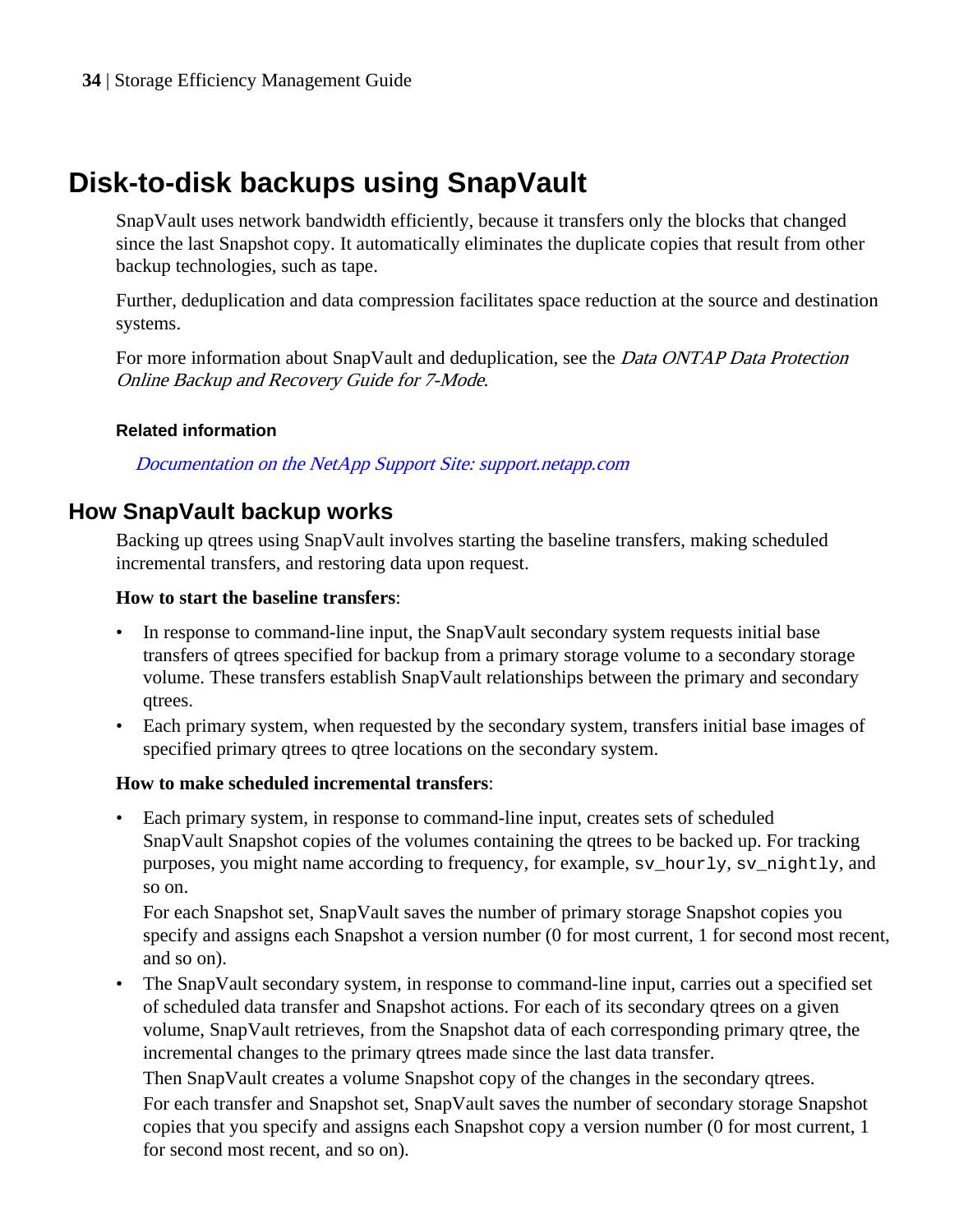# Disk-to-disk backups using SnapVault

SnapVault uses network bandwidth efficiently, because it transfers only the blocks that changed since the last Snapshot copy. It automatically eliminates the duplicate copies that result from other backup technologies, such as tape.

Further, deduplication and data compression facilitates space reduction at the source and destination systems.

For more information about SnapVault and deduplication, see the *Data ONTAP Data Protection Online Backup and Recovery Guide for 7-Mode*.

**Related information**

*Documentation on the NetApp Support Site: support.netapp.com*

## How SnapVault backup works

Backing up qtrees using SnapVault involves starting the baseline transfers, making scheduled incremental transfers, and restoring data upon request.

**How to start the baseline transfers**:

- In response to command-line input, the SnapVault secondary system requests initial base transfers of qtrees specified for backup from a primary storage volume to a secondary storage volume. These transfers establish SnapVault relationships between the primary and secondary qtrees.
- Each primary system, when requested by the secondary system, transfers initial base images of specified primary qtrees to qtree locations on the secondary system.

**How to make scheduled incremental transfers**:

- Each primary system, in response to command-line input, creates sets of scheduled SnapVault Snapshot copies of the volumes containing the qtrees to be backed up. For tracking purposes, you might name according to frequency, for example, `sv_hourly`, `sv_nightly`, and so on.

  For each Snapshot set, SnapVault saves the number of primary storage Snapshot copies you specify and assigns each Snapshot a version number (0 for most current, 1 for second most recent, and so on).
- The SnapVault secondary system, in response to command-line input, carries out a specified set of scheduled data transfer and Snapshot actions. For each of its secondary qtrees on a given volume, SnapVault retrieves, from the Snapshot data of each corresponding primary qtree, the incremental changes to the primary qtrees made since the last data transfer.

  Then SnapVault creates a volume Snapshot copy of the changes in the secondary qtrees.

  For each transfer and Snapshot set, SnapVault saves the number of secondary storage Snapshot copies that you specify and assigns each Snapshot copy a version number (0 for most current, 1 for second most recent, and so on).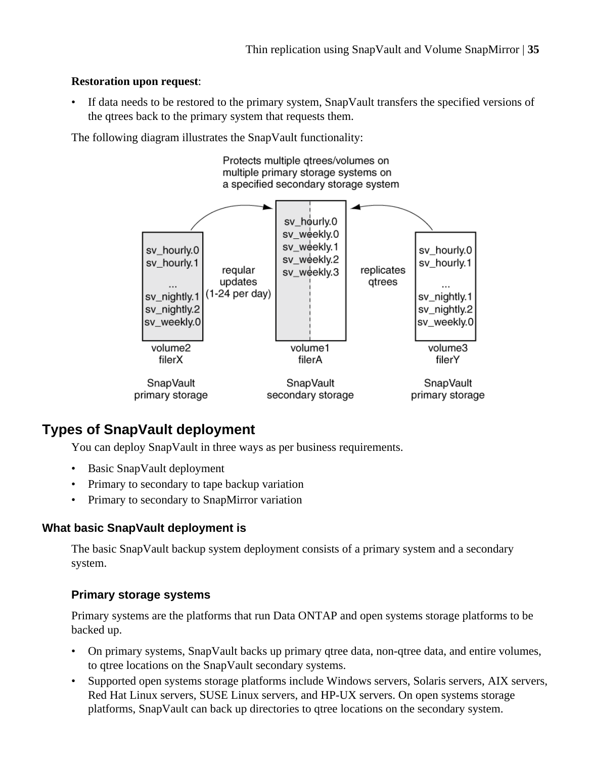**Restoration upon request**:

- If data needs to be restored to the primary system, SnapVault transfers the specified versions of the qtrees back to the primary system that requests them.

The following diagram illustrates the SnapVault functionality:

Protects multiple qtrees/volumes on multiple primary storage systems on a specified secondary storage system

sv_hourly.0
sv_hourly.1
...
sv_nightly.1
sv_nightly.2
sv_weekly.0

reqular updates (1-24 per day)

sv_hourly.0
sv_weekly.0
sv_weekly.1
sv_weekly.2
sv_weekly.3

replicates qtrees

sv_hourly.0
sv_hourly.1
...
sv_nightly.1
sv_nightly.2
sv_weekly.0

volume2 filerX — SnapVault primary storage

volume1 filerA — SnapVault secondary storage

volume3 filerY — SnapVault primary storage

## Types of SnapVault deployment

You can deploy SnapVault in three ways as per business requirements.

- Basic SnapVault deployment
- Primary to secondary to tape backup variation
- Primary to secondary to SnapMirror variation

### What basic SnapVault deployment is

The basic SnapVault backup system deployment consists of a primary system and a secondary system.

#### Primary storage systems

Primary systems are the platforms that run Data ONTAP and open systems storage platforms to be backed up.

- On primary systems, SnapVault backs up primary qtree data, non-qtree data, and entire volumes, to qtree locations on the SnapVault secondary systems.
- Supported open systems storage platforms include Windows servers, Solaris servers, AIX servers, Red Hat Linux servers, SUSE Linux servers, and HP-UX servers. On open systems storage platforms, SnapVault can back up directories to qtree locations on the secondary system.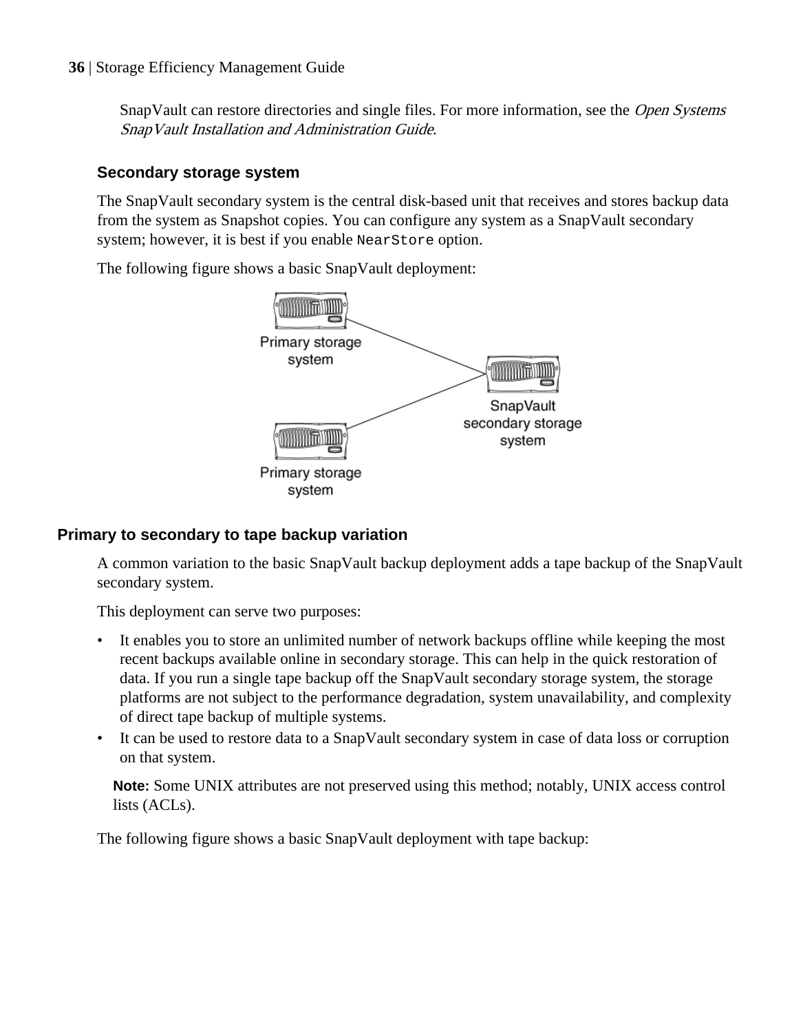SnapVault can restore directories and single files. For more information, see the *Open Systems SnapVault Installation and Administration Guide*.

### Secondary storage system

The SnapVault secondary system is the central disk-based unit that receives and stores backup data from the system as Snapshot copies. You can configure any system as a SnapVault secondary system; however, it is best if you enable `NearStore` option.

The following figure shows a basic SnapVault deployment:

Primary storage system

Primary storage system

SnapVault secondary storage system

## Primary to secondary to tape backup variation

A common variation to the basic SnapVault backup deployment adds a tape backup of the SnapVault secondary system.

This deployment can serve two purposes:

- It enables you to store an unlimited number of network backups offline while keeping the most recent backups available online in secondary storage. This can help in the quick restoration of data. If you run a single tape backup off the SnapVault secondary storage system, the storage platforms are not subject to the performance degradation, system unavailability, and complexity of direct tape backup of multiple systems.
- It can be used to restore data to a SnapVault secondary system in case of data loss or corruption on that system.

**Note:** Some UNIX attributes are not preserved using this method; notably, UNIX access control lists (ACLs).

The following figure shows a basic SnapVault deployment with tape backup: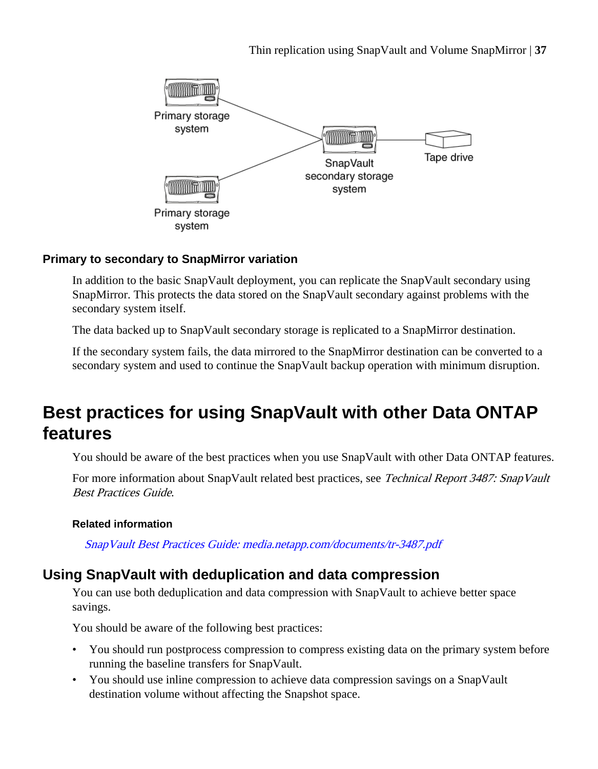### Primary to secondary to SnapMirror variation

In addition to the basic SnapVault deployment, you can replicate the SnapVault secondary using SnapMirror. This protects the data stored on the SnapVault secondary against problems with the secondary system itself.

The data backed up to SnapVault secondary storage is replicated to a SnapMirror destination.

If the secondary system fails, the data mirrored to the SnapMirror destination can be converted to a secondary system and used to continue the SnapVault backup operation with minimum disruption.

# Best practices for using SnapVault with other Data ONTAP features

You should be aware of the best practices when you use SnapVault with other Data ONTAP features.

For more information about SnapVault related best practices, see *Technical Report 3487: SnapVault Best Practices Guide*.

#### Related information

*SnapVault Best Practices Guide: media.netapp.com/documents/tr-3487.pdf*

## Using SnapVault with deduplication and data compression

You can use both deduplication and data compression with SnapVault to achieve better space savings.

You should be aware of the following best practices:

- You should run postprocess compression to compress existing data on the primary system before running the baseline transfers for SnapVault.
- You should use inline compression to achieve data compression savings on a SnapVault destination volume without affecting the Snapshot space.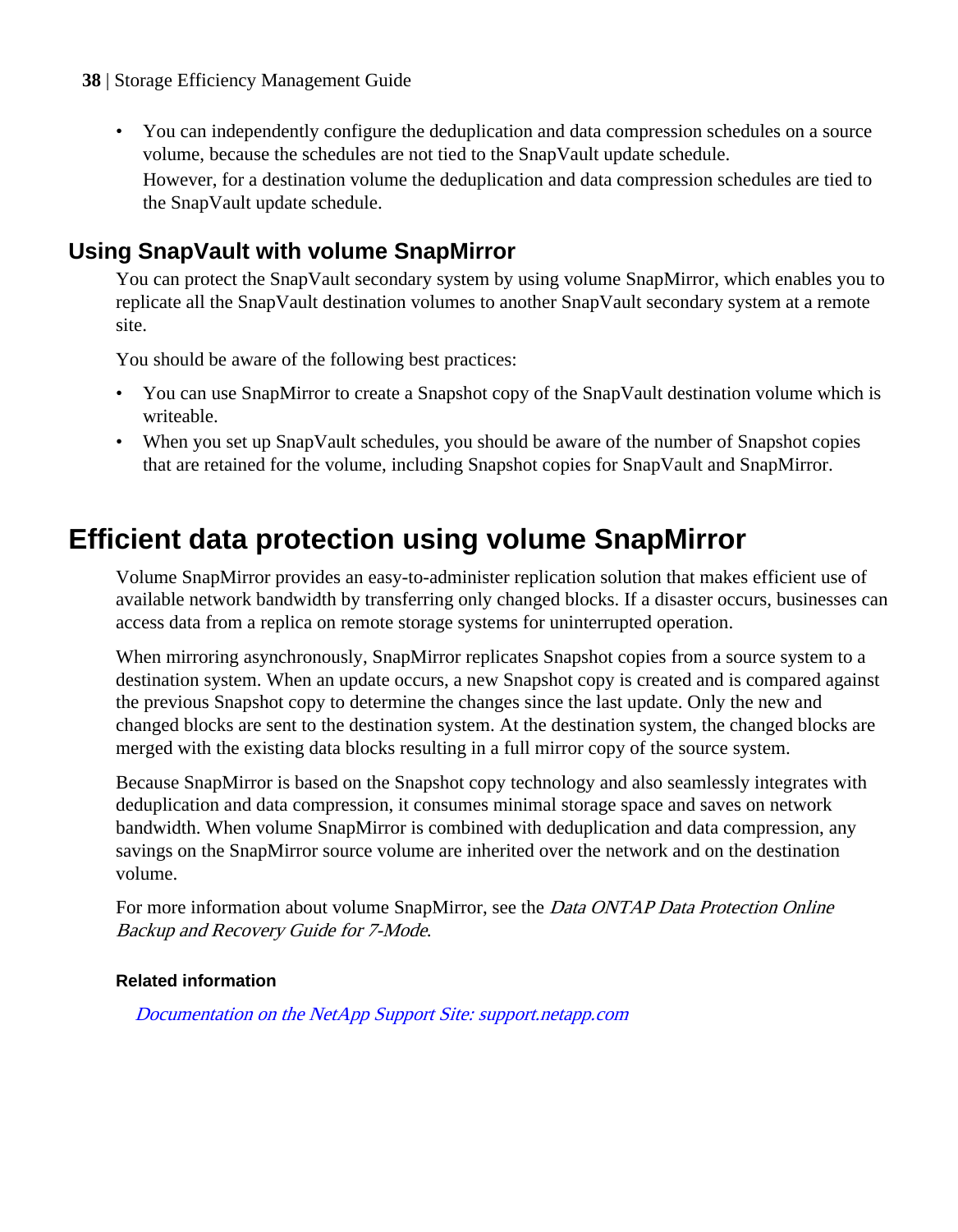- You can independently configure the deduplication and data compression schedules on a source volume, because the schedules are not tied to the SnapVault update schedule.

  However, for a destination volume the deduplication and data compression schedules are tied to the SnapVault update schedule.

## Using SnapVault with volume SnapMirror

You can protect the SnapVault secondary system by using volume SnapMirror, which enables you to replicate all the SnapVault destination volumes to another SnapVault secondary system at a remote site.

You should be aware of the following best practices:

- You can use SnapMirror to create a Snapshot copy of the SnapVault destination volume which is writeable.
- When you set up SnapVault schedules, you should be aware of the number of Snapshot copies that are retained for the volume, including Snapshot copies for SnapVault and SnapMirror.

# Efficient data protection using volume SnapMirror

Volume SnapMirror provides an easy-to-administer replication solution that makes efficient use of available network bandwidth by transferring only changed blocks. If a disaster occurs, businesses can access data from a replica on remote storage systems for uninterrupted operation.

When mirroring asynchronously, SnapMirror replicates Snapshot copies from a source system to a destination system. When an update occurs, a new Snapshot copy is created and is compared against the previous Snapshot copy to determine the changes since the last update. Only the new and changed blocks are sent to the destination system. At the destination system, the changed blocks are merged with the existing data blocks resulting in a full mirror copy of the source system.

Because SnapMirror is based on the Snapshot copy technology and also seamlessly integrates with deduplication and data compression, it consumes minimal storage space and saves on network bandwidth. When volume SnapMirror is combined with deduplication and data compression, any savings on the SnapMirror source volume are inherited over the network and on the destination volume.

For more information about volume SnapMirror, see the *Data ONTAP Data Protection Online Backup and Recovery Guide for 7-Mode*.

**Related information**

*Documentation on the NetApp Support Site: support.netapp.com*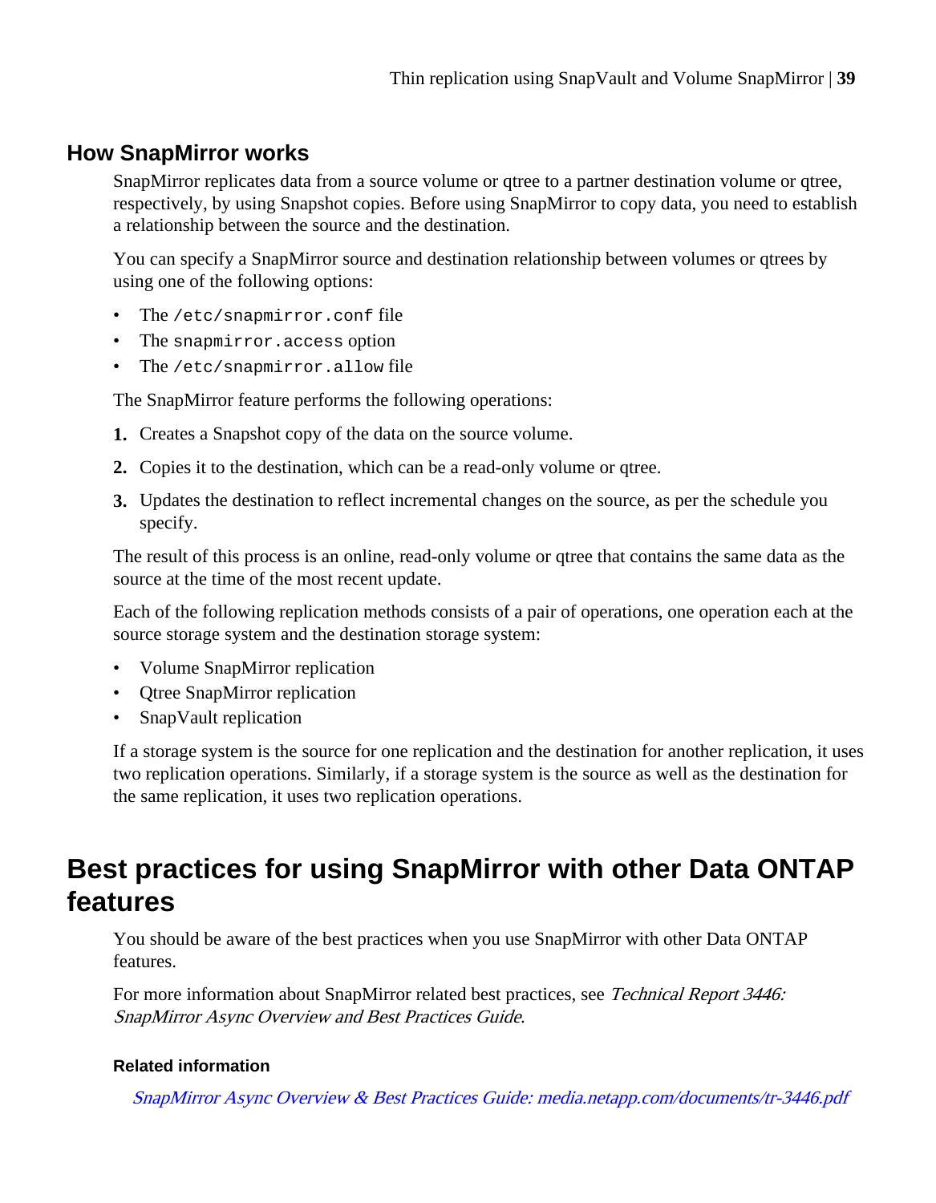## How SnapMirror works

SnapMirror replicates data from a source volume or qtree to a partner destination volume or qtree, respectively, by using Snapshot copies. Before using SnapMirror to copy data, you need to establish a relationship between the source and the destination.

You can specify a SnapMirror source and destination relationship between volumes or qtrees by using one of the following options:

- The `/etc/snapmirror.conf` file
- The `snapmirror.access` option
- The `/etc/snapmirror.allow` file

The SnapMirror feature performs the following operations:

1. Creates a Snapshot copy of the data on the source volume.
2. Copies it to the destination, which can be a read-only volume or qtree.
3. Updates the destination to reflect incremental changes on the source, as per the schedule you specify.

The result of this process is an online, read-only volume or qtree that contains the same data as the source at the time of the most recent update.

Each of the following replication methods consists of a pair of operations, one operation each at the source storage system and the destination storage system:

- Volume SnapMirror replication
- Qtree SnapMirror replication
- SnapVault replication

If a storage system is the source for one replication and the destination for another replication, it uses two replication operations. Similarly, if a storage system is the source as well as the destination for the same replication, it uses two replication operations.

# Best practices for using SnapMirror with other Data ONTAP features

You should be aware of the best practices when you use SnapMirror with other Data ONTAP features.

For more information about SnapMirror related best practices, see *Technical Report 3446: SnapMirror Async Overview and Best Practices Guide*.

#### Related information

*SnapMirror Async Overview & Best Practices Guide: media.netapp.com/documents/tr-3446.pdf*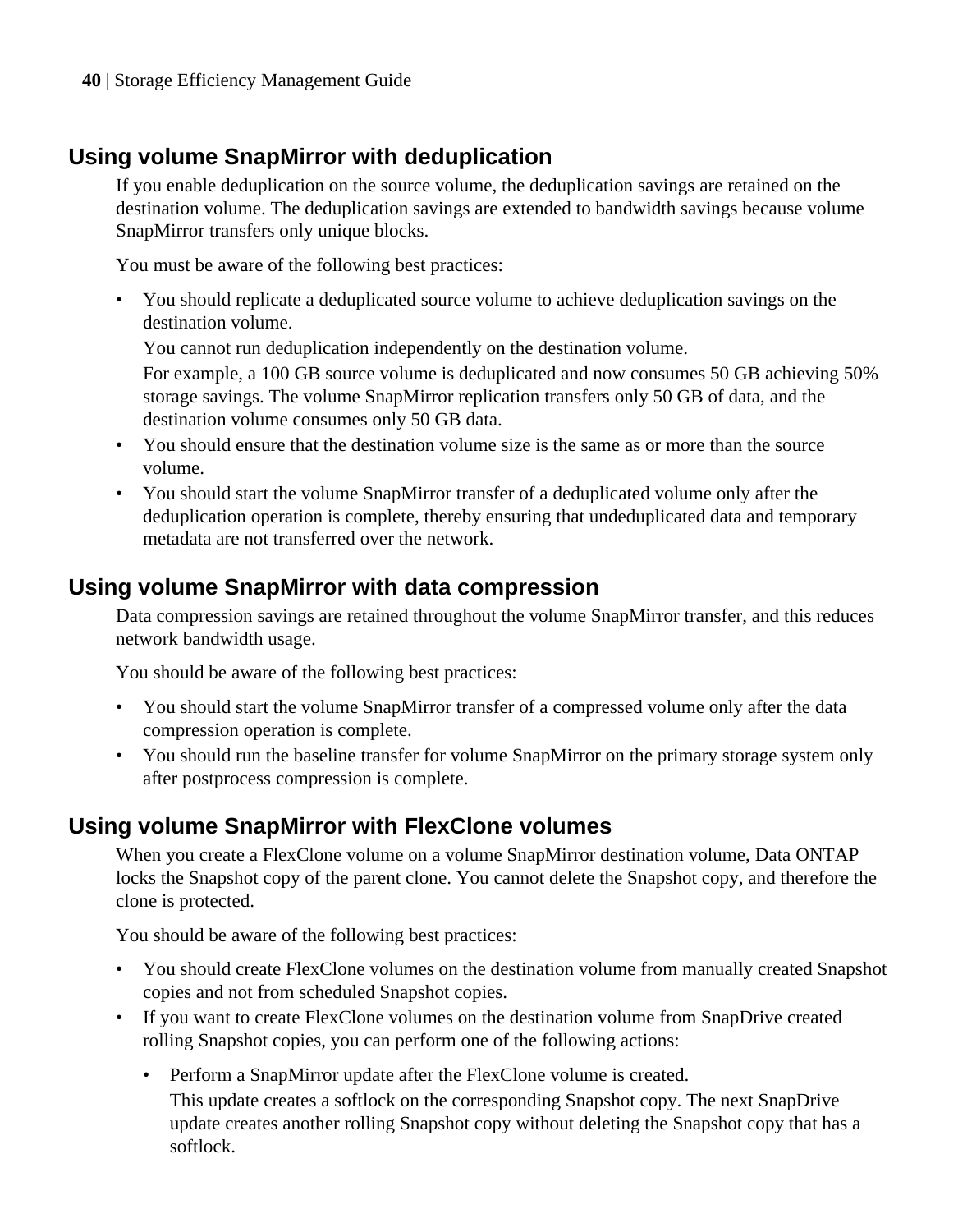## Using volume SnapMirror with deduplication

If you enable deduplication on the source volume, the deduplication savings are retained on the destination volume. The deduplication savings are extended to bandwidth savings because volume SnapMirror transfers only unique blocks.

You must be aware of the following best practices:

- You should replicate a deduplicated source volume to achieve deduplication savings on the destination volume.

  You cannot run deduplication independently on the destination volume.

  For example, a 100 GB source volume is deduplicated and now consumes 50 GB achieving 50% storage savings. The volume SnapMirror replication transfers only 50 GB of data, and the destination volume consumes only 50 GB data.
- You should ensure that the destination volume size is the same as or more than the source volume.
- You should start the volume SnapMirror transfer of a deduplicated volume only after the deduplication operation is complete, thereby ensuring that undeduplicated data and temporary metadata are not transferred over the network.

## Using volume SnapMirror with data compression

Data compression savings are retained throughout the volume SnapMirror transfer, and this reduces network bandwidth usage.

You should be aware of the following best practices:

- You should start the volume SnapMirror transfer of a compressed volume only after the data compression operation is complete.
- You should run the baseline transfer for volume SnapMirror on the primary storage system only after postprocess compression is complete.

## Using volume SnapMirror with FlexClone volumes

When you create a FlexClone volume on a volume SnapMirror destination volume, Data ONTAP locks the Snapshot copy of the parent clone. You cannot delete the Snapshot copy, and therefore the clone is protected.

You should be aware of the following best practices:

- You should create FlexClone volumes on the destination volume from manually created Snapshot copies and not from scheduled Snapshot copies.
- If you want to create FlexClone volumes on the destination volume from SnapDrive created rolling Snapshot copies, you can perform one of the following actions:
  - Perform a SnapMirror update after the FlexClone volume is created.

    This update creates a softlock on the corresponding Snapshot copy. The next SnapDrive update creates another rolling Snapshot copy without deleting the Snapshot copy that has a softlock.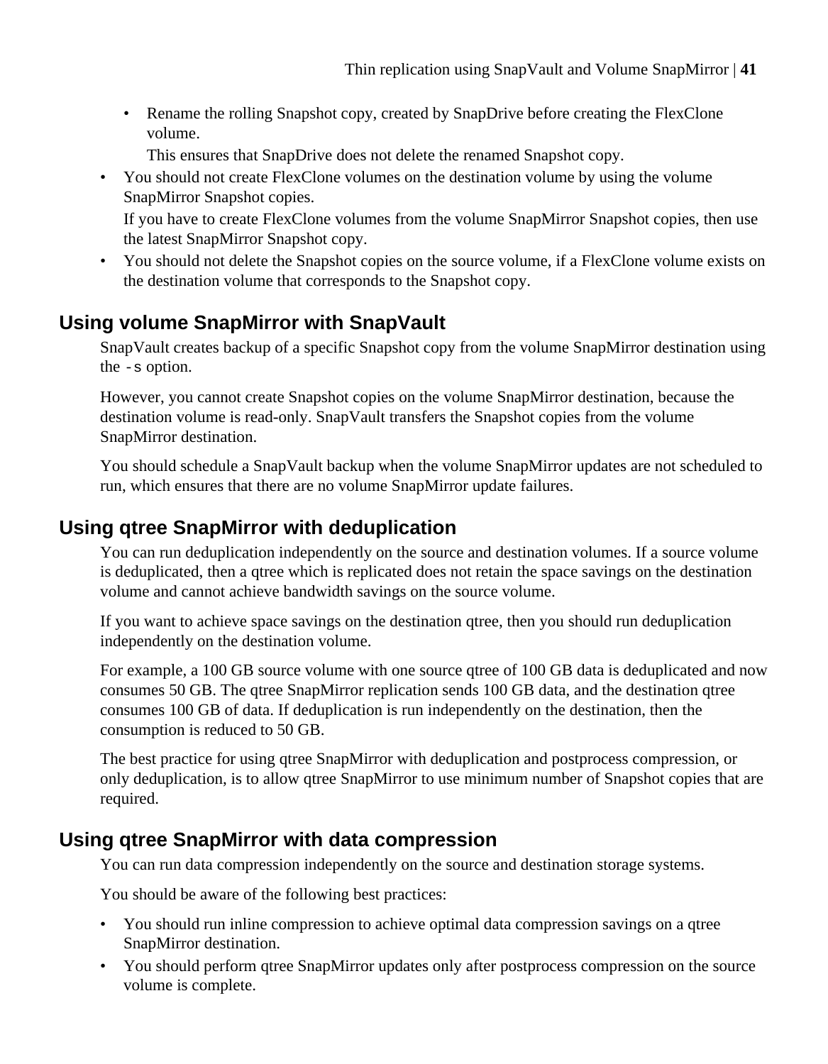- Rename the rolling Snapshot copy, created by SnapDrive before creating the FlexClone volume.

      This ensures that SnapDrive does not delete the renamed Snapshot copy.
- You should not create FlexClone volumes on the destination volume by using the volume SnapMirror Snapshot copies.

  If you have to create FlexClone volumes from the volume SnapMirror Snapshot copies, then use the latest SnapMirror Snapshot copy.
- You should not delete the Snapshot copies on the source volume, if a FlexClone volume exists on the destination volume that corresponds to the Snapshot copy.

## Using volume SnapMirror with SnapVault

SnapVault creates backup of a specific Snapshot copy from the volume SnapMirror destination using the `-s` option.

However, you cannot create Snapshot copies on the volume SnapMirror destination, because the destination volume is read-only. SnapVault transfers the Snapshot copies from the volume SnapMirror destination.

You should schedule a SnapVault backup when the volume SnapMirror updates are not scheduled to run, which ensures that there are no volume SnapMirror update failures.

## Using qtree SnapMirror with deduplication

You can run deduplication independently on the source and destination volumes. If a source volume is deduplicated, then a qtree which is replicated does not retain the space savings on the destination volume and cannot achieve bandwidth savings on the source volume.

If you want to achieve space savings on the destination qtree, then you should run deduplication independently on the destination volume.

For example, a 100 GB source volume with one source qtree of 100 GB data is deduplicated and now consumes 50 GB. The qtree SnapMirror replication sends 100 GB data, and the destination qtree consumes 100 GB of data. If deduplication is run independently on the destination, then the consumption is reduced to 50 GB.

The best practice for using qtree SnapMirror with deduplication and postprocess compression, or only deduplication, is to allow qtree SnapMirror to use minimum number of Snapshot copies that are required.

## Using qtree SnapMirror with data compression

You can run data compression independently on the source and destination storage systems.

You should be aware of the following best practices:

- You should run inline compression to achieve optimal data compression savings on a qtree SnapMirror destination.
- You should perform qtree SnapMirror updates only after postprocess compression on the source volume is complete.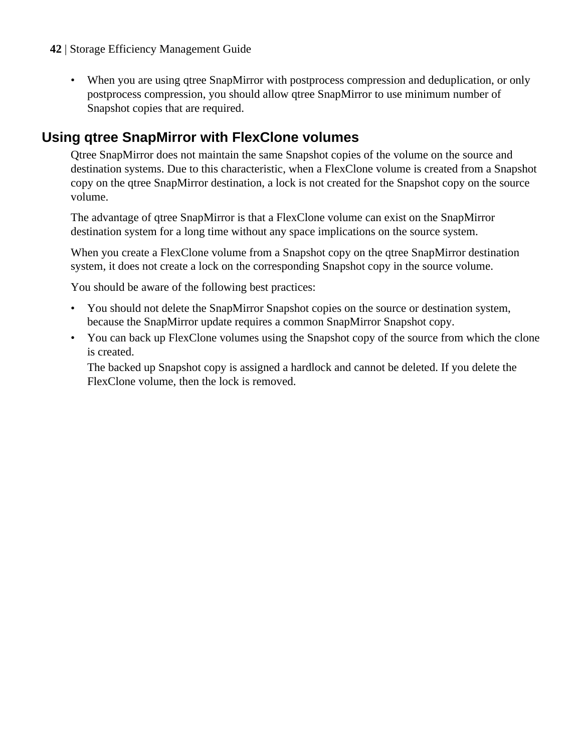- When you are using qtree SnapMirror with postprocess compression and deduplication, or only postprocess compression, you should allow qtree SnapMirror to use minimum number of Snapshot copies that are required.

## Using qtree SnapMirror with FlexClone volumes

Qtree SnapMirror does not maintain the same Snapshot copies of the volume on the source and destination systems. Due to this characteristic, when a FlexClone volume is created from a Snapshot copy on the qtree SnapMirror destination, a lock is not created for the Snapshot copy on the source volume.

The advantage of qtree SnapMirror is that a FlexClone volume can exist on the SnapMirror destination system for a long time without any space implications on the source system.

When you create a FlexClone volume from a Snapshot copy on the qtree SnapMirror destination system, it does not create a lock on the corresponding Snapshot copy in the source volume.

You should be aware of the following best practices:

- You should not delete the SnapMirror Snapshot copies on the source or destination system, because the SnapMirror update requires a common SnapMirror Snapshot copy.
- You can back up FlexClone volumes using the Snapshot copy of the source from which the clone is created.

  The backed up Snapshot copy is assigned a hardlock and cannot be deleted. If you delete the FlexClone volume, then the lock is removed.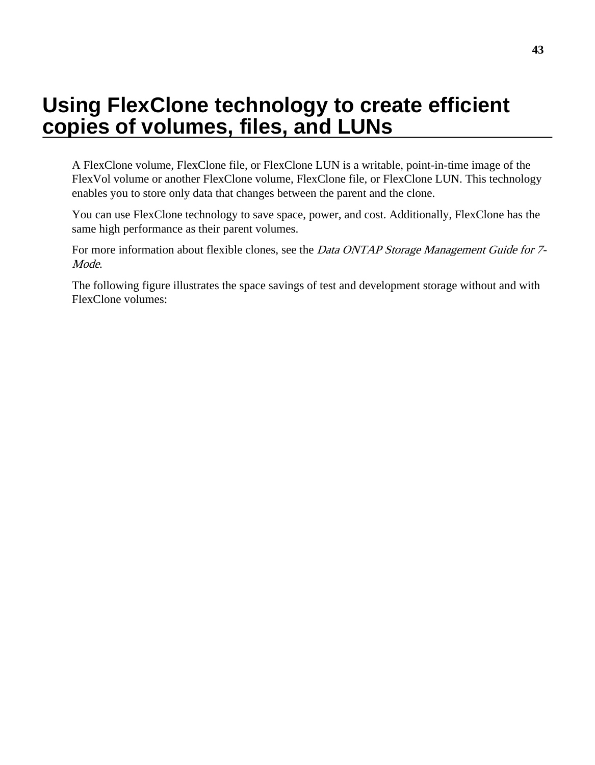# Using FlexClone technology to create efficient copies of volumes, files, and LUNs

A FlexClone volume, FlexClone file, or FlexClone LUN is a writable, point-in-time image of the FlexVol volume or another FlexClone volume, FlexClone file, or FlexClone LUN. This technology enables you to store only data that changes between the parent and the clone.

You can use FlexClone technology to save space, power, and cost. Additionally, FlexClone has the same high performance as their parent volumes.

For more information about flexible clones, see the *Data ONTAP Storage Management Guide for 7-Mode*.

The following figure illustrates the space savings of test and development storage without and with FlexClone volumes: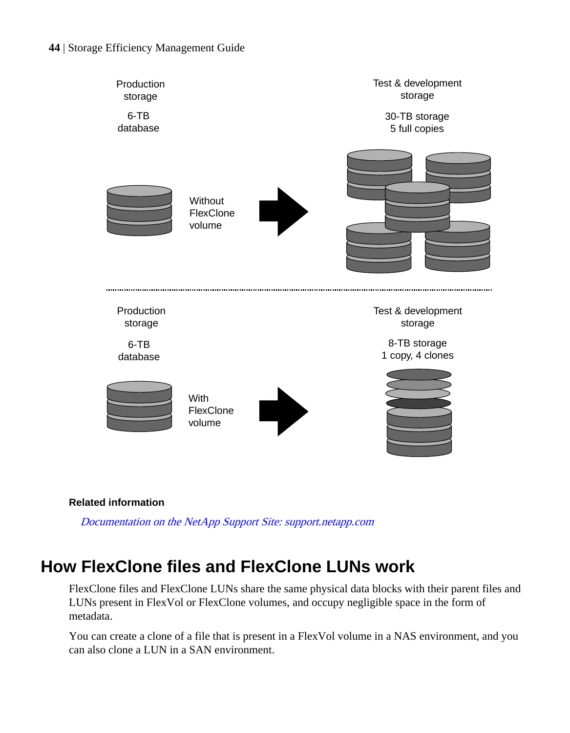Production storage

6-TB database

Without FlexClone volume

Test & development storage

30-TB storage
5 full copies

Production storage

6-TB database

With FlexClone volume

Test & development storage

8-TB storage
1 copy, 4 clones

**Related information**

*Documentation on the NetApp Support Site: support.netapp.com*

## How FlexClone files and FlexClone LUNs work

FlexClone files and FlexClone LUNs share the same physical data blocks with their parent files and LUNs present in FlexVol or FlexClone volumes, and occupy negligible space in the form of metadata.

You can create a clone of a file that is present in a FlexVol volume in a NAS environment, and you can also clone a LUN in a SAN environment.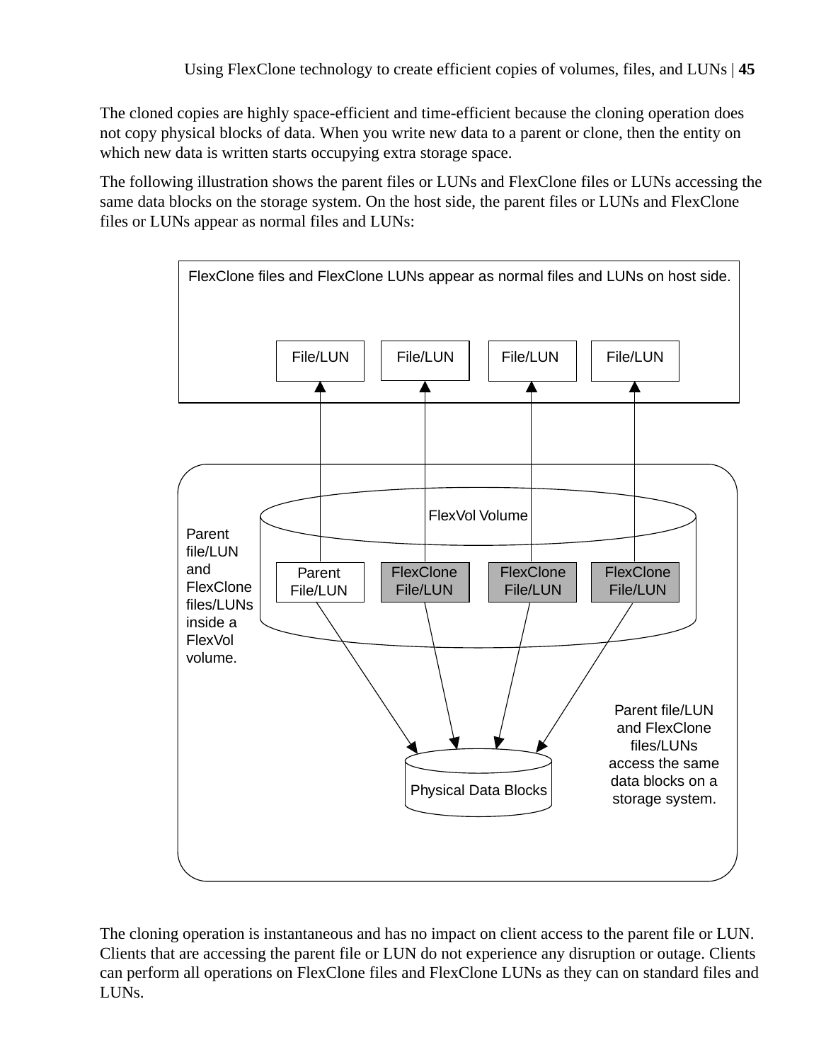The cloned copies are highly space-efficient and time-efficient because the cloning operation does not copy physical blocks of data. When you write new data to a parent or clone, then the entity on which new data is written starts occupying extra storage space.

The following illustration shows the parent files or LUNs and FlexClone files or LUNs accessing the same data blocks on the storage system. On the host side, the parent files or LUNs and FlexClone files or LUNs appear as normal files and LUNs:

FlexClone files and FlexClone LUNs appear as normal files and LUNs on host side.

File/LUN File/LUN File/LUN File/LUN

FlexVol Volume

Parent file/LUN and FlexClone files/LUNs inside a FlexVol volume.

Parent File/LUN FlexClone File/LUN FlexClone File/LUN FlexClone File/LUN

Physical Data Blocks

Parent file/LUN and FlexClone files/LUNs access the same data blocks on a storage system.

The cloning operation is instantaneous and has no impact on client access to the parent file or LUN. Clients that are accessing the parent file or LUN do not experience any disruption or outage. Clients can perform all operations on FlexClone files and FlexClone LUNs as they can on standard files and LUNs.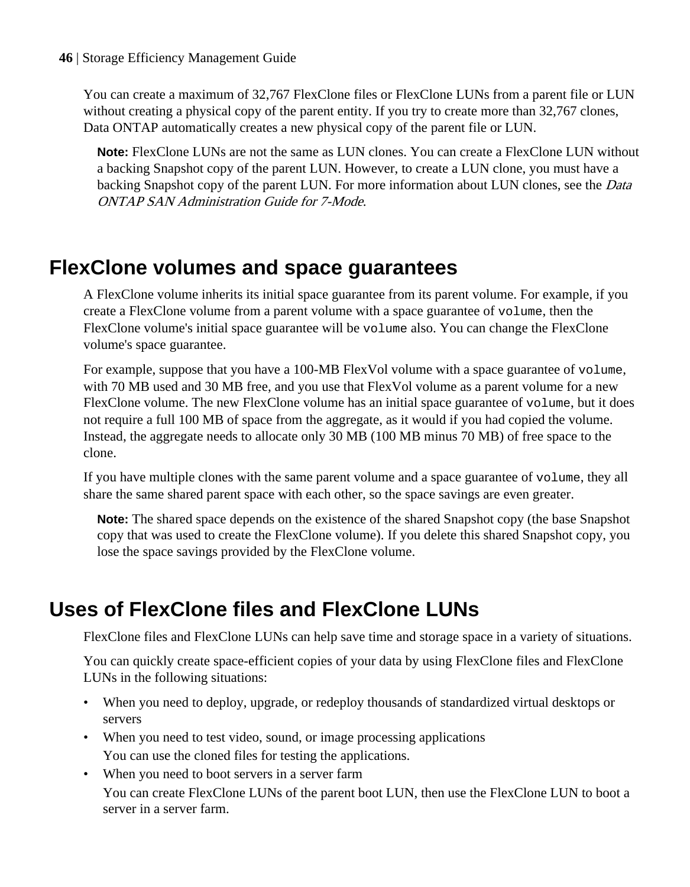You can create a maximum of 32,767 FlexClone files or FlexClone LUNs from a parent file or LUN without creating a physical copy of the parent entity. If you try to create more than 32,767 clones, Data ONTAP automatically creates a new physical copy of the parent file or LUN.

**Note:** FlexClone LUNs are not the same as LUN clones. You can create a FlexClone LUN without a backing Snapshot copy of the parent LUN. However, to create a LUN clone, you must have a backing Snapshot copy of the parent LUN. For more information about LUN clones, see the *Data ONTAP SAN Administration Guide for 7-Mode*.

## FlexClone volumes and space guarantees

A FlexClone volume inherits its initial space guarantee from its parent volume. For example, if you create a FlexClone volume from a parent volume with a space guarantee of `volume`, then the FlexClone volume's initial space guarantee will be `volume` also. You can change the FlexClone volume's space guarantee.

For example, suppose that you have a 100-MB FlexVol volume with a space guarantee of `volume`, with 70 MB used and 30 MB free, and you use that FlexVol volume as a parent volume for a new FlexClone volume. The new FlexClone volume has an initial space guarantee of `volume`, but it does not require a full 100 MB of space from the aggregate, as it would if you had copied the volume. Instead, the aggregate needs to allocate only 30 MB (100 MB minus 70 MB) of free space to the clone.

If you have multiple clones with the same parent volume and a space guarantee of `volume`, they all share the same shared parent space with each other, so the space savings are even greater.

**Note:** The shared space depends on the existence of the shared Snapshot copy (the base Snapshot copy that was used to create the FlexClone volume). If you delete this shared Snapshot copy, you lose the space savings provided by the FlexClone volume.

## Uses of FlexClone files and FlexClone LUNs

FlexClone files and FlexClone LUNs can help save time and storage space in a variety of situations.

You can quickly create space-efficient copies of your data by using FlexClone files and FlexClone LUNs in the following situations:

- When you need to deploy, upgrade, or redeploy thousands of standardized virtual desktops or servers
- When you need to test video, sound, or image processing applications

  You can use the cloned files for testing the applications.
- When you need to boot servers in a server farm

  You can create FlexClone LUNs of the parent boot LUN, then use the FlexClone LUN to boot a server in a server farm.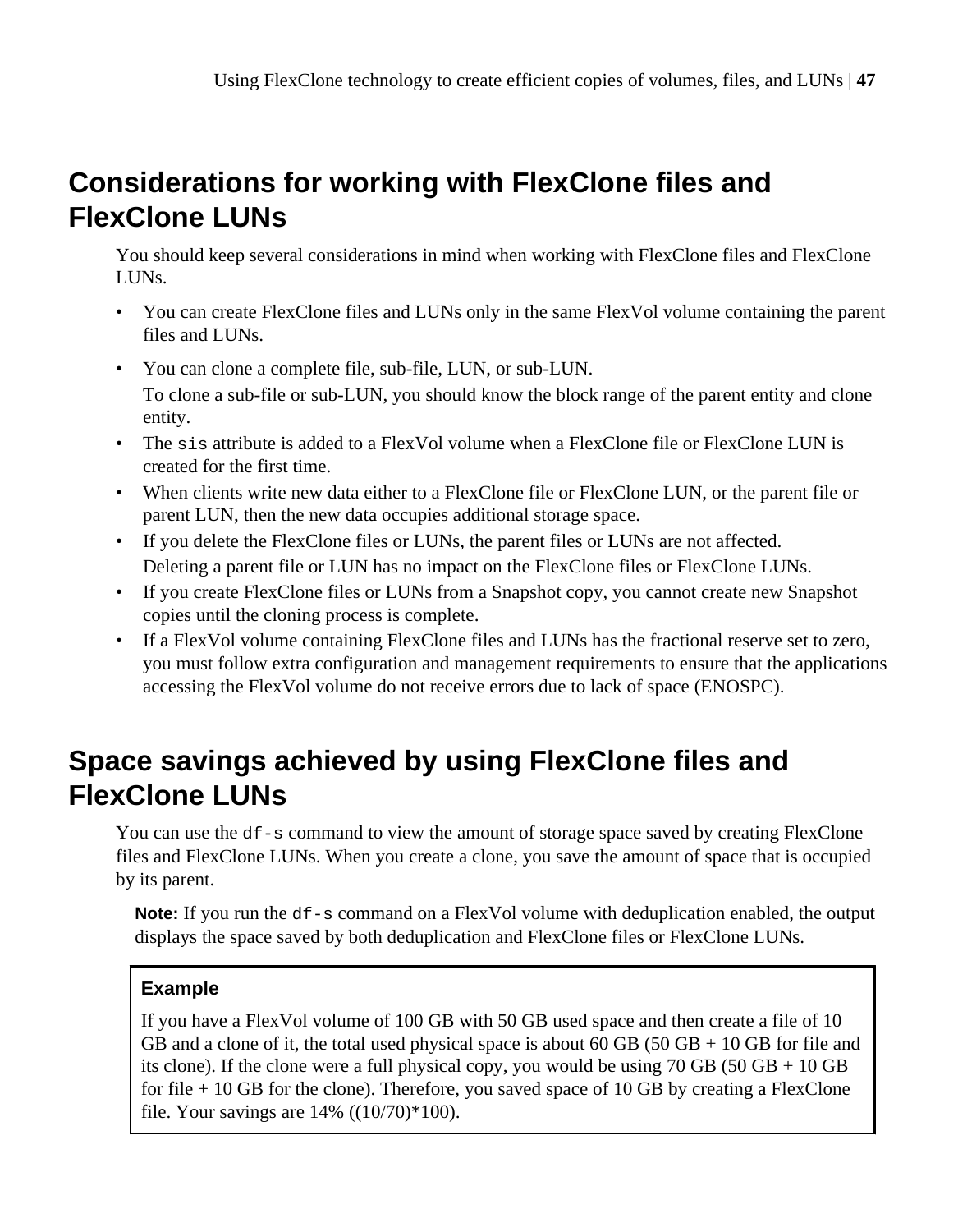## Considerations for working with FlexClone files and FlexClone LUNs

You should keep several considerations in mind when working with FlexClone files and FlexClone LUNs.

- You can create FlexClone files and LUNs only in the same FlexVol volume containing the parent files and LUNs.
- You can clone a complete file, sub-file, LUN, or sub-LUN.

  To clone a sub-file or sub-LUN, you should know the block range of the parent entity and clone entity.
- The `sis` attribute is added to a FlexVol volume when a FlexClone file or FlexClone LUN is created for the first time.
- When clients write new data either to a FlexClone file or FlexClone LUN, or the parent file or parent LUN, then the new data occupies additional storage space.
- If you delete the FlexClone files or LUNs, the parent files or LUNs are not affected.

  Deleting a parent file or LUN has no impact on the FlexClone files or FlexClone LUNs.
- If you create FlexClone files or LUNs from a Snapshot copy, you cannot create new Snapshot copies until the cloning process is complete.
- If a FlexVol volume containing FlexClone files and LUNs has the fractional reserve set to zero, you must follow extra configuration and management requirements to ensure that the applications accessing the FlexVol volume do not receive errors due to lack of space (ENOSPC).

## Space savings achieved by using FlexClone files and FlexClone LUNs

You can use the `df-s` command to view the amount of storage space saved by creating FlexClone files and FlexClone LUNs. When you create a clone, you save the amount of space that is occupied by its parent.

**Note:** If you run the `df-s` command on a FlexVol volume with deduplication enabled, the output displays the space saved by both deduplication and FlexClone files or FlexClone LUNs.

> **Example**
>
> If you have a FlexVol volume of 100 GB with 50 GB used space and then create a file of 10 GB and a clone of it, the total used physical space is about 60 GB (50 GB + 10 GB for file and its clone). If the clone were a full physical copy, you would be using 70 GB (50 GB + 10 GB for file + 10 GB for the clone). Therefore, you saved space of 10 GB by creating a FlexClone file. Your savings are 14% ((10/70)*100).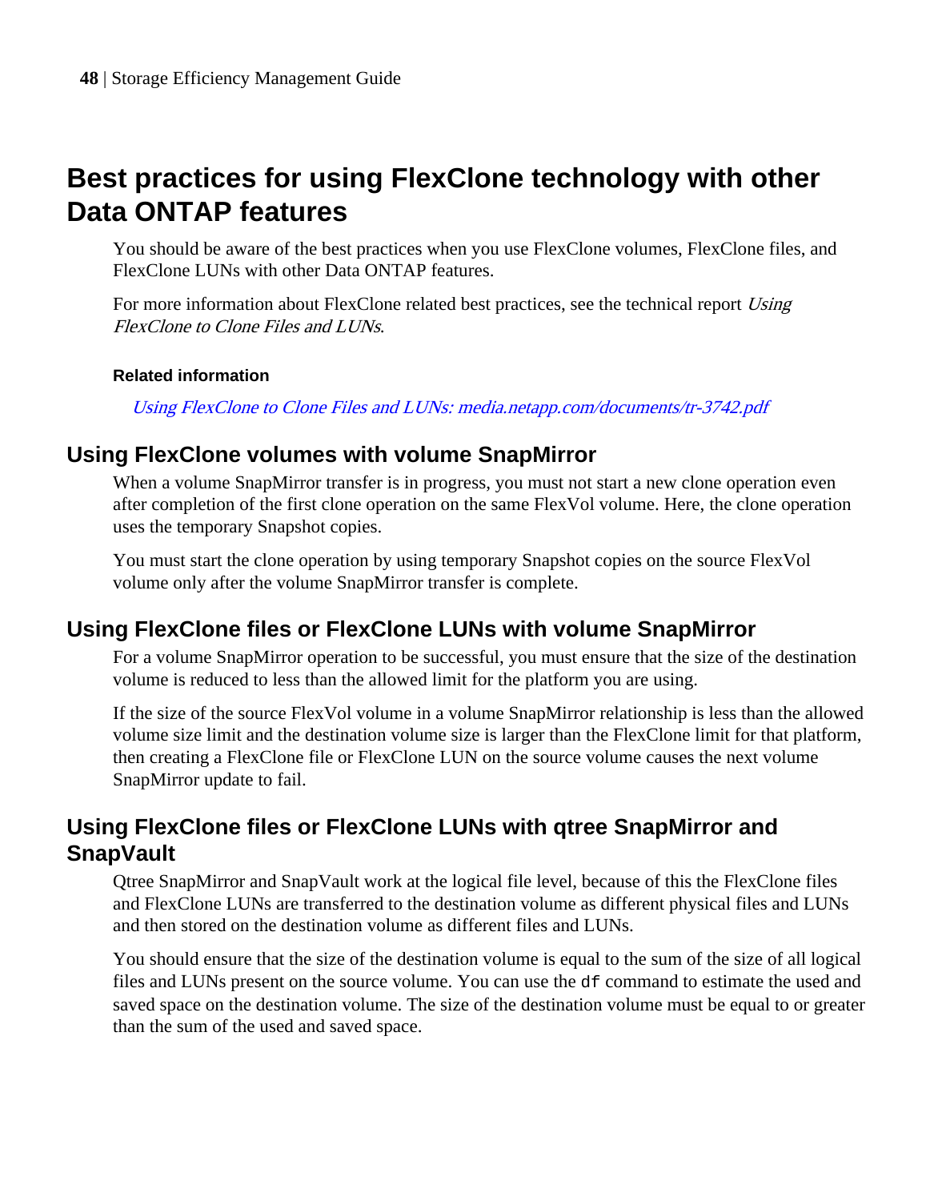# Best practices for using FlexClone technology with other Data ONTAP features

You should be aware of the best practices when you use FlexClone volumes, FlexClone files, and FlexClone LUNs with other Data ONTAP features.

For more information about FlexClone related best practices, see the technical report *Using FlexClone to Clone Files and LUNs*.

**Related information**

*Using FlexClone to Clone Files and LUNs: media.netapp.com/documents/tr-3742.pdf*

## Using FlexClone volumes with volume SnapMirror

When a volume SnapMirror transfer is in progress, you must not start a new clone operation even after completion of the first clone operation on the same FlexVol volume. Here, the clone operation uses the temporary Snapshot copies.

You must start the clone operation by using temporary Snapshot copies on the source FlexVol volume only after the volume SnapMirror transfer is complete.

## Using FlexClone files or FlexClone LUNs with volume SnapMirror

For a volume SnapMirror operation to be successful, you must ensure that the size of the destination volume is reduced to less than the allowed limit for the platform you are using.

If the size of the source FlexVol volume in a volume SnapMirror relationship is less than the allowed volume size limit and the destination volume size is larger than the FlexClone limit for that platform, then creating a FlexClone file or FlexClone LUN on the source volume causes the next volume SnapMirror update to fail.

## Using FlexClone files or FlexClone LUNs with qtree SnapMirror and SnapVault

Qtree SnapMirror and SnapVault work at the logical file level, because of this the FlexClone files and FlexClone LUNs are transferred to the destination volume as different physical files and LUNs and then stored on the destination volume as different files and LUNs.

You should ensure that the size of the destination volume is equal to the sum of the size of all logical files and LUNs present on the source volume. You can use the `df` command to estimate the used and saved space on the destination volume. The size of the destination volume must be equal to or greater than the sum of the used and saved space.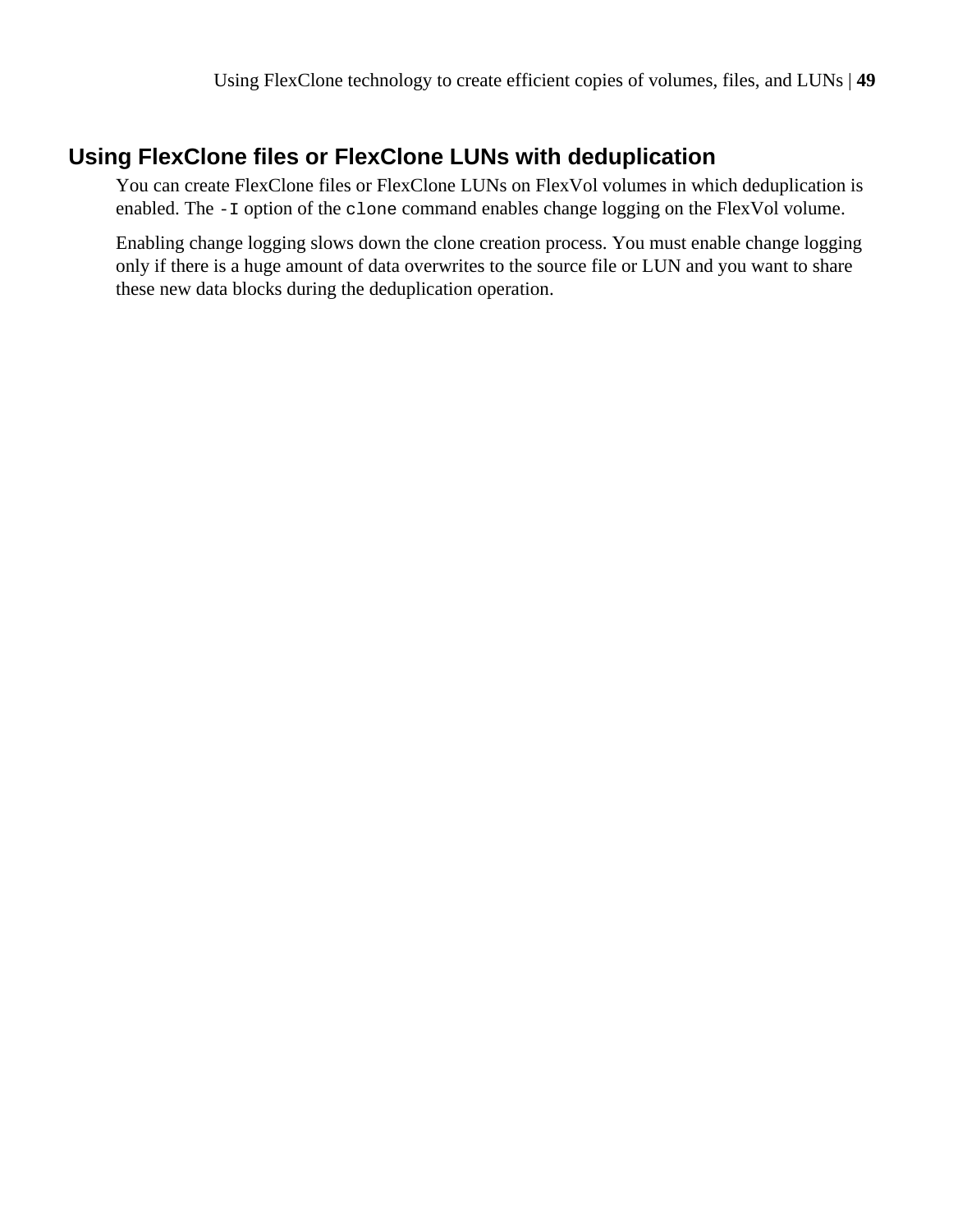## Using FlexClone files or FlexClone LUNs with deduplication

You can create FlexClone files or FlexClone LUNs on FlexVol volumes in which deduplication is enabled. The `-I` option of the `clone` command enables change logging on the FlexVol volume.

Enabling change logging slows down the clone creation process. You must enable change logging only if there is a huge amount of data overwrites to the source file or LUN and you want to share these new data blocks during the deduplication operation.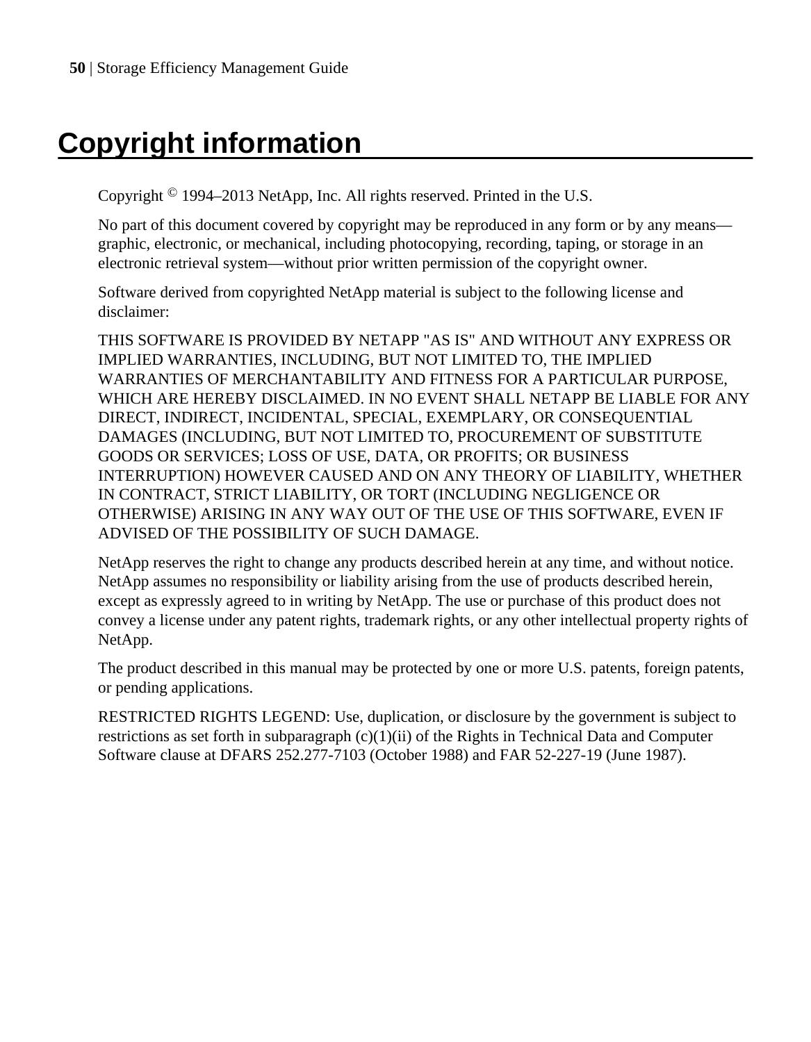# Copyright information

Copyright © 1994–2013 NetApp, Inc. All rights reserved. Printed in the U.S.

No part of this document covered by copyright may be reproduced in any form or by any means—graphic, electronic, or mechanical, including photocopying, recording, taping, or storage in an electronic retrieval system—without prior written permission of the copyright owner.

Software derived from copyrighted NetApp material is subject to the following license and disclaimer:

THIS SOFTWARE IS PROVIDED BY NETAPP "AS IS" AND WITHOUT ANY EXPRESS OR IMPLIED WARRANTIES, INCLUDING, BUT NOT LIMITED TO, THE IMPLIED WARRANTIES OF MERCHANTABILITY AND FITNESS FOR A PARTICULAR PURPOSE, WHICH ARE HEREBY DISCLAIMED. IN NO EVENT SHALL NETAPP BE LIABLE FOR ANY DIRECT, INDIRECT, INCIDENTAL, SPECIAL, EXEMPLARY, OR CONSEQUENTIAL DAMAGES (INCLUDING, BUT NOT LIMITED TO, PROCUREMENT OF SUBSTITUTE GOODS OR SERVICES; LOSS OF USE, DATA, OR PROFITS; OR BUSINESS INTERRUPTION) HOWEVER CAUSED AND ON ANY THEORY OF LIABILITY, WHETHER IN CONTRACT, STRICT LIABILITY, OR TORT (INCLUDING NEGLIGENCE OR OTHERWISE) ARISING IN ANY WAY OUT OF THE USE OF THIS SOFTWARE, EVEN IF ADVISED OF THE POSSIBILITY OF SUCH DAMAGE.

NetApp reserves the right to change any products described herein at any time, and without notice. NetApp assumes no responsibility or liability arising from the use of products described herein, except as expressly agreed to in writing by NetApp. The use or purchase of this product does not convey a license under any patent rights, trademark rights, or any other intellectual property rights of NetApp.

The product described in this manual may be protected by one or more U.S. patents, foreign patents, or pending applications.

RESTRICTED RIGHTS LEGEND: Use, duplication, or disclosure by the government is subject to restrictions as set forth in subparagraph (c)(1)(ii) of the Rights in Technical Data and Computer Software clause at DFARS 252.277-7103 (October 1988) and FAR 52-227-19 (June 1987).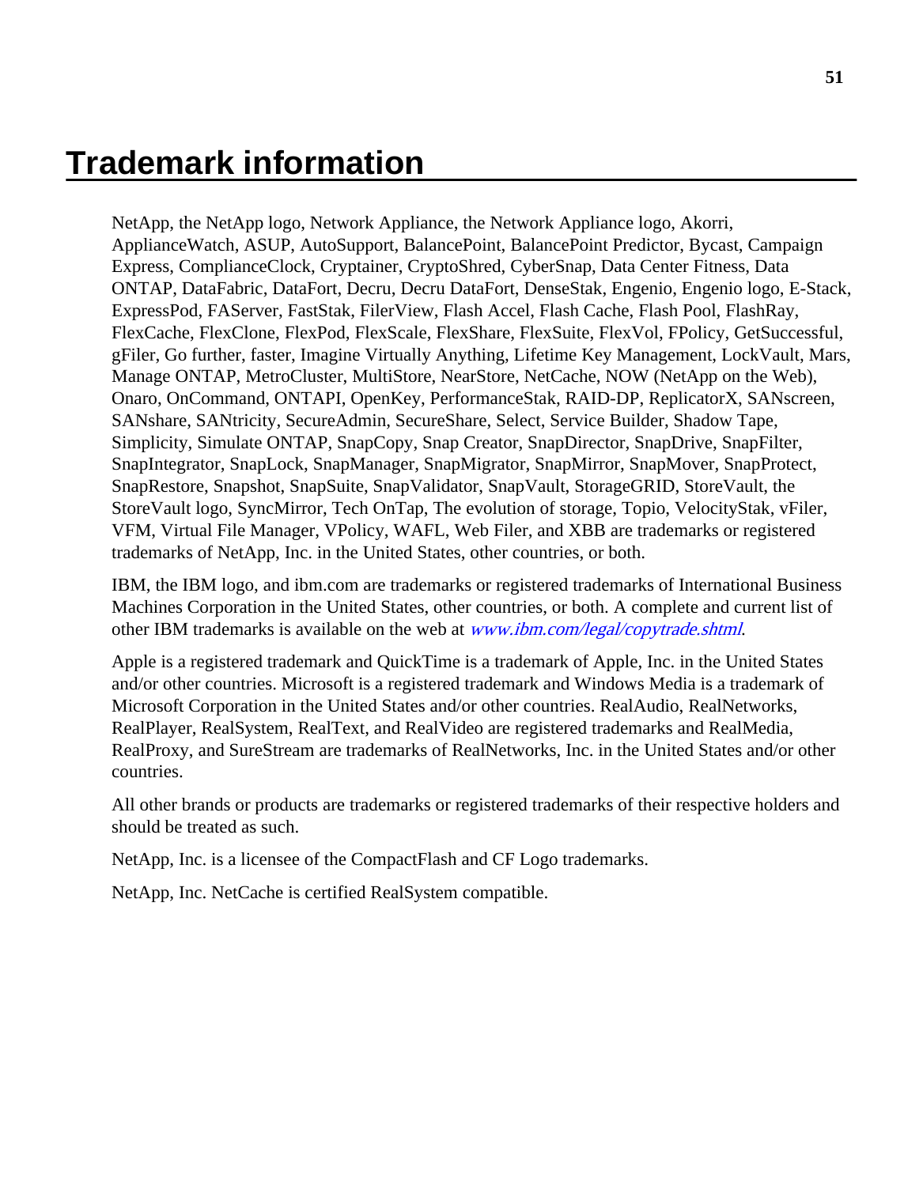# Trademark information

NetApp, the NetApp logo, Network Appliance, the Network Appliance logo, Akorri, ApplianceWatch, ASUP, AutoSupport, BalancePoint, BalancePoint Predictor, Bycast, Campaign Express, ComplianceClock, Cryptainer, CryptoShred, CyberSnap, Data Center Fitness, Data ONTAP, DataFabric, DataFort, Decru, Decru DataFort, DenseStak, Engenio, Engenio logo, E-Stack, ExpressPod, FAServer, FastStak, FilerView, Flash Accel, Flash Cache, Flash Pool, FlashRay, FlexCache, FlexClone, FlexPod, FlexScale, FlexShare, FlexSuite, FlexVol, FPolicy, GetSuccessful, gFiler, Go further, faster, Imagine Virtually Anything, Lifetime Key Management, LockVault, Mars, Manage ONTAP, MetroCluster, MultiStore, NearStore, NetCache, NOW (NetApp on the Web), Onaro, OnCommand, ONTAPI, OpenKey, PerformanceStak, RAID-DP, ReplicatorX, SANscreen, SANshare, SANtricity, SecureAdmin, SecureShare, Select, Service Builder, Shadow Tape, Simplicity, Simulate ONTAP, SnapCopy, Snap Creator, SnapDirector, SnapDrive, SnapFilter, SnapIntegrator, SnapLock, SnapManager, SnapMigrator, SnapMirror, SnapMover, SnapProtect, SnapRestore, Snapshot, SnapSuite, SnapValidator, SnapVault, StorageGRID, StoreVault, the StoreVault logo, SyncMirror, Tech OnTap, The evolution of storage, Topio, VelocityStak, vFiler, VFM, Virtual File Manager, VPolicy, WAFL, Web Filer, and XBB are trademarks or registered trademarks of NetApp, Inc. in the United States, other countries, or both.

IBM, the IBM logo, and ibm.com are trademarks or registered trademarks of International Business Machines Corporation in the United States, other countries, or both. A complete and current list of other IBM trademarks is available on the web at *www.ibm.com/legal/copytrade.shtml*.

Apple is a registered trademark and QuickTime is a trademark of Apple, Inc. in the United States and/or other countries. Microsoft is a registered trademark and Windows Media is a trademark of Microsoft Corporation in the United States and/or other countries. RealAudio, RealNetworks, RealPlayer, RealSystem, RealText, and RealVideo are registered trademarks and RealMedia, RealProxy, and SureStream are trademarks of RealNetworks, Inc. in the United States and/or other countries.

All other brands or products are trademarks or registered trademarks of their respective holders and should be treated as such.

NetApp, Inc. is a licensee of the CompactFlash and CF Logo trademarks.

NetApp, Inc. NetCache is certified RealSystem compatible.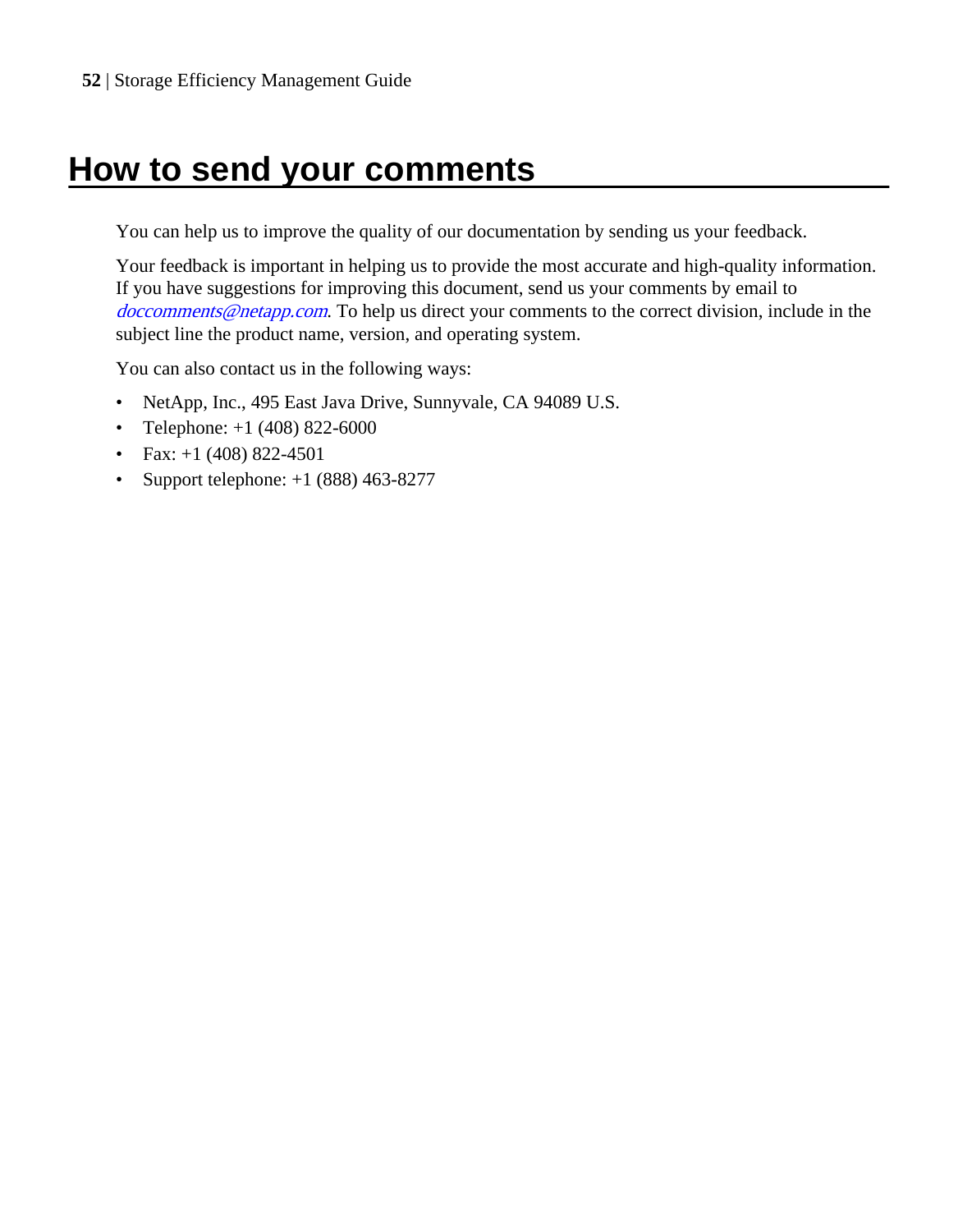# How to send your comments

You can help us to improve the quality of our documentation by sending us your feedback.

Your feedback is important in helping us to provide the most accurate and high-quality information. If you have suggestions for improving this document, send us your comments by email to *doccomments@netapp.com*. To help us direct your comments to the correct division, include in the subject line the product name, version, and operating system.

You can also contact us in the following ways:

- NetApp, Inc., 495 East Java Drive, Sunnyvale, CA 94089 U.S.
- Telephone: +1 (408) 822-6000
- Fax: +1 (408) 822-4501
- Support telephone: +1 (888) 463-8277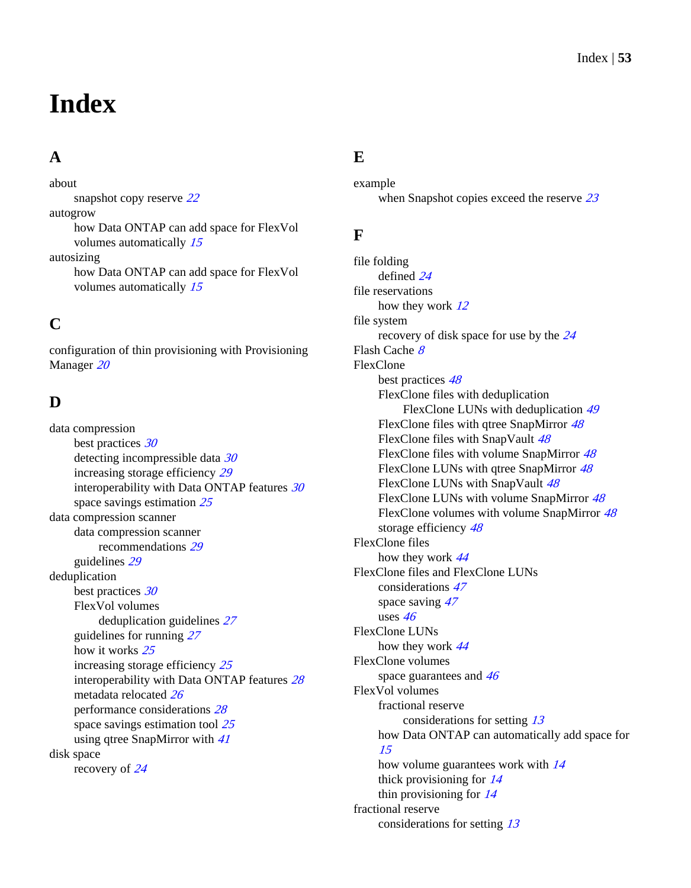# Index

## A

about
  snapshot copy reserve 22
autogrow
  how Data ONTAP can add space for FlexVol volumes automatically 15
autosizing
  how Data ONTAP can add space for FlexVol volumes automatically 15

## C

configuration of thin provisioning with Provisioning Manager 20

## D

data compression
  best practices 30
  detecting incompressible data 30
  increasing storage efficiency 29
  interoperability with Data ONTAP features 30
  space savings estimation 25
data compression scanner
  data compression scanner
    recommendations 29
  guidelines 29
deduplication
  best practices 30
  FlexVol volumes
    deduplication guidelines 27
  guidelines for running 27
  how it works 25
  increasing storage efficiency 25
  interoperability with Data ONTAP features 28
  metadata relocated 26
  performance considerations 28
  space savings estimation tool 25
  using qtree SnapMirror with 41
disk space
  recovery of 24

## E

example
  when Snapshot copies exceed the reserve 23

## F

file folding
  defined 24
file reservations
  how they work 12
file system
  recovery of disk space for use by the 24
Flash Cache 8
FlexClone
  best practices 48
  FlexClone files with deduplication
    FlexClone LUNs with deduplication 49
  FlexClone files with qtree SnapMirror 48
  FlexClone files with SnapVault 48
  FlexClone files with volume SnapMirror 48
  FlexClone LUNs with qtree SnapMirror 48
  FlexClone LUNs with SnapVault 48
  FlexClone LUNs with volume SnapMirror 48
  FlexClone volumes with volume SnapMirror 48
  storage efficiency 48
FlexClone files
  how they work 44
FlexClone files and FlexClone LUNs
  considerations 47
  space saving 47
  uses 46
FlexClone LUNs
  how they work 44
FlexClone volumes
  space guarantees and 46
FlexVol volumes
  fractional reserve
    considerations for setting 13
  how Data ONTAP can automatically add space for 15
  how volume guarantees work with 14
  thick provisioning for 14
  thin provisioning for 14
fractional reserve
  considerations for setting 13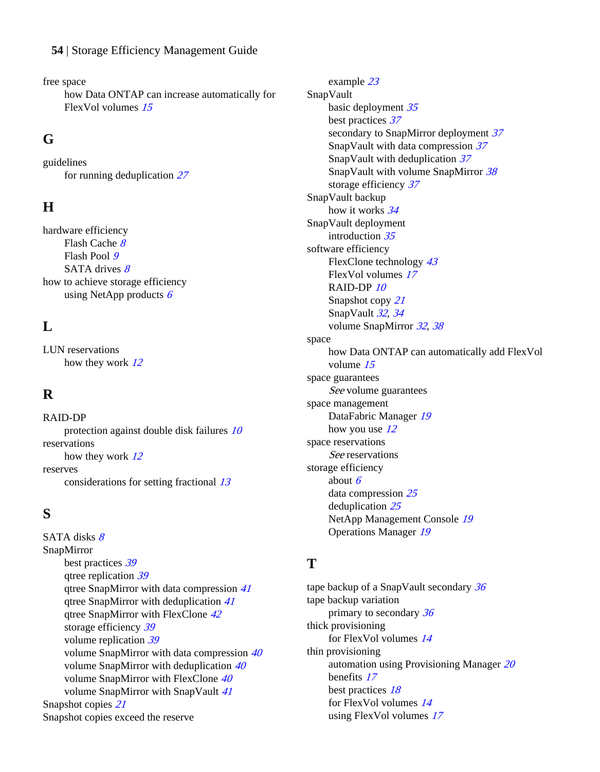free space
- how Data ONTAP can increase automatically for FlexVol volumes 15

## G

guidelines
- for running deduplication 27

## H

hardware efficiency
- Flash Cache 8
- Flash Pool 9
- SATA drives 8

how to achieve storage efficiency
- using NetApp products 6

## L

LUN reservations
- how they work 12

## R

RAID-DP
- protection against double disk failures 10

reservations
- how they work 12

reserves
- considerations for setting fractional 13

## S

SATA disks 8

SnapMirror
- best practices 39
- qtree replication 39
- qtree SnapMirror with data compression 41
- qtree SnapMirror with deduplication 41
- qtree SnapMirror with FlexClone 42
- storage efficiency 39
- volume replication 39
- volume SnapMirror with data compression 40
- volume SnapMirror with deduplication 40
- volume SnapMirror with FlexClone 40
- volume SnapMirror with SnapVault 41

Snapshot copies 21

Snapshot copies exceed the reserve
- example 23

SnapVault
- basic deployment 35
- best practices 37
- secondary to SnapMirror deployment 37
- SnapVault with data compression 37
- SnapVault with deduplication 37
- SnapVault with volume SnapMirror 38
- storage efficiency 37

SnapVault backup
- how it works 34

SnapVault deployment
- introduction 35

software efficiency
- FlexClone technology 43
- FlexVol volumes 17
- RAID-DP 10
- Snapshot copy 21
- SnapVault 32, 34
- volume SnapMirror 32, 38

space
- how Data ONTAP can automatically add FlexVol volume 15

space guarantees
- *See* volume guarantees

space management
- DataFabric Manager 19
- how you use 12

space reservations
- *See* reservations

storage efficiency
- about 6
- data compression 25
- deduplication 25
- NetApp Management Console 19
- Operations Manager 19

## T

tape backup of a SnapVault secondary 36

tape backup variation
- primary to secondary 36

thick provisioning
- for FlexVol volumes 14

thin provisioning
- automation using Provisioning Manager 20
- benefits 17
- best practices 18
- for FlexVol volumes 14
- using FlexVol volumes 17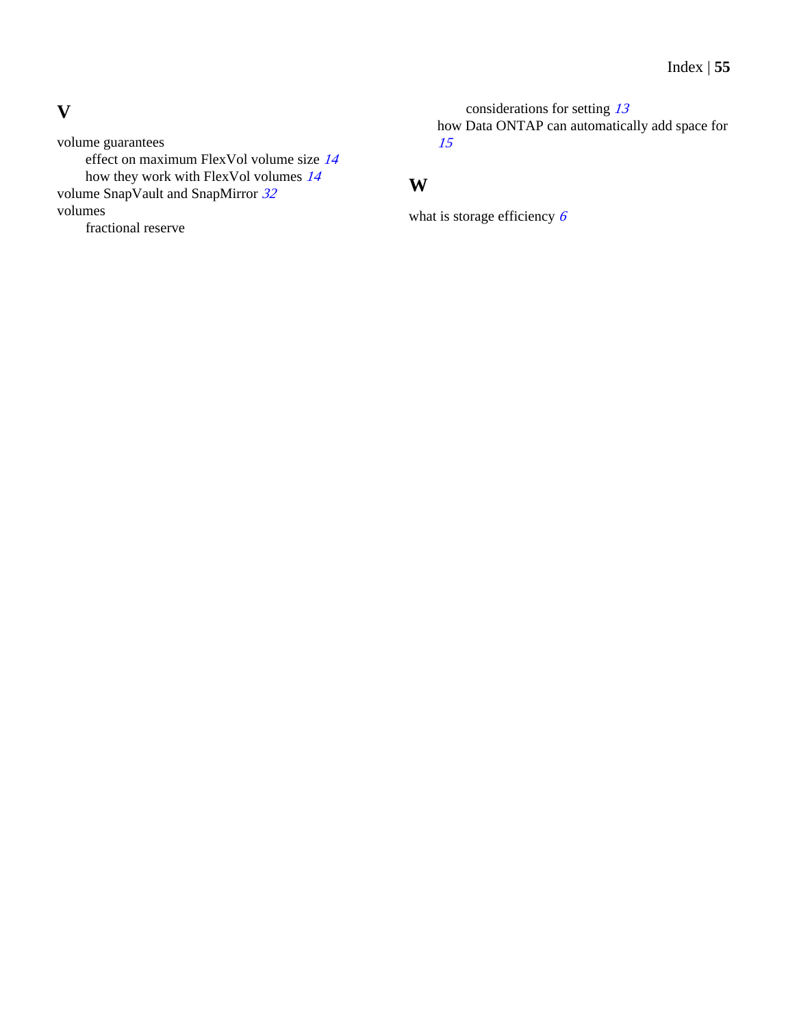## V

volume guarantees
- effect on maximum FlexVol volume size *14*
- how they work with FlexVol volumes *14*

volume SnapVault and SnapMirror *32*

volumes
- fractional reserve
  - considerations for setting *13*
- how Data ONTAP can automatically add space for *15*

## W

what is storage efficiency *6*